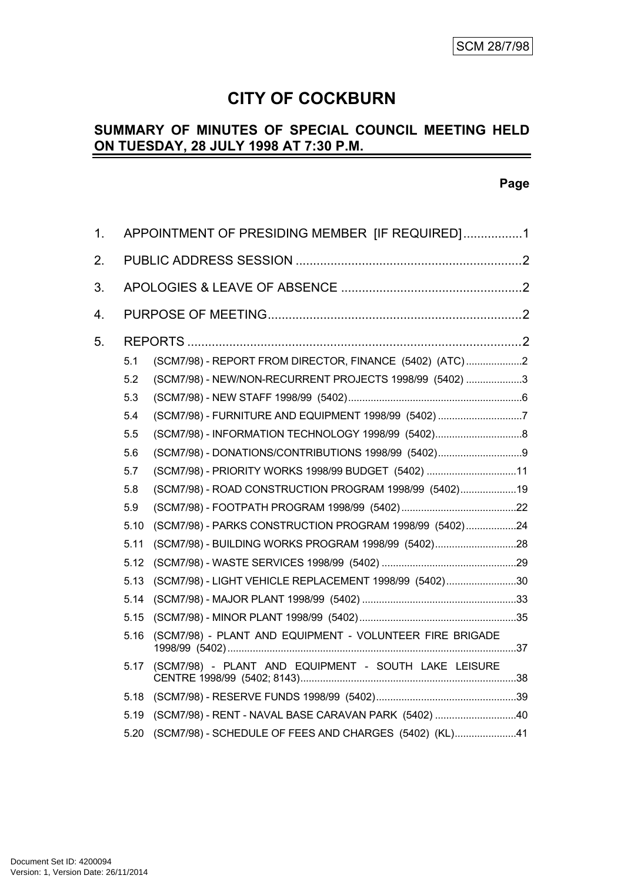SCM 28/7/98

# CITY OF COCKBURN

## SUMMARY OF MINUTES OF SPECIAL COUNCIL MEETING HELD ON TUESDAY, 28 JULY 1998 AT 7:30 P.M.

**Page**

1. APPOINTMENT OF PRESIDING MEMBER [IF REQUIRED] ................1
2. PUBLIC ADDRESS SESSION ................2
3. APOLOGIES & LEAVE OF ABSENCE ................2
4. PURPOSE OF MEETING ................2
5. REPORTS ................2
   - 5.1 (SCM7/98) - REPORT FROM DIRECTOR, FINANCE (5402) (ATC) ................2
   - 5.2 (SCM7/98) - NEW/NON-RECURRENT PROJECTS 1998/99 (5402) ................3
   - 5.3 (SCM7/98) - NEW STAFF 1998/99 (5402) ................6
   - 5.4 (SCM7/98) - FURNITURE AND EQUIPMENT 1998/99 (5402) ................7
   - 5.5 (SCM7/98) - INFORMATION TECHNOLOGY 1998/99 (5402) ................8
   - 5.6 (SCM7/98) - DONATIONS/CONTRIBUTIONS 1998/99 (5402) ................9
   - 5.7 (SCM7/98) - PRIORITY WORKS 1998/99 BUDGET (5402) ................11
   - 5.8 (SCM7/98) - ROAD CONSTRUCTION PROGRAM 1998/99 (5402) ................19
   - 5.9 (SCM7/98) - FOOTPATH PROGRAM 1998/99 (5402) ................22
   - 5.10 (SCM7/98) - PARKS CONSTRUCTION PROGRAM 1998/99 (5402) ................24
   - 5.11 (SCM7/98) - BUILDING WORKS PROGRAM 1998/99 (5402) ................28
   - 5.12 (SCM7/98) - WASTE SERVICES 1998/99 (5402) ................29
   - 5.13 (SCM7/98) - LIGHT VEHICLE REPLACEMENT 1998/99 (5402) ................30
   - 5.14 (SCM7/98) - MAJOR PLANT 1998/99 (5402) ................33
   - 5.15 (SCM7/98) - MINOR PLANT 1998/99 (5402) ................35
   - 5.16 (SCM7/98) - PLANT AND EQUIPMENT - VOLUNTEER FIRE BRIGADE 1998/99 (5402) ................37
   - 5.17 (SCM7/98) - PLANT AND EQUIPMENT - SOUTH LAKE LEISURE CENTRE 1998/99 (5402; 8143) ................38
   - 5.18 (SCM7/98) - RESERVE FUNDS 1998/99 (5402) ................39
   - 5.19 (SCM7/98) - RENT - NAVAL BASE CARAVAN PARK (5402) ................40
   - 5.20 (SCM7/98) - SCHEDULE OF FEES AND CHARGES (5402) (KL) ................41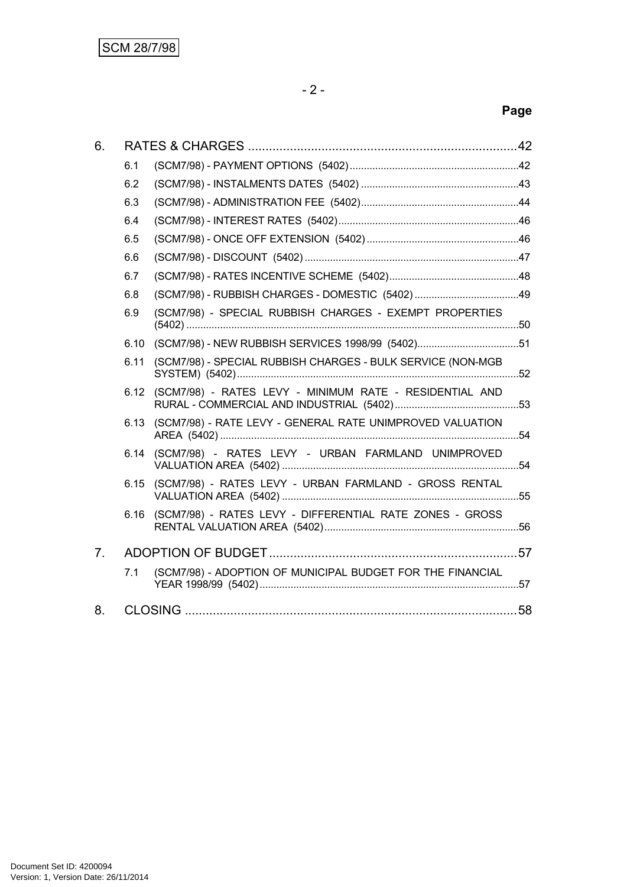SCM 28/7/98

**Page**

| | | |
|---|---|---|
| **6.** | **RATES & CHARGES** | **42** |
| 6.1 | (SCM7/98) - PAYMENT OPTIONS (5402) | 42 |
| 6.2 | (SCM7/98) - INSTALMENTS DATES (5402) | 43 |
| 6.3 | (SCM7/98) - ADMINISTRATION FEE (5402) | 44 |
| 6.4 | (SCM7/98) - INTEREST RATES (5402) | 46 |
| 6.5 | (SCM7/98) - ONCE OFF EXTENSION (5402) | 46 |
| 6.6 | (SCM7/98) - DISCOUNT (5402) | 47 |
| 6.7 | (SCM7/98) - RATES INCENTIVE SCHEME (5402) | 48 |
| 6.8 | (SCM7/98) - RUBBISH CHARGES - DOMESTIC (5402) | 49 |
| 6.9 | (SCM7/98) - SPECIAL RUBBISH CHARGES - EXEMPT PROPERTIES (5402) | 50 |
| 6.10 | (SCM7/98) - NEW RUBBISH SERVICES 1998/99 (5402) | 51 |
| 6.11 | (SCM7/98) - SPECIAL RUBBISH CHARGES - BULK SERVICE (NON-MGB SYSTEM) (5402) | 52 |
| 6.12 | (SCM7/98) - RATES LEVY - MINIMUM RATE - RESIDENTIAL AND RURAL - COMMERCIAL AND INDUSTRIAL (5402) | 53 |
| 6.13 | (SCM7/98) - RATE LEVY - GENERAL RATE UNIMPROVED VALUATION AREA (5402) | 54 |
| 6.14 | (SCM7/98) - RATES LEVY - URBAN FARMLAND UNIMPROVED VALUATION AREA (5402) | 54 |
| 6.15 | (SCM7/98) - RATES LEVY - URBAN FARMLAND - GROSS RENTAL VALUATION AREA (5402) | 55 |
| 6.16 | (SCM7/98) - RATES LEVY - DIFFERENTIAL RATE ZONES - GROSS RENTAL VALUATION AREA (5402) | 56 |
| **7.** | **ADOPTION OF BUDGET** | **57** |
| 7.1 | (SCM7/98) - ADOPTION OF MUNICIPAL BUDGET FOR THE FINANCIAL YEAR 1998/99 (5402) | 57 |
| **8.** | **CLOSING** | **58** |

Document Set ID: 4200094
Version: 1, Version Date: 26/11/2014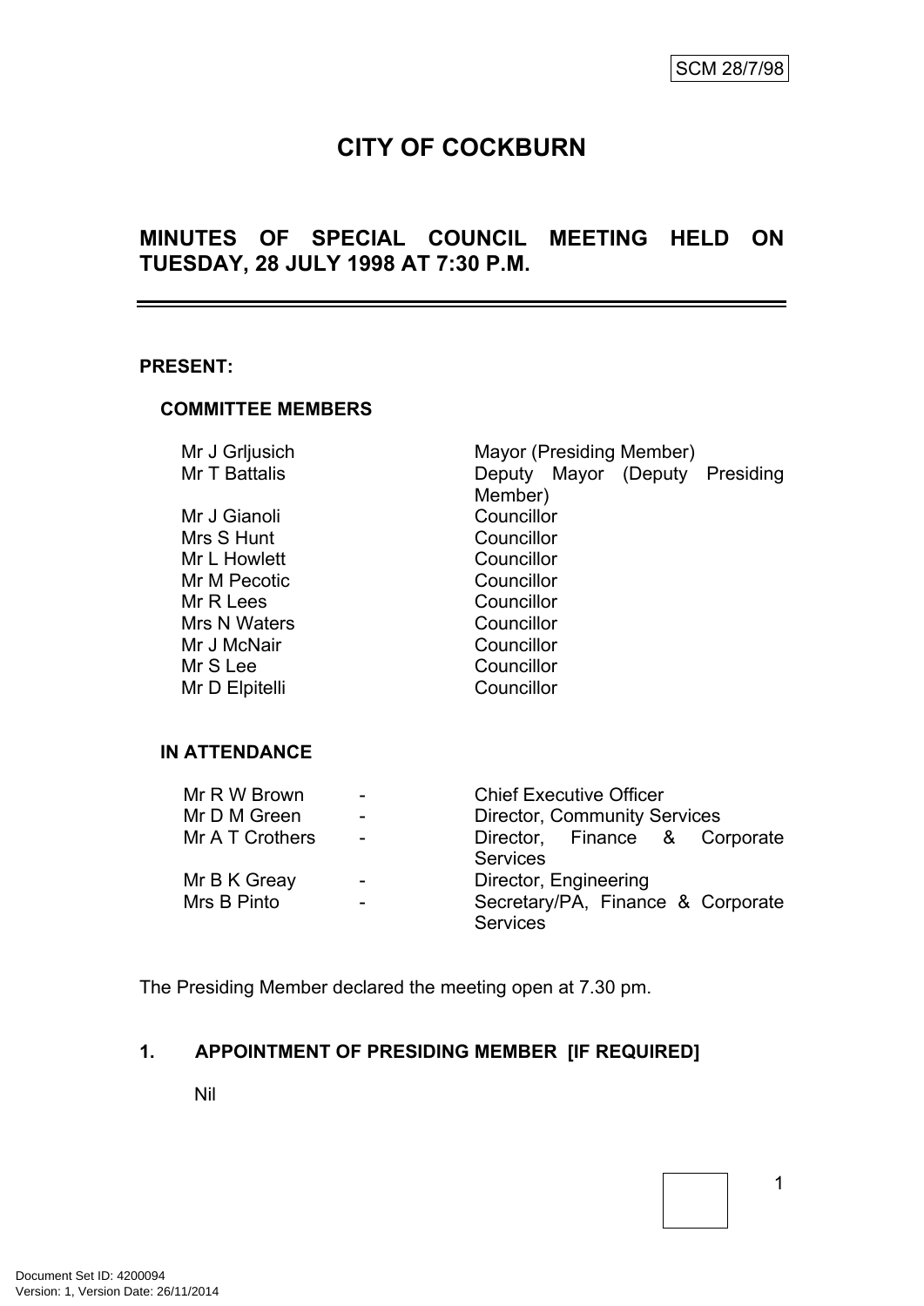SCM 28/7/98

# CITY OF COCKBURN

## MINUTES OF SPECIAL COUNCIL MEETING HELD ON TUESDAY, 28 JULY 1998 AT 7:30 P.M.

**PRESENT:**

**COMMITTEE MEMBERS**

| | |
|---|---|
| Mr J Grljusich | Mayor (Presiding Member) |
| Mr T Battalis | Deputy Mayor (Deputy Presiding Member) |
| Mr J Gianoli | Councillor |
| Mrs S Hunt | Councillor |
| Mr L Howlett | Councillor |
| Mr M Pecotic | Councillor |
| Mr R Lees | Councillor |
| Mrs N Waters | Councillor |
| Mr J McNair | Councillor |
| Mr S Lee | Councillor |
| Mr D Elpitelli | Councillor |

**IN ATTENDANCE**

| | | |
|---|---|---|
| Mr R W Brown | - | Chief Executive Officer |
| Mr D M Green | - | Director, Community Services |
| Mr A T Crothers | - | Director, Finance & Corporate Services |
| Mr B K Greay | - | Director, Engineering |
| Mrs B Pinto | - | Secretary/PA, Finance & Corporate Services |

The Presiding Member declared the meeting open at 7.30 pm.

### 1. APPOINTMENT OF PRESIDING MEMBER [IF REQUIRED]

Nil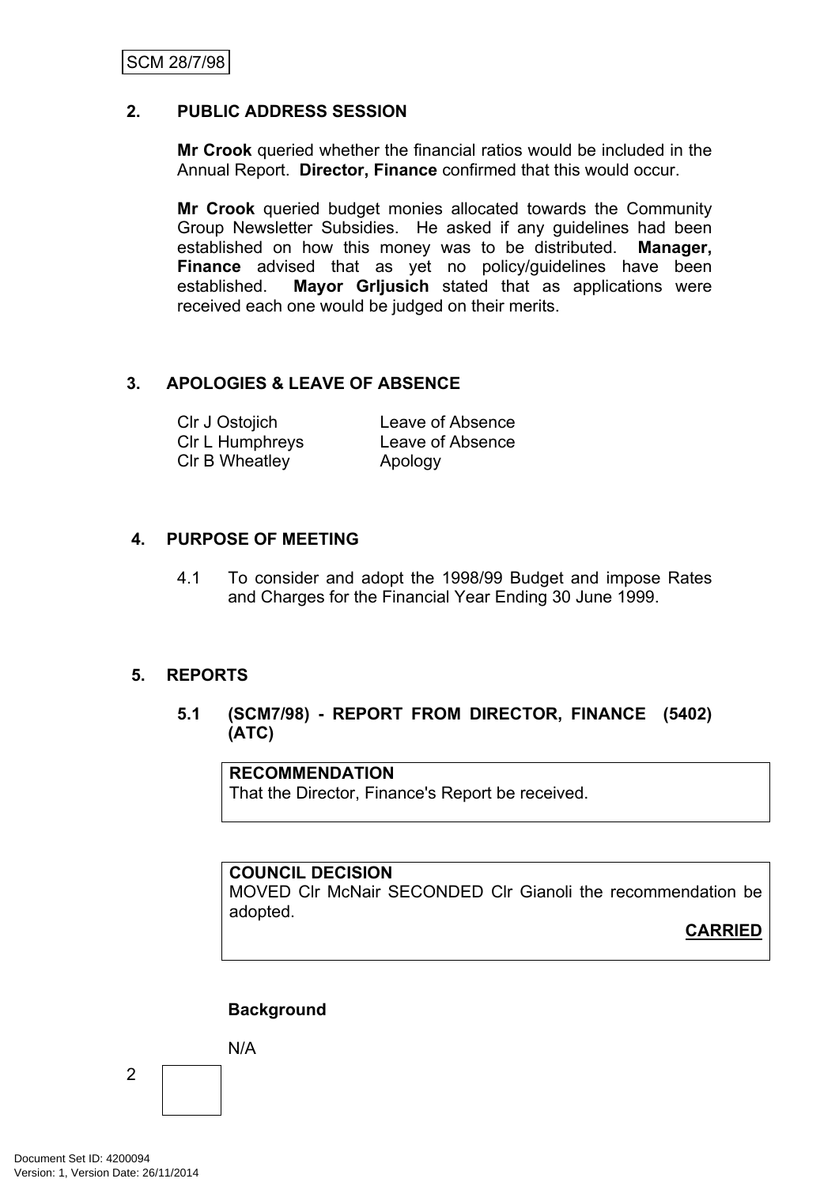## 2. PUBLIC ADDRESS SESSION

**Mr Crook** queried whether the financial ratios would be included in the Annual Report. **Director, Finance** confirmed that this would occur.

**Mr Crook** queried budget monies allocated towards the Community Group Newsletter Subsidies. He asked if any guidelines had been established on how this money was to be distributed. **Manager, Finance** advised that as yet no policy/guidelines have been established. **Mayor Grljusich** stated that as applications were received each one would be judged on their merits.

## 3. APOLOGIES & LEAVE OF ABSENCE

| | |
|---|---|
| Clr J Ostojich | Leave of Absence |
| Clr L Humphreys | Leave of Absence |
| Clr B Wheatley | Apology |

## 4. PURPOSE OF MEETING

4.1 To consider and adopt the 1998/99 Budget and impose Rates and Charges for the Financial Year Ending 30 June 1999.

## 5. REPORTS

### 5.1 (SCM7/98) - REPORT FROM DIRECTOR, FINANCE (5402) (ATC)

**RECOMMENDATION**
That the Director, Finance's Report be received.

**COUNCIL DECISION**
MOVED Clr McNair SECONDED Clr Gianoli the recommendation be adopted.

**CARRIED**

**Background**

N/A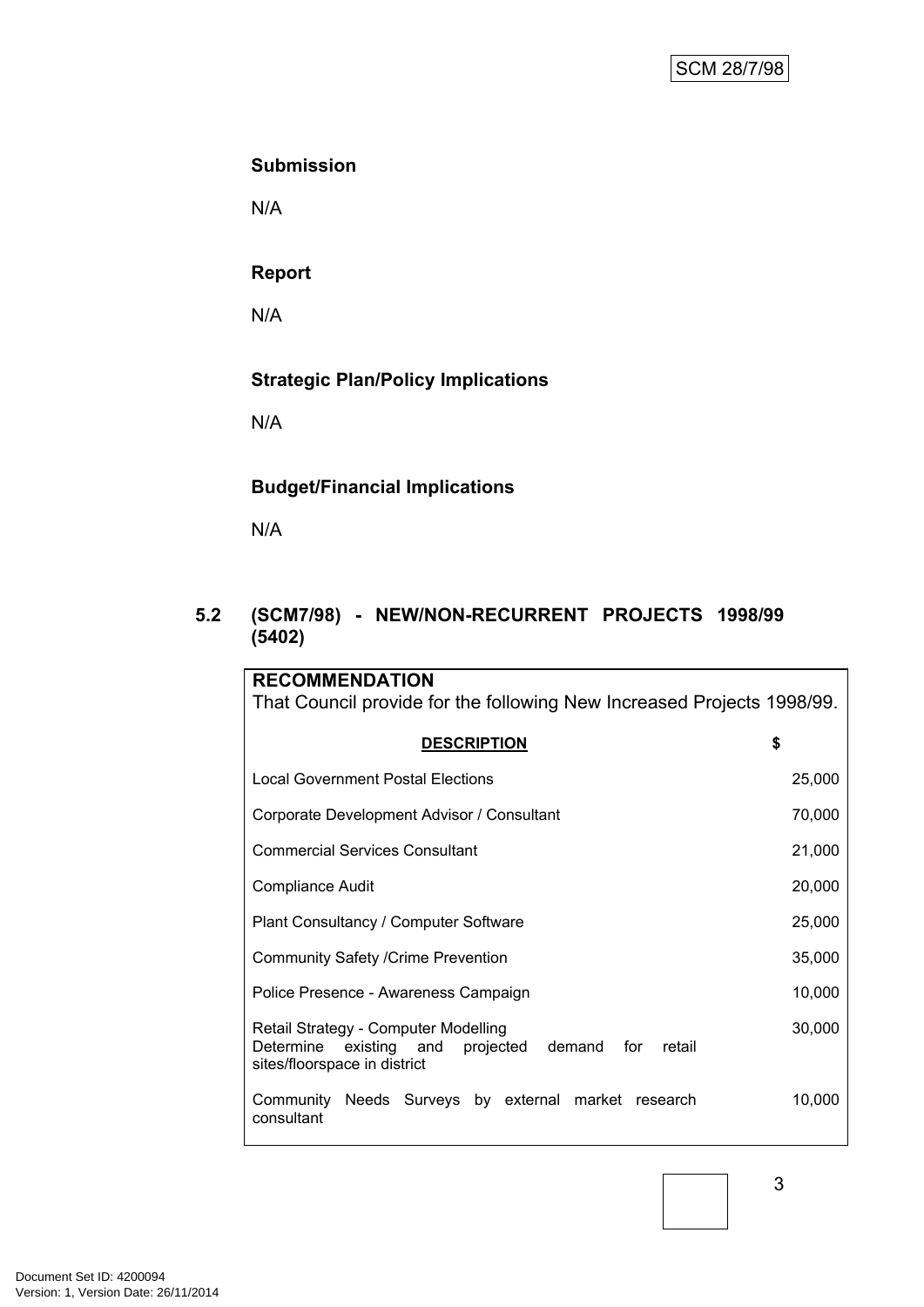### Submission

N/A

### Report

N/A

### Strategic Plan/Policy Implications

N/A

### Budget/Financial Implications

N/A

## 5.2 (SCM7/98) - NEW/NON-RECURRENT PROJECTS 1998/99 (5402)

**RECOMMENDATION**

That Council provide for the following New Increased Projects 1998/99.

| DESCRIPTION | $ |
|---|---|
| Local Government Postal Elections | 25,000 |
| Corporate Development Advisor / Consultant | 70,000 |
| Commercial Services Consultant | 21,000 |
| Compliance Audit | 20,000 |
| Plant Consultancy / Computer Software | 25,000 |
| Community Safety /Crime Prevention | 35,000 |
| Police Presence - Awareness Campaign | 10,000 |
| Retail Strategy - Computer Modelling<br>Determine existing and projected demand for retail sites/floorspace in district | 30,000 |
| Community Needs Surveys by external market research consultant | 10,000 |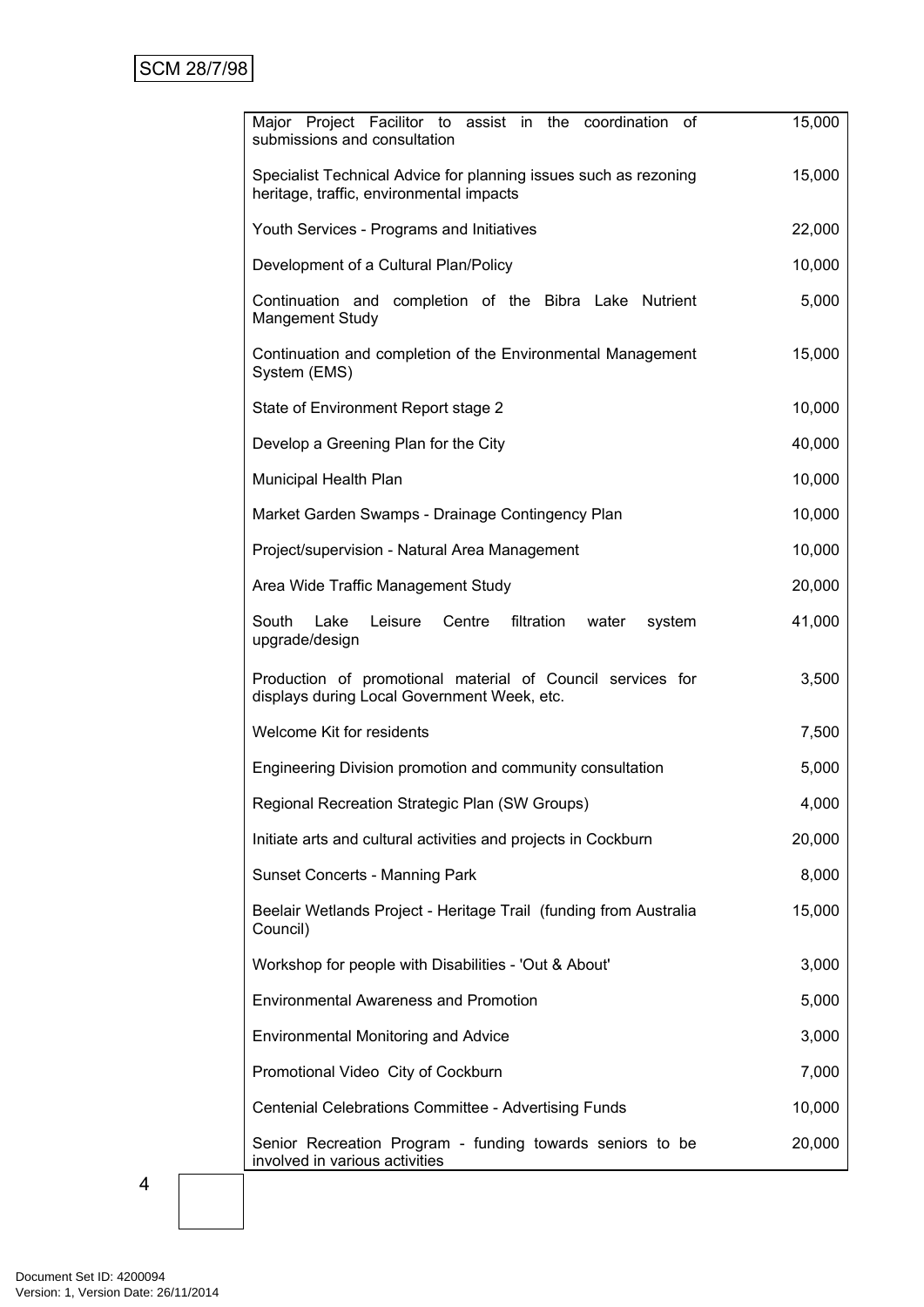| | |
|---|---|
| Major Project Facilitor to assist in the coordination of submissions and consultation | 15,000 |
| Specialist Technical Advice for planning issues such as rezoning heritage, traffic, environmental impacts | 15,000 |
| Youth Services - Programs and Initiatives | 22,000 |
| Development of a Cultural Plan/Policy | 10,000 |
| Continuation and completion of the Bibra Lake Nutrient Mangement Study | 5,000 |
| Continuation and completion of the Environmental Management System (EMS) | 15,000 |
| State of Environment Report stage 2 | 10,000 |
| Develop a Greening Plan for the City | 40,000 |
| Municipal Health Plan | 10,000 |
| Market Garden Swamps - Drainage Contingency Plan | 10,000 |
| Project/supervision - Natural Area Management | 10,000 |
| Area Wide Traffic Management Study | 20,000 |
| South Lake Leisure Centre filtration water system upgrade/design | 41,000 |
| Production of promotional material of Council services for displays during Local Government Week, etc. | 3,500 |
| Welcome Kit for residents | 7,500 |
| Engineering Division promotion and community consultation | 5,000 |
| Regional Recreation Strategic Plan (SW Groups) | 4,000 |
| Initiate arts and cultural activities and projects in Cockburn | 20,000 |
| Sunset Concerts - Manning Park | 8,000 |
| Beelair Wetlands Project - Heritage Trail (funding from Australia Council) | 15,000 |
| Workshop for people with Disabilities - 'Out & About' | 3,000 |
| Environmental Awareness and Promotion | 5,000 |
| Environmental Monitoring and Advice | 3,000 |
| Promotional Video City of Cockburn | 7,000 |
| Centenial Celebrations Committee - Advertising Funds | 10,000 |
| Senior Recreation Program - funding towards seniors to be involved in various activities | 20,000 |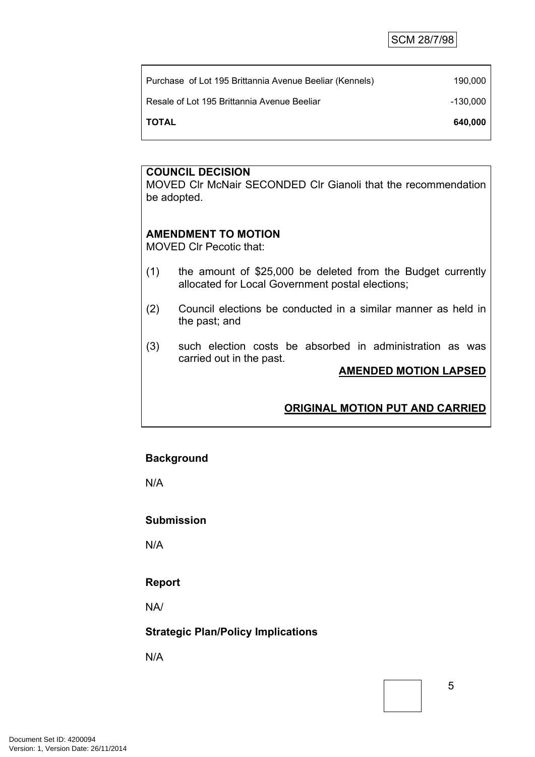| | |
|---|---|
| Purchase of Lot 195 Brittannia Avenue Beeliar (Kennels) | 190,000 |
| Resale of Lot 195 Brittannia Avenue Beeliar | -130,000 |
| **TOTAL** | **640,000** |

**COUNCIL DECISION**

MOVED Clr McNair SECONDED Clr Gianoli that the recommendation be adopted.

**AMENDMENT TO MOTION**

MOVED Clr Pecotic that:

(1) the amount of $25,000 be deleted from the Budget currently allocated for Local Government postal elections;

(2) Council elections be conducted in a similar manner as held in the past; and

(3) such election costs be absorbed in administration as was carried out in the past.

**AMENDED MOTION LAPSED**

**ORIGINAL MOTION PUT AND CARRIED**

**Background**

N/A

**Submission**

N/A

**Report**

NA/

**Strategic Plan/Policy Implications**

N/A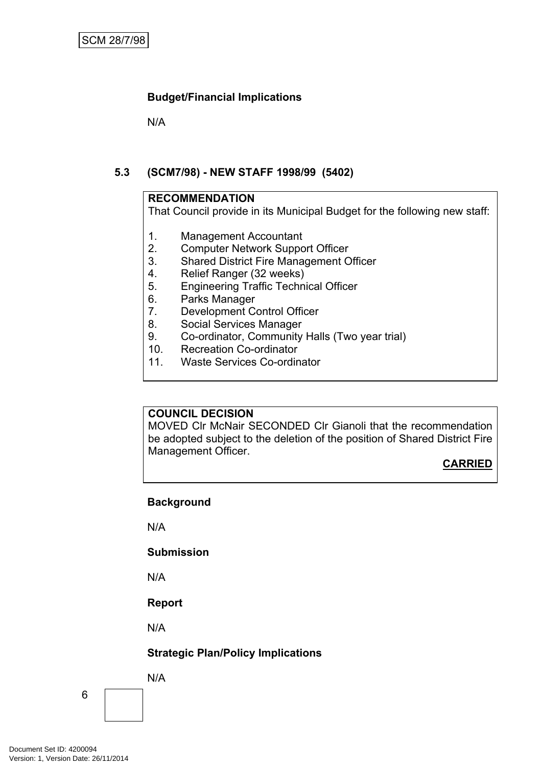**Budget/Financial Implications**

N/A

### 5.3 (SCM7/98) - NEW STAFF 1998/99 (5402)

**RECOMMENDATION**
That Council provide in its Municipal Budget for the following new staff:

1. Management Accountant
2. Computer Network Support Officer
3. Shared District Fire Management Officer
4. Relief Ranger (32 weeks)
5. Engineering Traffic Technical Officer
6. Parks Manager
7. Development Control Officer
8. Social Services Manager
9. Co-ordinator, Community Halls (Two year trial)
10. Recreation Co-ordinator
11. Waste Services Co-ordinator

**COUNCIL DECISION**
MOVED Clr McNair SECONDED Clr Gianoli that the recommendation be adopted subject to the deletion of the position of Shared District Fire Management Officer.

**CARRIED**

**Background**

N/A

**Submission**

N/A

**Report**

N/A

**Strategic Plan/Policy Implications**

N/A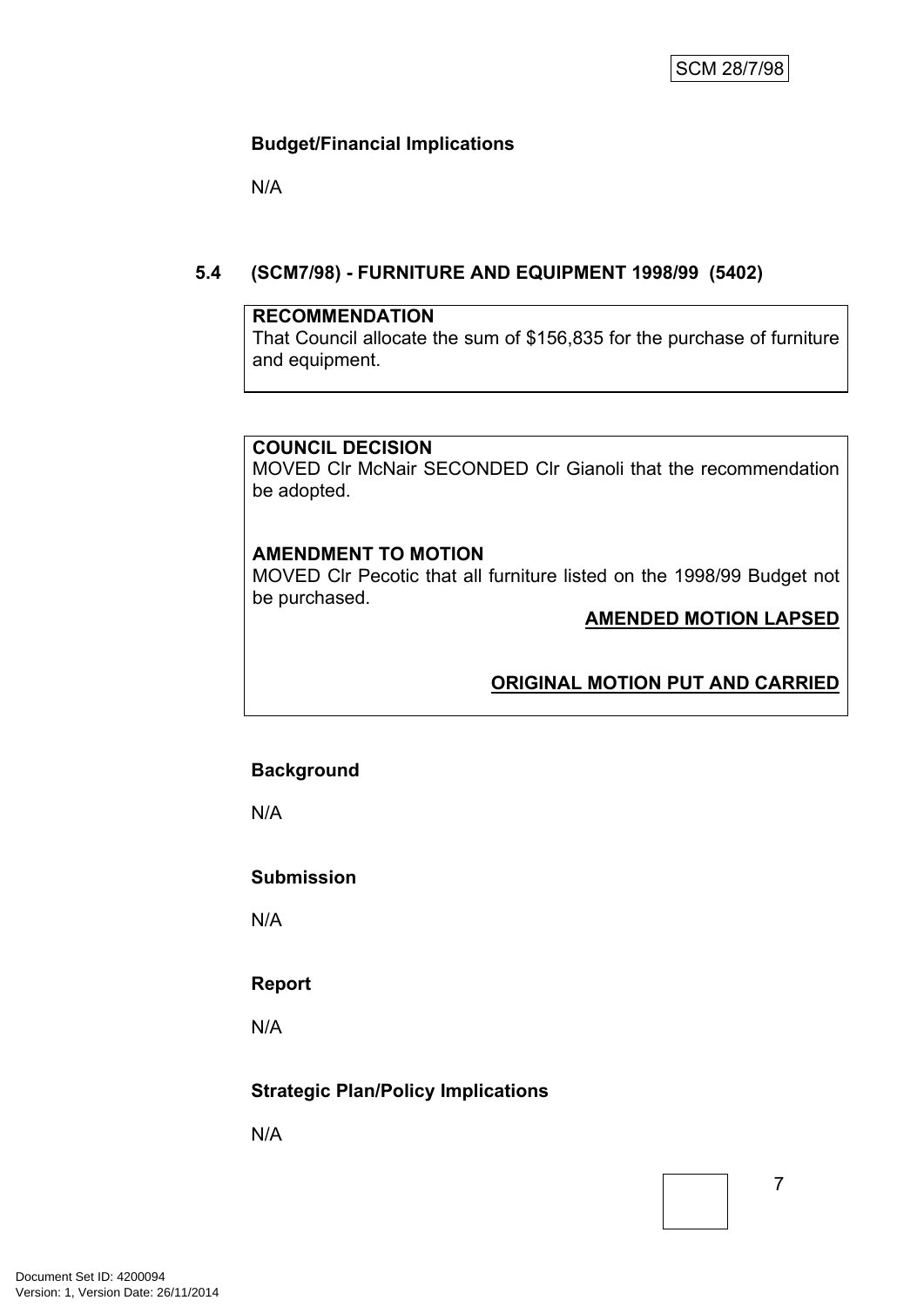**Budget/Financial Implications**

N/A

### 5.4 (SCM7/98) - FURNITURE AND EQUIPMENT 1998/99 (5402)

**RECOMMENDATION**
That Council allocate the sum of $156,835 for the purchase of furniture and equipment.

**COUNCIL DECISION**
MOVED Clr McNair SECONDED Clr Gianoli that the recommendation be adopted.

**AMENDMENT TO MOTION**
MOVED Clr Pecotic that all furniture listed on the 1998/99 Budget not be purchased.

**AMENDED MOTION LAPSED**

**ORIGINAL MOTION PUT AND CARRIED**

**Background**

N/A

**Submission**

N/A

**Report**

N/A

**Strategic Plan/Policy Implications**

N/A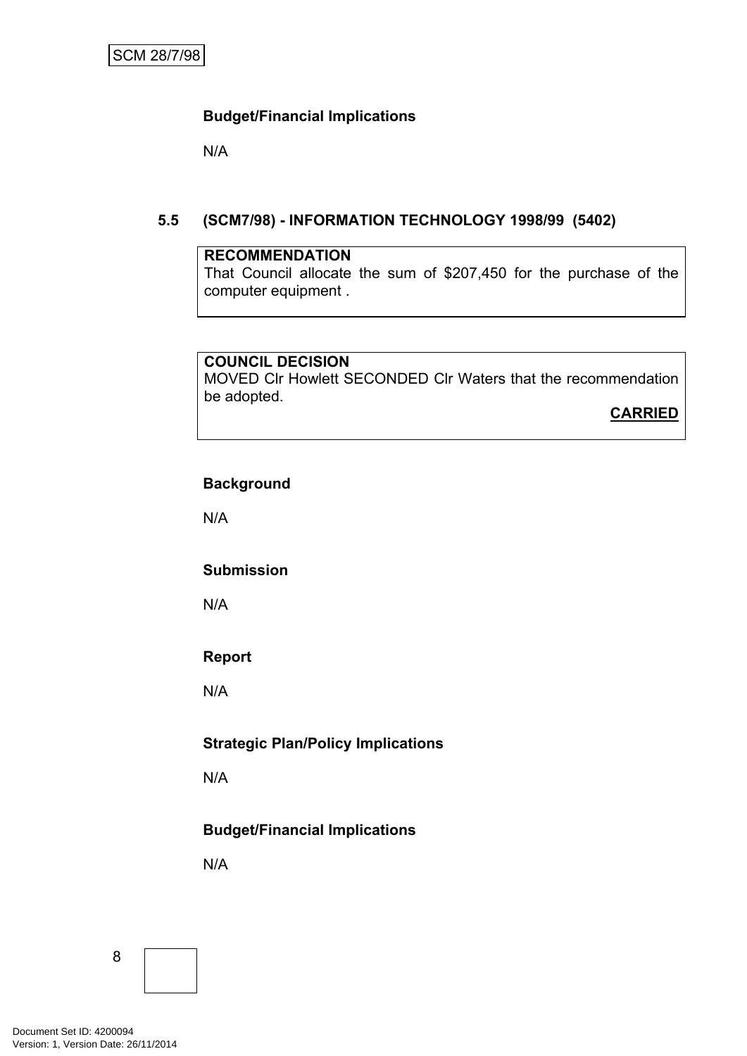**Budget/Financial Implications**

N/A

## 5.5 (SCM7/98) - INFORMATION TECHNOLOGY 1998/99 (5402)

**RECOMMENDATION**
That Council allocate the sum of $207,450 for the purchase of the computer equipment .

**COUNCIL DECISION**
MOVED Clr Howlett SECONDED Clr Waters that the recommendation be adopted.

**CARRIED**

**Background**

N/A

**Submission**

N/A

**Report**

N/A

**Strategic Plan/Policy Implications**

N/A

**Budget/Financial Implications**

N/A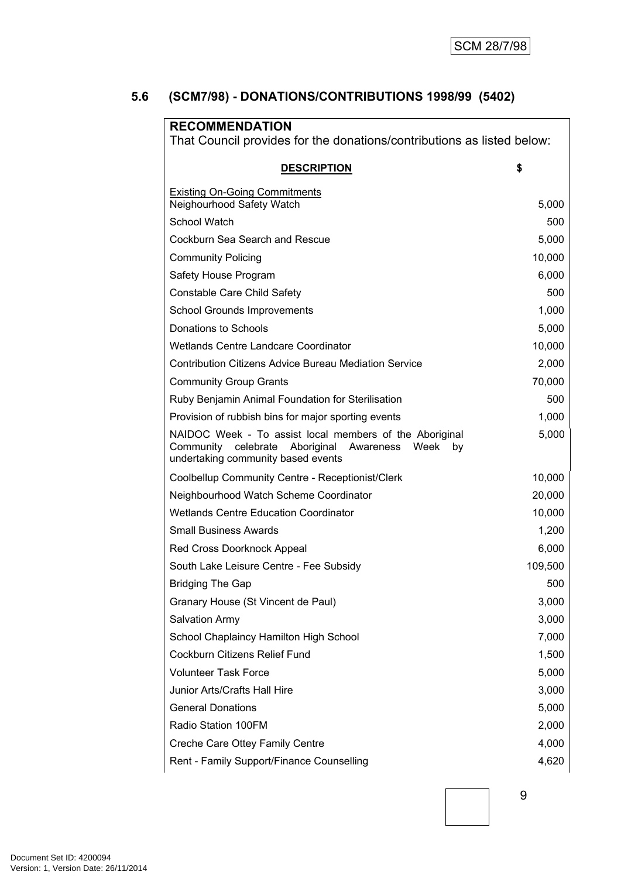SCM 28/7/98

## 5.6 (SCM7/98) - DONATIONS/CONTRIBUTIONS 1998/99 (5402)

**RECOMMENDATION**

That Council provides for the donations/contributions as listed below:

| DESCRIPTION | $ |
|---|---|
| Existing On-Going Commitments | |
| Neighourhood Safety Watch | 5,000 |
| School Watch | 500 |
| Cockburn Sea Search and Rescue | 5,000 |
| Community Policing | 10,000 |
| Safety House Program | 6,000 |
| Constable Care Child Safety | 500 |
| School Grounds Improvements | 1,000 |
| Donations to Schools | 5,000 |
| Wetlands Centre Landcare Coordinator | 10,000 |
| Contribution Citizens Advice Bureau Mediation Service | 2,000 |
| Community Group Grants | 70,000 |
| Ruby Benjamin Animal Foundation for Sterilisation | 500 |
| Provision of rubbish bins for major sporting events | 1,000 |
| NAIDOC Week - To assist local members of the Aboriginal Community celebrate Aboriginal Awareness Week by undertaking community based events | 5,000 |
| Coolbellup Community Centre - Receptionist/Clerk | 10,000 |
| Neighbourhood Watch Scheme Coordinator | 20,000 |
| Wetlands Centre Education Coordinator | 10,000 |
| Small Business Awards | 1,200 |
| Red Cross Doorknock Appeal | 6,000 |
| South Lake Leisure Centre - Fee Subsidy | 109,500 |
| Bridging The Gap | 500 |
| Granary House (St Vincent de Paul) | 3,000 |
| Salvation Army | 3,000 |
| School Chaplaincy Hamilton High School | 7,000 |
| Cockburn Citizens Relief Fund | 1,500 |
| Volunteer Task Force | 5,000 |
| Junior Arts/Crafts Hall Hire | 3,000 |
| General Donations | 5,000 |
| Radio Station 100FM | 2,000 |
| Creche Care Ottey Family Centre | 4,000 |
| Rent - Family Support/Finance Counselling | 4,620 |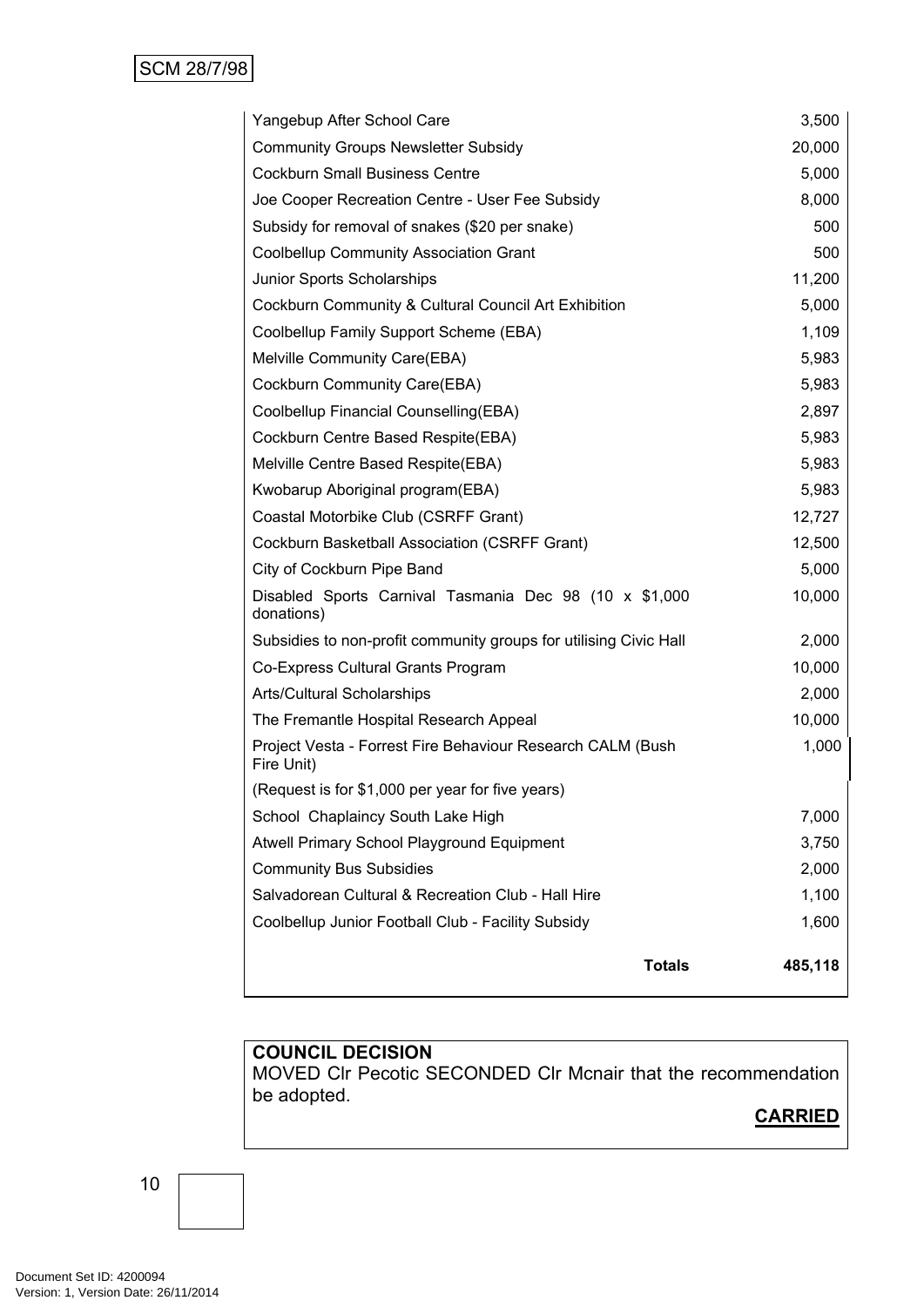| | |
|---|---|
| Yangebup After School Care | 3,500 |
| Community Groups Newsletter Subsidy | 20,000 |
| Cockburn Small Business Centre | 5,000 |
| Joe Cooper Recreation Centre - User Fee Subsidy | 8,000 |
| Subsidy for removal of snakes ($20 per snake) | 500 |
| Coolbellup Community Association Grant | 500 |
| Junior Sports Scholarships | 11,200 |
| Cockburn Community & Cultural Council Art Exhibition | 5,000 |
| Coolbellup Family Support Scheme (EBA) | 1,109 |
| Melville Community Care(EBA) | 5,983 |
| Cockburn Community Care(EBA) | 5,983 |
| Coolbellup Financial Counselling(EBA) | 2,897 |
| Cockburn Centre Based Respite(EBA) | 5,983 |
| Melville Centre Based Respite(EBA) | 5,983 |
| Kwobarup Aboriginal program(EBA) | 5,983 |
| Coastal Motorbike Club (CSRFF Grant) | 12,727 |
| Cockburn Basketball Association (CSRFF Grant) | 12,500 |
| City of Cockburn Pipe Band | 5,000 |
| Disabled Sports Carnival Tasmania Dec 98 (10 x $1,000 donations) | 10,000 |
| Subsidies to non-profit community groups for utilising Civic Hall | 2,000 |
| Co-Express Cultural Grants Program | 10,000 |
| Arts/Cultural Scholarships | 2,000 |
| The Fremantle Hospital Research Appeal | 10,000 |
| Project Vesta - Forrest Fire Behaviour Research CALM (Bush Fire Unit) | 1,000 |
| (Request is for $1,000 per year for five years) | |
| School Chaplaincy South Lake High | 7,000 |
| Atwell Primary School Playground Equipment | 3,750 |
| Community Bus Subsidies | 2,000 |
| Salvadorean Cultural & Recreation Club - Hall Hire | 1,100 |
| Coolbellup Junior Football Club - Facility Subsidy | 1,600 |
| **Totals** | **485,118** |

**COUNCIL DECISION**

MOVED Clr Pecotic SECONDED Clr Mcnair that the recommendation be adopted.

**CARRIED**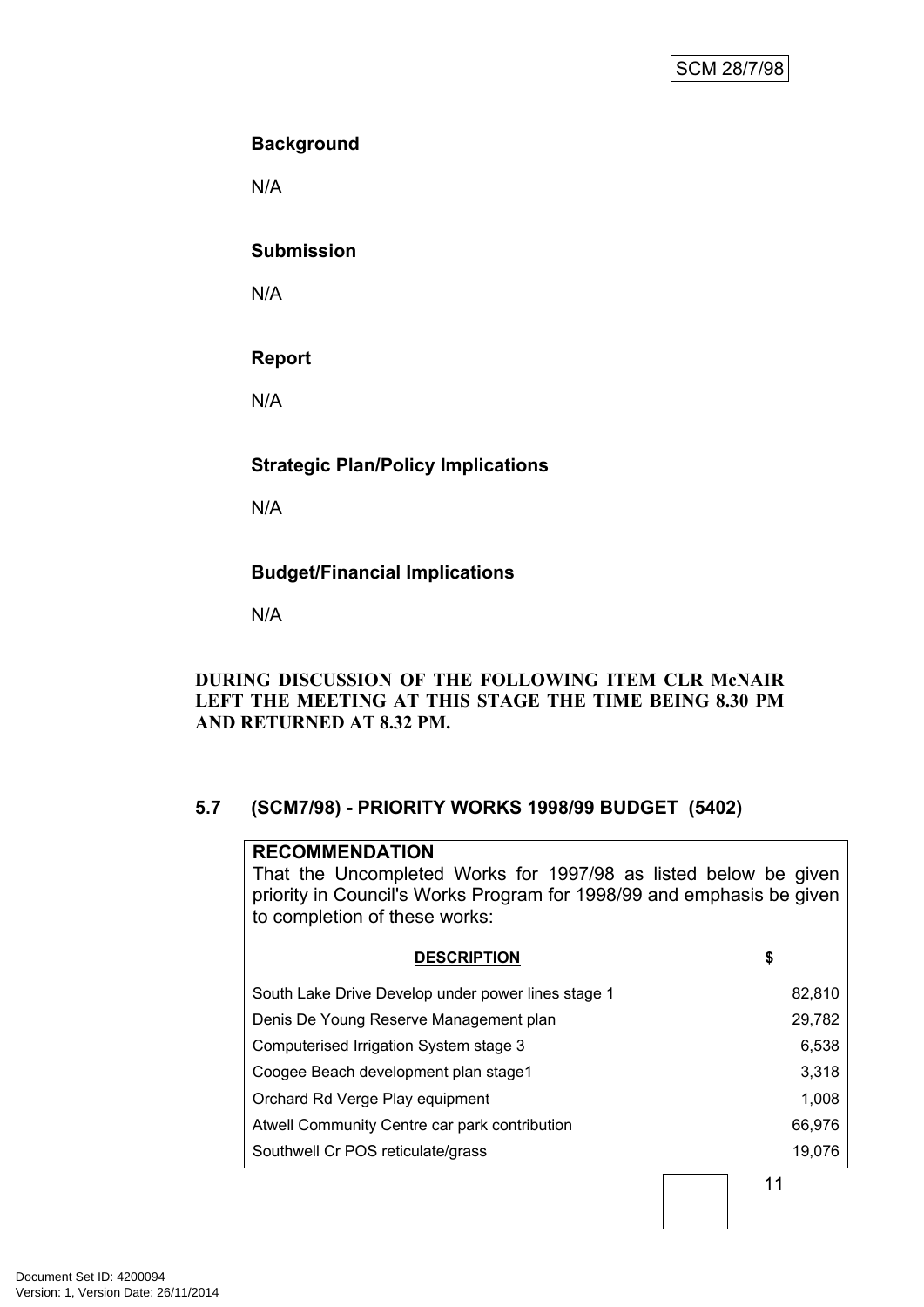**Background**

N/A

**Submission**

N/A

**Report**

N/A

**Strategic Plan/Policy Implications**

N/A

**Budget/Financial Implications**

N/A

**DURING DISCUSSION OF THE FOLLOWING ITEM CLR McNAIR LEFT THE MEETING AT THIS STAGE THE TIME BEING 8.30 PM AND RETURNED AT 8.32 PM.**

### 5.7 (SCM7/98) - PRIORITY WORKS 1998/99 BUDGET (5402)

**RECOMMENDATION**

That the Uncompleted Works for 1997/98 as listed below be given priority in Council's Works Program for 1998/99 and emphasis be given to completion of these works:

| DESCRIPTION | $ |
|---|---|
| South Lake Drive Develop under power lines stage 1 | 82,810 |
| Denis De Young Reserve Management plan | 29,782 |
| Computerised Irrigation System stage 3 | 6,538 |
| Coogee Beach development plan stage1 | 3,318 |
| Orchard Rd Verge Play equipment | 1,008 |
| Atwell Community Centre car park contribution | 66,976 |
| Southwell Cr POS reticulate/grass | 19,076 |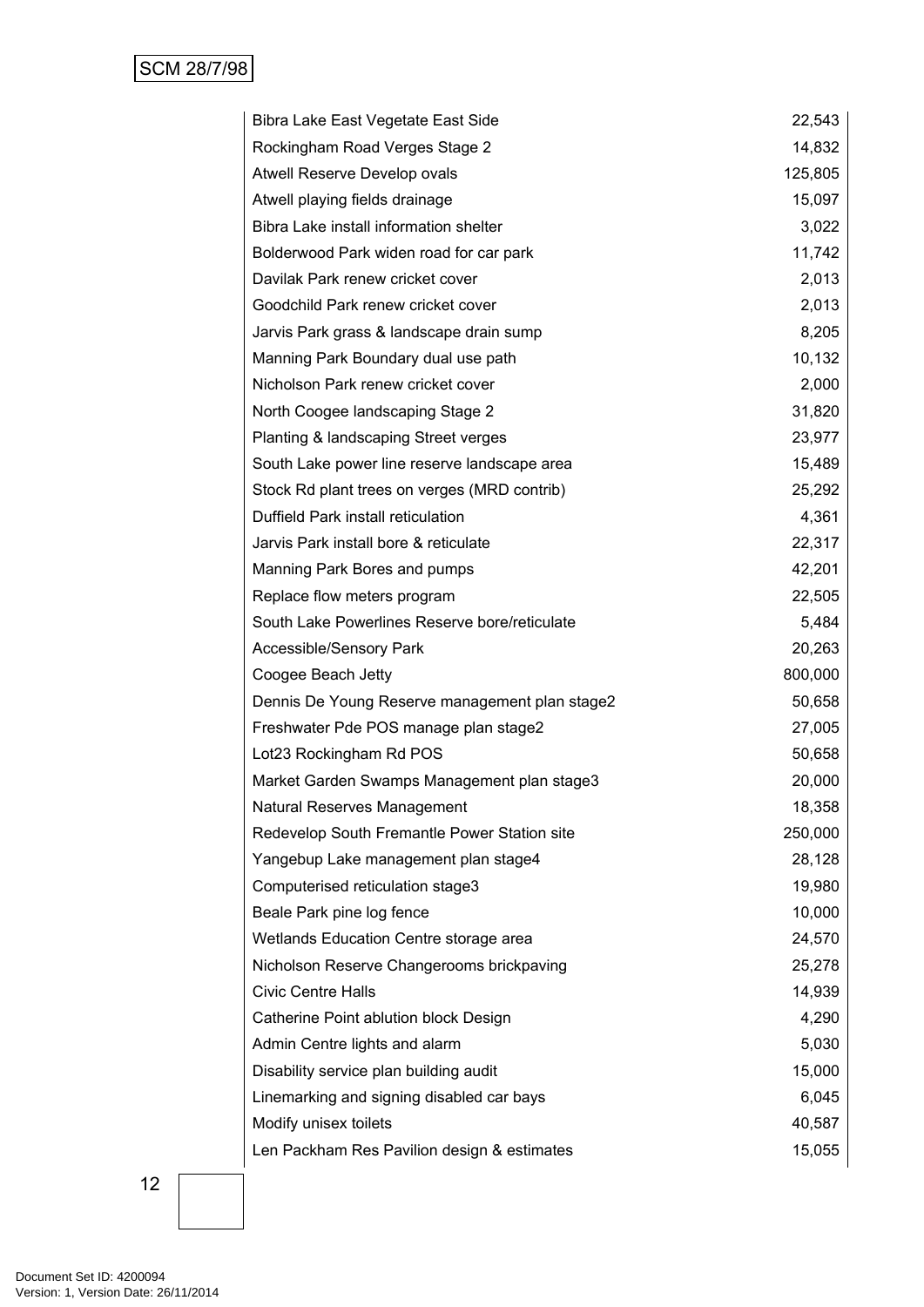| | |
|---|---|
| Bibra Lake East Vegetate East Side | 22,543 |
| Rockingham Road Verges Stage 2 | 14,832 |
| Atwell Reserve Develop ovals | 125,805 |
| Atwell playing fields drainage | 15,097 |
| Bibra Lake install information shelter | 3,022 |
| Bolderwood Park widen road for car park | 11,742 |
| Davilak Park renew cricket cover | 2,013 |
| Goodchild Park renew cricket cover | 2,013 |
| Jarvis Park grass & landscape drain sump | 8,205 |
| Manning Park Boundary dual use path | 10,132 |
| Nicholson Park renew cricket cover | 2,000 |
| North Coogee landscaping Stage 2 | 31,820 |
| Planting & landscaping Street verges | 23,977 |
| South Lake power line reserve landscape area | 15,489 |
| Stock Rd plant trees on verges (MRD contrib) | 25,292 |
| Duffield Park install reticulation | 4,361 |
| Jarvis Park install bore & reticulate | 22,317 |
| Manning Park Bores and pumps | 42,201 |
| Replace flow meters program | 22,505 |
| South Lake Powerlines Reserve bore/reticulate | 5,484 |
| Accessible/Sensory Park | 20,263 |
| Coogee Beach Jetty | 800,000 |
| Dennis De Young Reserve management plan stage2 | 50,658 |
| Freshwater Pde POS manage plan stage2 | 27,005 |
| Lot23 Rockingham Rd POS | 50,658 |
| Market Garden Swamps Management plan stage3 | 20,000 |
| Natural Reserves Management | 18,358 |
| Redevelop South Fremantle Power Station site | 250,000 |
| Yangebup Lake management plan stage4 | 28,128 |
| Computerised reticulation stage3 | 19,980 |
| Beale Park pine log fence | 10,000 |
| Wetlands Education Centre storage area | 24,570 |
| Nicholson Reserve Changerooms brickpaving | 25,278 |
| Civic Centre Halls | 14,939 |
| Catherine Point ablution block Design | 4,290 |
| Admin Centre lights and alarm | 5,030 |
| Disability service plan building audit | 15,000 |
| Linemarking and signing disabled car bays | 6,045 |
| Modify unisex toilets | 40,587 |
| Len Packham Res Pavilion design & estimates | 15,055 |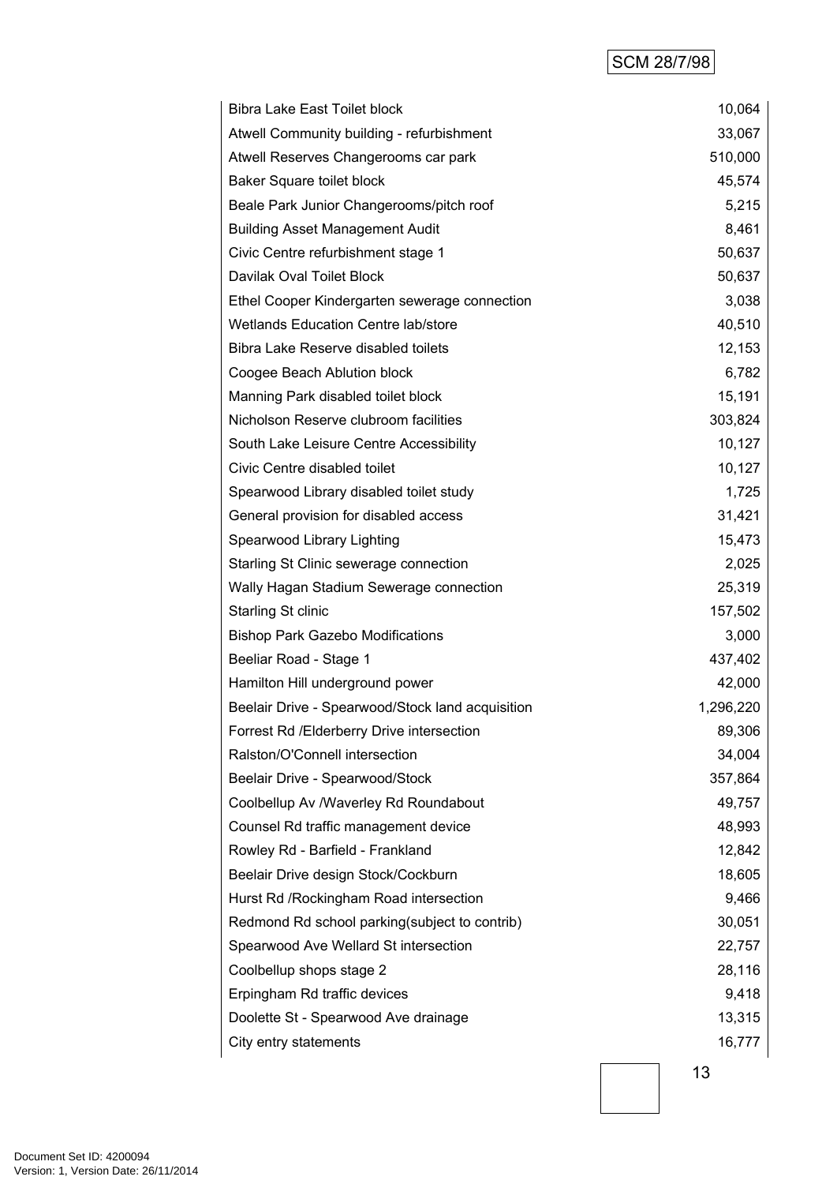| | |
|---|---|
| Bibra Lake East Toilet block | 10,064 |
| Atwell Community building - refurbishment | 33,067 |
| Atwell Reserves Changerooms car park | 510,000 |
| Baker Square toilet block | 45,574 |
| Beale Park Junior Changerooms/pitch roof | 5,215 |
| Building Asset Management Audit | 8,461 |
| Civic Centre refurbishment stage 1 | 50,637 |
| Davilak Oval Toilet Block | 50,637 |
| Ethel Cooper Kindergarten sewerage connection | 3,038 |
| Wetlands Education Centre lab/store | 40,510 |
| Bibra Lake Reserve disabled toilets | 12,153 |
| Coogee Beach Ablution block | 6,782 |
| Manning Park disabled toilet block | 15,191 |
| Nicholson Reserve clubroom facilities | 303,824 |
| South Lake Leisure Centre Accessibility | 10,127 |
| Civic Centre disabled toilet | 10,127 |
| Spearwood Library disabled toilet study | 1,725 |
| General provision for disabled access | 31,421 |
| Spearwood Library Lighting | 15,473 |
| Starling St Clinic sewerage connection | 2,025 |
| Wally Hagan Stadium Sewerage connection | 25,319 |
| Starling St clinic | 157,502 |
| Bishop Park Gazebo Modifications | 3,000 |
| Beeliar Road - Stage 1 | 437,402 |
| Hamilton Hill underground power | 42,000 |
| Beelair Drive - Spearwood/Stock land acquisition | 1,296,220 |
| Forrest Rd /Elderberry Drive intersection | 89,306 |
| Ralston/O'Connell intersection | 34,004 |
| Beelair Drive - Spearwood/Stock | 357,864 |
| Coolbellup Av /Waverley Rd Roundabout | 49,757 |
| Counsel Rd traffic management device | 48,993 |
| Rowley Rd - Barfield - Frankland | 12,842 |
| Beelair Drive design Stock/Cockburn | 18,605 |
| Hurst Rd /Rockingham Road intersection | 9,466 |
| Redmond Rd school parking(subject to contrib) | 30,051 |
| Spearwood Ave Wellard St intersection | 22,757 |
| Coolbellup shops stage 2 | 28,116 |
| Erpingham Rd traffic devices | 9,418 |
| Doolette St - Spearwood Ave drainage | 13,315 |
| City entry statements | 16,777 |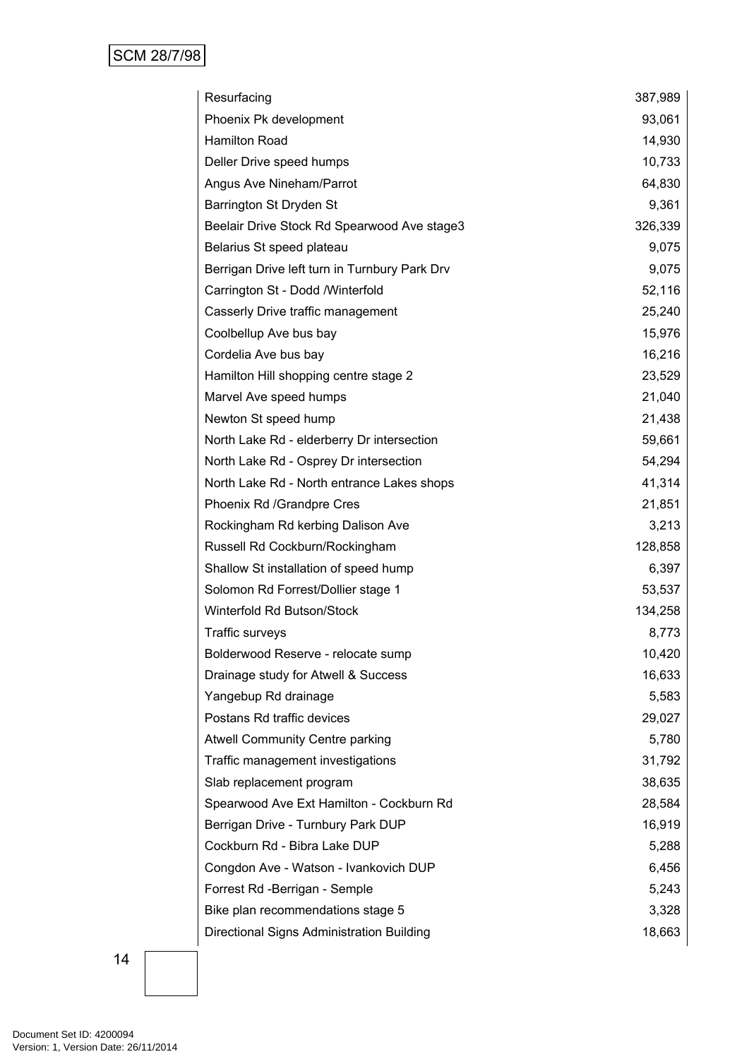| | |
|---|---|
| Resurfacing | 387,989 |
| Phoenix Pk development | 93,061 |
| Hamilton Road | 14,930 |
| Deller Drive speed humps | 10,733 |
| Angus Ave Nineham/Parrot | 64,830 |
| Barrington St Dryden St | 9,361 |
| Beelair Drive Stock Rd Spearwood Ave stage3 | 326,339 |
| Belarius St speed plateau | 9,075 |
| Berrigan Drive left turn in Turnbury Park Drv | 9,075 |
| Carrington St - Dodd /Winterfold | 52,116 |
| Casserly Drive traffic management | 25,240 |
| Coolbellup Ave bus bay | 15,976 |
| Cordelia Ave bus bay | 16,216 |
| Hamilton Hill shopping centre stage 2 | 23,529 |
| Marvel Ave speed humps | 21,040 |
| Newton St speed hump | 21,438 |
| North Lake Rd - elderberry Dr intersection | 59,661 |
| North Lake Rd - Osprey Dr intersection | 54,294 |
| North Lake Rd - North entrance Lakes shops | 41,314 |
| Phoenix Rd /Grandpre Cres | 21,851 |
| Rockingham Rd kerbing Dalison Ave | 3,213 |
| Russell Rd Cockburn/Rockingham | 128,858 |
| Shallow St installation of speed hump | 6,397 |
| Solomon Rd Forrest/Dollier stage 1 | 53,537 |
| Winterfold Rd Butson/Stock | 134,258 |
| Traffic surveys | 8,773 |
| Bolderwood Reserve - relocate sump | 10,420 |
| Drainage study for Atwell & Success | 16,633 |
| Yangebup Rd drainage | 5,583 |
| Postans Rd traffic devices | 29,027 |
| Atwell Community Centre parking | 5,780 |
| Traffic management investigations | 31,792 |
| Slab replacement program | 38,635 |
| Spearwood Ave Ext Hamilton - Cockburn Rd | 28,584 |
| Berrigan Drive - Turnbury Park DUP | 16,919 |
| Cockburn Rd - Bibra Lake DUP | 5,288 |
| Congdon Ave - Watson - Ivankovich DUP | 6,456 |
| Forrest Rd -Berrigan - Semple | 5,243 |
| Bike plan recommendations stage 5 | 3,328 |
| Directional Signs Administration Building | 18,663 |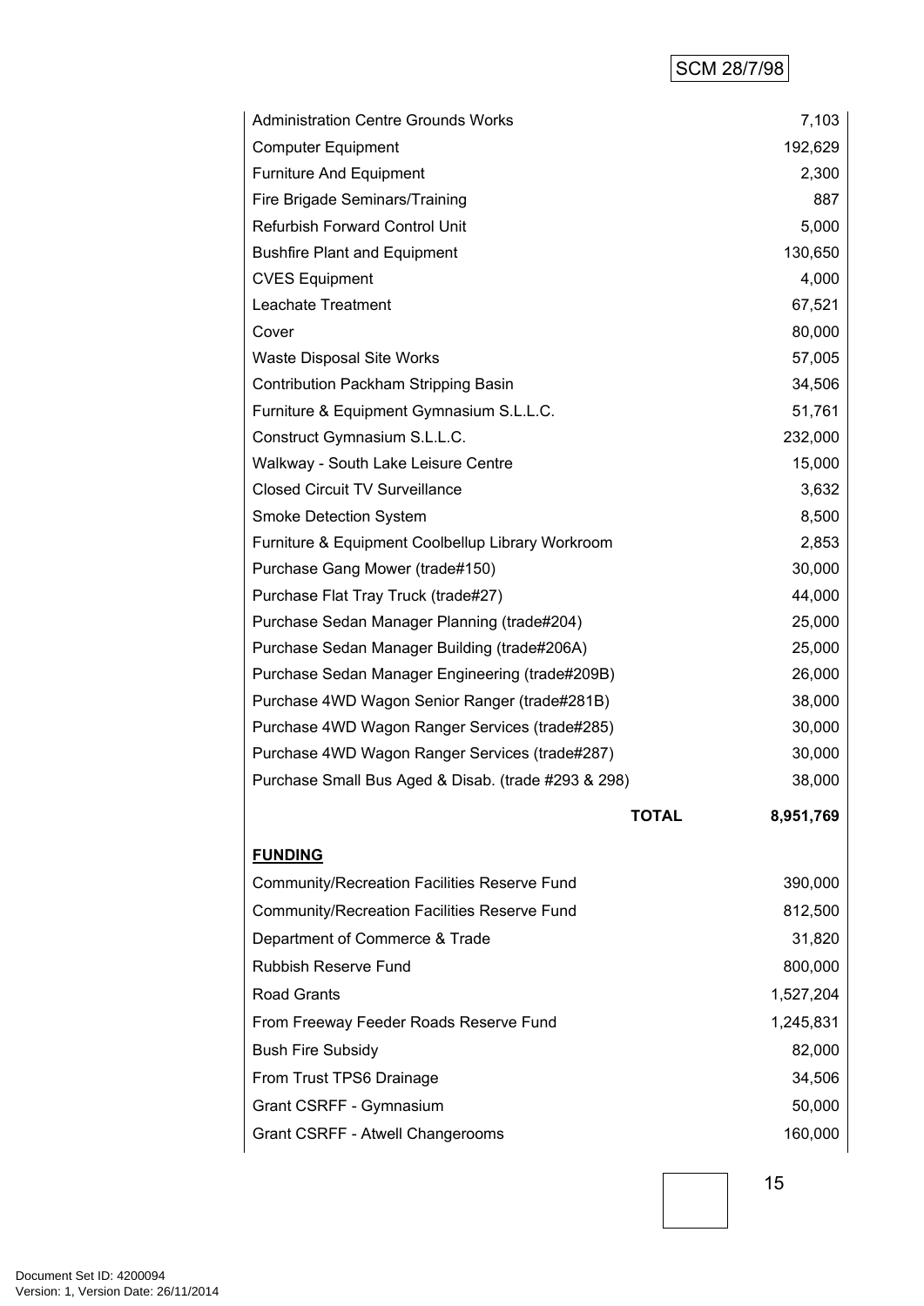| | |
|---|---|
| Administration Centre Grounds Works | 7,103 |
| Computer Equipment | 192,629 |
| Furniture And Equipment | 2,300 |
| Fire Brigade Seminars/Training | 887 |
| Refurbish Forward Control Unit | 5,000 |
| Bushfire Plant and Equipment | 130,650 |
| CVES Equipment | 4,000 |
| Leachate Treatment | 67,521 |
| Cover | 80,000 |
| Waste Disposal Site Works | 57,005 |
| Contribution Packham Stripping Basin | 34,506 |
| Furniture & Equipment Gymnasium S.L.L.C. | 51,761 |
| Construct Gymnasium S.L.L.C. | 232,000 |
| Walkway - South Lake Leisure Centre | 15,000 |
| Closed Circuit TV Surveillance | 3,632 |
| Smoke Detection System | 8,500 |
| Furniture & Equipment Coolbellup Library Workroom | 2,853 |
| Purchase Gang Mower (trade#150) | 30,000 |
| Purchase Flat Tray Truck (trade#27) | 44,000 |
| Purchase Sedan Manager Planning (trade#204) | 25,000 |
| Purchase Sedan Manager Building (trade#206A) | 25,000 |
| Purchase Sedan Manager Engineering (trade#209B) | 26,000 |
| Purchase 4WD Wagon Senior Ranger (trade#281B) | 38,000 |
| Purchase 4WD Wagon Ranger Services (trade#285) | 30,000 |
| Purchase 4WD Wagon Ranger Services (trade#287) | 30,000 |
| Purchase Small Bus Aged & Disab. (trade #293 & 298) | 38,000 |
| **TOTAL** | **8,951,769** |

**FUNDING**

| | |
|---|---|
| Community/Recreation Facilities Reserve Fund | 390,000 |
| Community/Recreation Facilities Reserve Fund | 812,500 |
| Department of Commerce & Trade | 31,820 |
| Rubbish Reserve Fund | 800,000 |
| Road Grants | 1,527,204 |
| From Freeway Feeder Roads Reserve Fund | 1,245,831 |
| Bush Fire Subsidy | 82,000 |
| From Trust TPS6 Drainage | 34,506 |
| Grant CSRFF - Gymnasium | 50,000 |
| Grant CSRFF - Atwell Changerooms | 160,000 |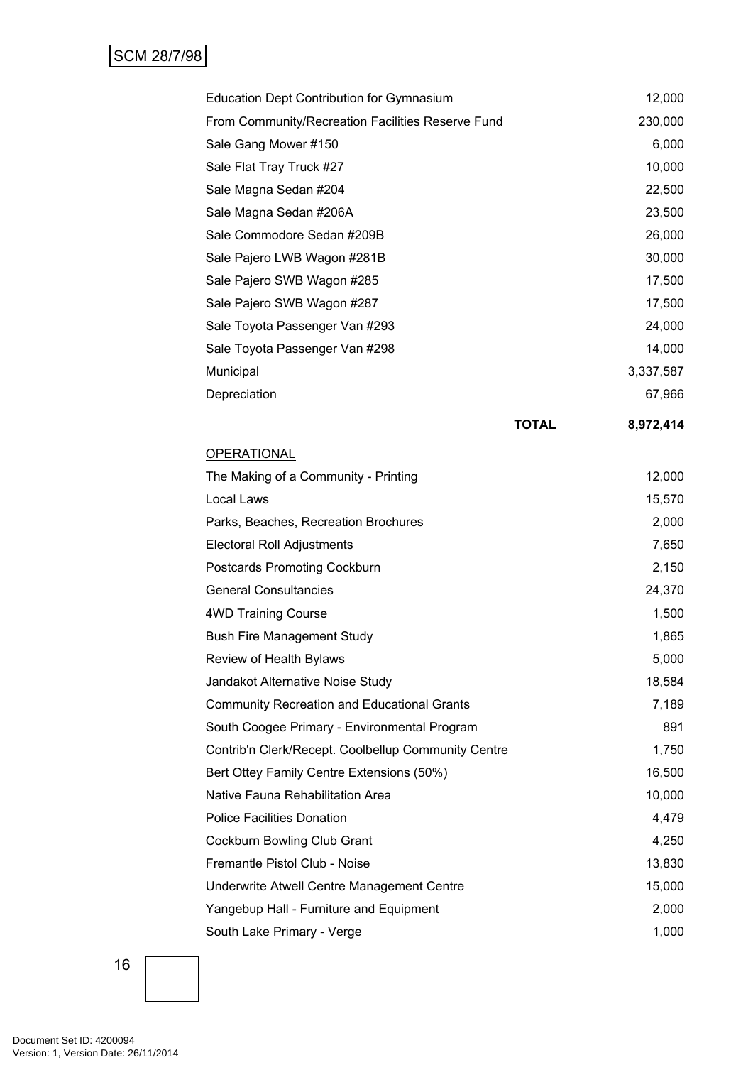| | | |
|---|---|---|
| Education Dept Contribution for Gymnasium | | 12,000 |
| From Community/Recreation Facilities Reserve Fund | | 230,000 |
| Sale Gang Mower #150 | | 6,000 |
| Sale Flat Tray Truck #27 | | 10,000 |
| Sale Magna Sedan #204 | | 22,500 |
| Sale Magna Sedan #206A | | 23,500 |
| Sale Commodore Sedan #209B | | 26,000 |
| Sale Pajero LWB Wagon #281B | | 30,000 |
| Sale Pajero SWB Wagon #285 | | 17,500 |
| Sale Pajero SWB Wagon #287 | | 17,500 |
| Sale Toyota Passenger Van #293 | | 24,000 |
| Sale Toyota Passenger Van #298 | | 14,000 |
| Municipal | | 3,337,587 |
| Depreciation | | 67,966 |
| | **TOTAL** | **8,972,414** |

<u>OPERATIONAL</u>

| | |
|---|---|
| The Making of a Community - Printing | 12,000 |
| Local Laws | 15,570 |
| Parks, Beaches, Recreation Brochures | 2,000 |
| Electoral Roll Adjustments | 7,650 |
| Postcards Promoting Cockburn | 2,150 |
| General Consultancies | 24,370 |
| 4WD Training Course | 1,500 |
| Bush Fire Management Study | 1,865 |
| Review of Health Bylaws | 5,000 |
| Jandakot Alternative Noise Study | 18,584 |
| Community Recreation and Educational Grants | 7,189 |
| South Coogee Primary - Environmental Program | 891 |
| Contrib'n Clerk/Recept. Coolbellup Community Centre | 1,750 |
| Bert Ottey Family Centre Extensions (50%) | 16,500 |
| Native Fauna Rehabilitation Area | 10,000 |
| Police Facilities Donation | 4,479 |
| Cockburn Bowling Club Grant | 4,250 |
| Fremantle Pistol Club - Noise | 13,830 |
| Underwrite Atwell Centre Management Centre | 15,000 |
| Yangebup Hall - Furniture and Equipment | 2,000 |
| South Lake Primary - Verge | 1,000 |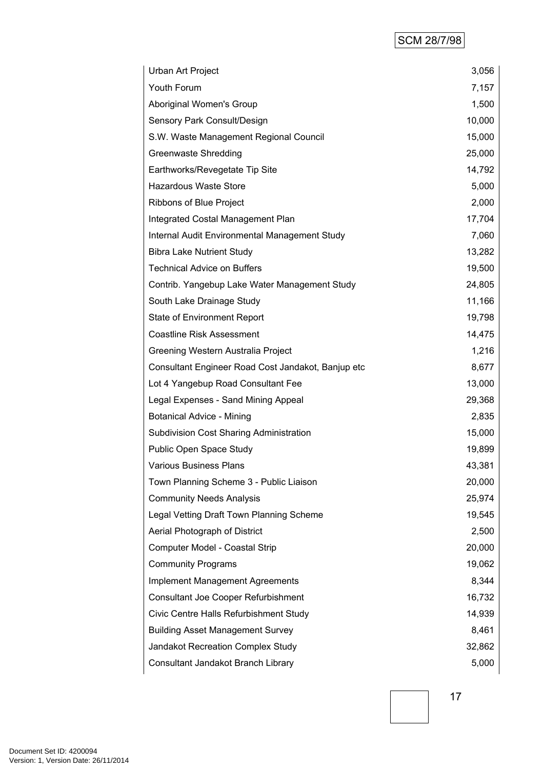| | |
|---|---|
| Urban Art Project | 3,056 |
| Youth Forum | 7,157 |
| Aboriginal Women's Group | 1,500 |
| Sensory Park Consult/Design | 10,000 |
| S.W. Waste Management Regional Council | 15,000 |
| Greenwaste Shredding | 25,000 |
| Earthworks/Revegetate Tip Site | 14,792 |
| Hazardous Waste Store | 5,000 |
| Ribbons of Blue Project | 2,000 |
| Integrated Costal Management Plan | 17,704 |
| Internal Audit Environmental Management Study | 7,060 |
| Bibra Lake Nutrient Study | 13,282 |
| Technical Advice on Buffers | 19,500 |
| Contrib. Yangebup Lake Water Management Study | 24,805 |
| South Lake Drainage Study | 11,166 |
| State of Environment Report | 19,798 |
| Coastline Risk Assessment | 14,475 |
| Greening Western Australia Project | 1,216 |
| Consultant Engineer Road Cost Jandakot, Banjup etc | 8,677 |
| Lot 4 Yangebup Road Consultant Fee | 13,000 |
| Legal Expenses - Sand Mining Appeal | 29,368 |
| Botanical Advice - Mining | 2,835 |
| Subdivision Cost Sharing Administration | 15,000 |
| Public Open Space Study | 19,899 |
| Various Business Plans | 43,381 |
| Town Planning Scheme 3 - Public Liaison | 20,000 |
| Community Needs Analysis | 25,974 |
| Legal Vetting Draft Town Planning Scheme | 19,545 |
| Aerial Photograph of District | 2,500 |
| Computer Model - Coastal Strip | 20,000 |
| Community Programs | 19,062 |
| Implement Management Agreements | 8,344 |
| Consultant Joe Cooper Refurbishment | 16,732 |
| Civic Centre Halls Refurbishment Study | 14,939 |
| Building Asset Management Survey | 8,461 |
| Jandakot Recreation Complex Study | 32,862 |
| Consultant Jandakot Branch Library | 5,000 |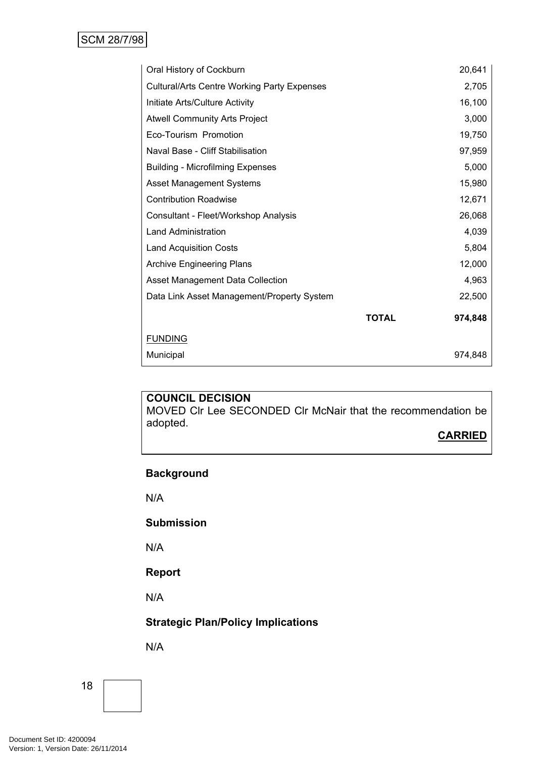| | | |
|---|---|---|
| Oral History of Cockburn | | 20,641 |
| Cultural/Arts Centre Working Party Expenses | | 2,705 |
| Initiate Arts/Culture Activity | | 16,100 |
| Atwell Community Arts Project | | 3,000 |
| Eco-Tourism Promotion | | 19,750 |
| Naval Base - Cliff Stabilisation | | 97,959 |
| Building - Microfilming Expenses | | 5,000 |
| Asset Management Systems | | 15,980 |
| Contribution Roadwise | | 12,671 |
| Consultant - Fleet/Workshop Analysis | | 26,068 |
| Land Administration | | 4,039 |
| Land Acquisition Costs | | 5,804 |
| Archive Engineering Plans | | 12,000 |
| Asset Management Data Collection | | 4,963 |
| Data Link Asset Management/Property System | | 22,500 |
| | **TOTAL** | **974,848** |
| <u>FUNDING</u> | | |
| Municipal | | 974,848 |

**COUNCIL DECISION**

MOVED Clr Lee SECONDED Clr McNair that the recommendation be adopted.

**CARRIED**

**Background**

N/A

**Submission**

N/A

**Report**

N/A

**Strategic Plan/Policy Implications**

N/A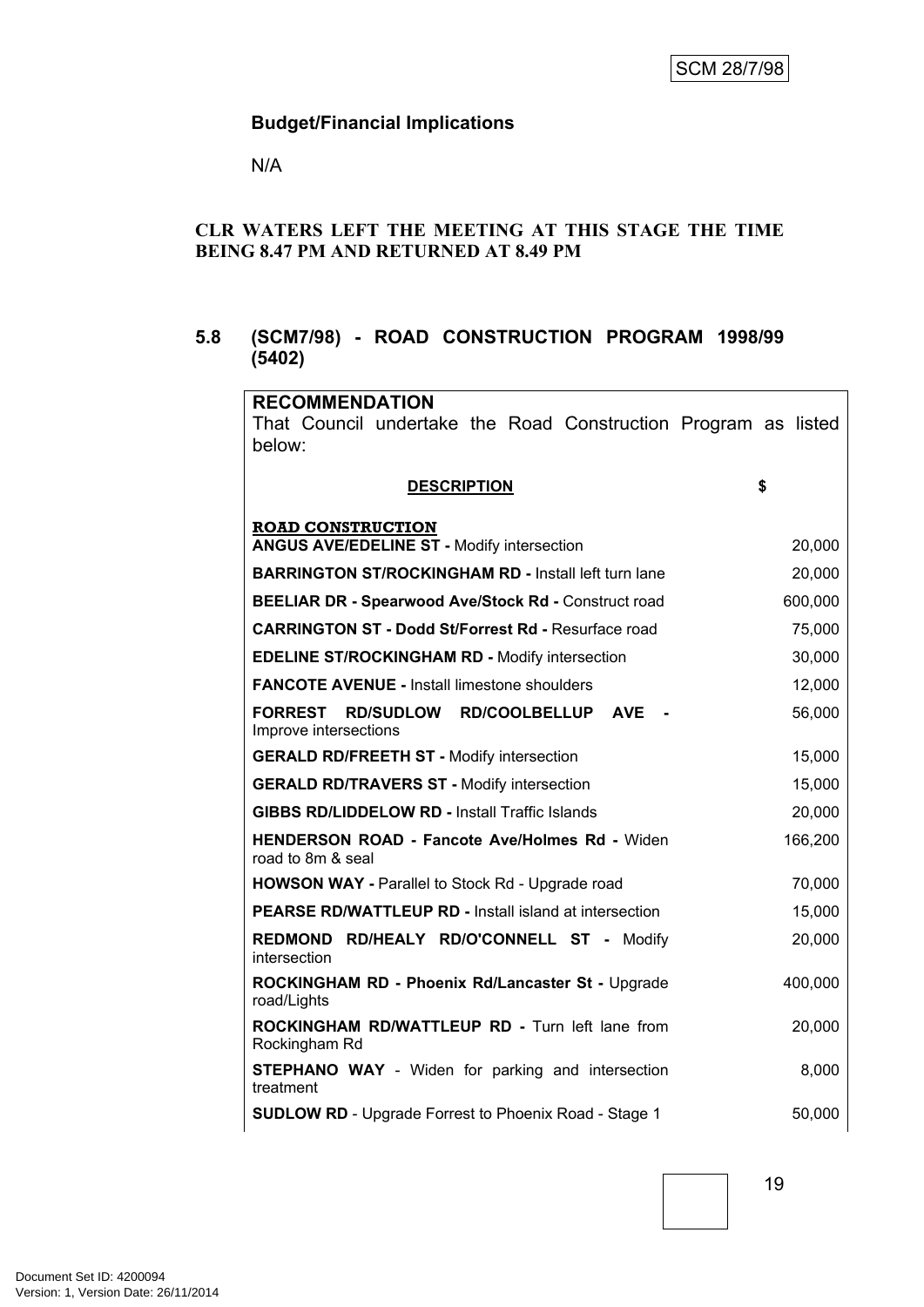### Budget/Financial Implications

N/A

**CLR WATERS LEFT THE MEETING AT THIS STAGE THE TIME BEING 8.47 PM AND RETURNED AT 8.49 PM**

## 5.8 (SCM7/98) - ROAD CONSTRUCTION PROGRAM 1998/99 (5402)

**RECOMMENDATION**

That Council undertake the Road Construction Program as listed below:

| DESCRIPTION | $ |
|---|---|
| **ROAD CONSTRUCTION** | |
| **ANGUS AVE/EDELINE ST -** Modify intersection | 20,000 |
| **BARRINGTON ST/ROCKINGHAM RD -** Install left turn lane | 20,000 |
| **BEELIAR DR - Spearwood Ave/Stock Rd -** Construct road | 600,000 |
| **CARRINGTON ST - Dodd St/Forrest Rd -** Resurface road | 75,000 |
| **EDELINE ST/ROCKINGHAM RD -** Modify intersection | 30,000 |
| **FANCOTE AVENUE -** Install limestone shoulders | 12,000 |
| **FORREST RD/SUDLOW RD/COOLBELLUP AVE -** Improve intersections | 56,000 |
| **GERALD RD/FREETH ST -** Modify intersection | 15,000 |
| **GERALD RD/TRAVERS ST -** Modify intersection | 15,000 |
| **GIBBS RD/LIDDELOW RD -** Install Traffic Islands | 20,000 |
| **HENDERSON ROAD - Fancote Ave/Holmes Rd -** Widen road to 8m & seal | 166,200 |
| **HOWSON WAY -** Parallel to Stock Rd - Upgrade road | 70,000 |
| **PEARSE RD/WATTLEUP RD -** Install island at intersection | 15,000 |
| **REDMOND RD/HEALY RD/O'CONNELL ST -** Modify intersection | 20,000 |
| **ROCKINGHAM RD - Phoenix Rd/Lancaster St -** Upgrade road/Lights | 400,000 |
| **ROCKINGHAM RD/WATTLEUP RD -** Turn left lane from Rockingham Rd | 20,000 |
| **STEPHANO WAY** - Widen for parking and intersection treatment | 8,000 |
| **SUDLOW RD** - Upgrade Forrest to Phoenix Road - Stage 1 | 50,000 |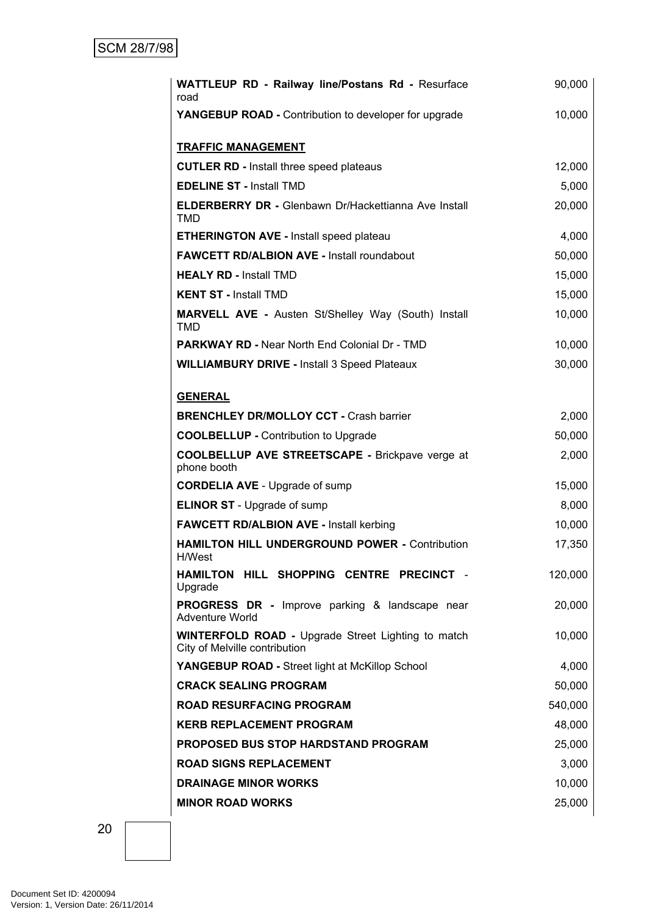| | |
|---|---|
| **WATTLEUP RD - Railway line/Postans Rd -** Resurface road | 90,000 |
| **YANGEBUP ROAD -** Contribution to developer for upgrade | 10,000 |
| | |
| **TRAFFIC MANAGEMENT** | |
| **CUTLER RD -** Install three speed plateaus | 12,000 |
| **EDELINE ST -** Install TMD | 5,000 |
| **ELDERBERRY DR -** Glenbawn Dr/Hackettianna Ave Install TMD | 20,000 |
| **ETHERINGTON AVE -** Install speed plateau | 4,000 |
| **FAWCETT RD/ALBION AVE -** Install roundabout | 50,000 |
| **HEALY RD -** Install TMD | 15,000 |
| **KENT ST -** Install TMD | 15,000 |
| **MARVELL AVE -** Austen St/Shelley Way (South) Install TMD | 10,000 |
| **PARKWAY RD -** Near North End Colonial Dr - TMD | 10,000 |
| **WILLIAMBURY DRIVE -** Install 3 Speed Plateaux | 30,000 |
| | |
| **GENERAL** | |
| **BRENCHLEY DR/MOLLOY CCT -** Crash barrier | 2,000 |
| **COOLBELLUP -** Contribution to Upgrade | 50,000 |
| **COOLBELLUP AVE STREETSCAPE -** Brickpave verge at phone booth | 2,000 |
| **CORDELIA AVE** - Upgrade of sump | 15,000 |
| **ELINOR ST** - Upgrade of sump | 8,000 |
| **FAWCETT RD/ALBION AVE -** Install kerbing | 10,000 |
| **HAMILTON HILL UNDERGROUND POWER -** Contribution H/West | 17,350 |
| **HAMILTON HILL SHOPPING CENTRE PRECINCT** - Upgrade | 120,000 |
| **PROGRESS DR -** Improve parking & landscape near Adventure World | 20,000 |
| **WINTERFOLD ROAD -** Upgrade Street Lighting to match City of Melville contribution | 10,000 |
| **YANGEBUP ROAD -** Street light at McKillop School | 4,000 |
| **CRACK SEALING PROGRAM** | 50,000 |
| **ROAD RESURFACING PROGRAM** | 540,000 |
| **KERB REPLACEMENT PROGRAM** | 48,000 |
| **PROPOSED BUS STOP HARDSTAND PROGRAM** | 25,000 |
| **ROAD SIGNS REPLACEMENT** | 3,000 |
| **DRAINAGE MINOR WORKS** | 10,000 |
| **MINOR ROAD WORKS** | 25,000 |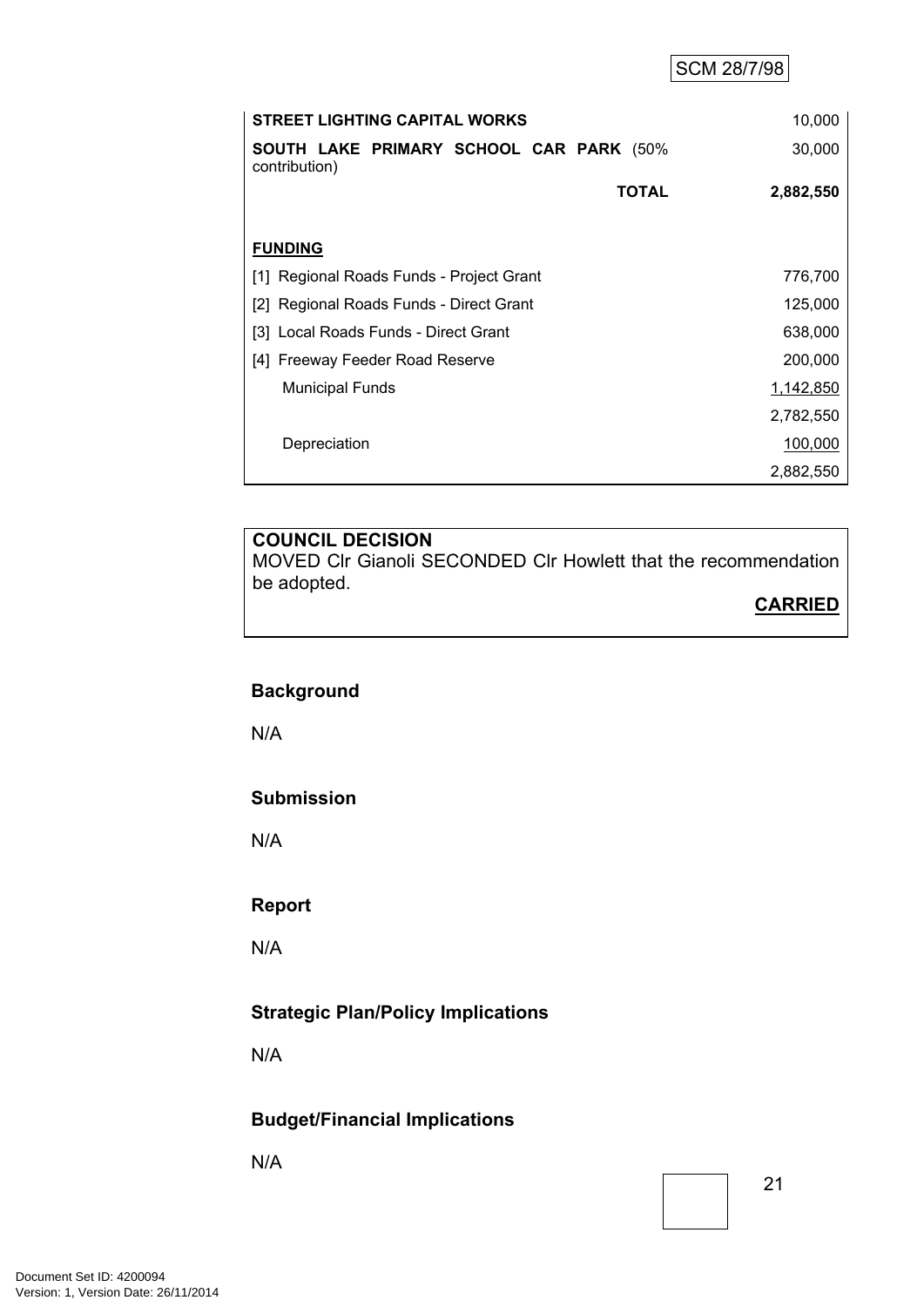| | |
|---|---|
| **STREET LIGHTING CAPITAL WORKS** | 10,000 |
| **SOUTH LAKE PRIMARY SCHOOL CAR PARK** (50% contribution) | 30,000 |
| **TOTAL** | **2,882,550** |
| | |
| **FUNDING** | |
| [1] Regional Roads Funds - Project Grant | 776,700 |
| [2] Regional Roads Funds - Direct Grant | 125,000 |
| [3] Local Roads Funds - Direct Grant | 638,000 |
| [4] Freeway Feeder Road Reserve | 200,000 |
| Municipal Funds | 1,142,850 |
| | 2,782,550 |
| Depreciation | 100,000 |
| | 2,882,550 |

**COUNCIL DECISION**

MOVED Clr Gianoli SECONDED Clr Howlett that the recommendation be adopted.

**CARRIED**

### Background

N/A

### Submission

N/A

### Report

N/A

### Strategic Plan/Policy Implications

N/A

### Budget/Financial Implications

N/A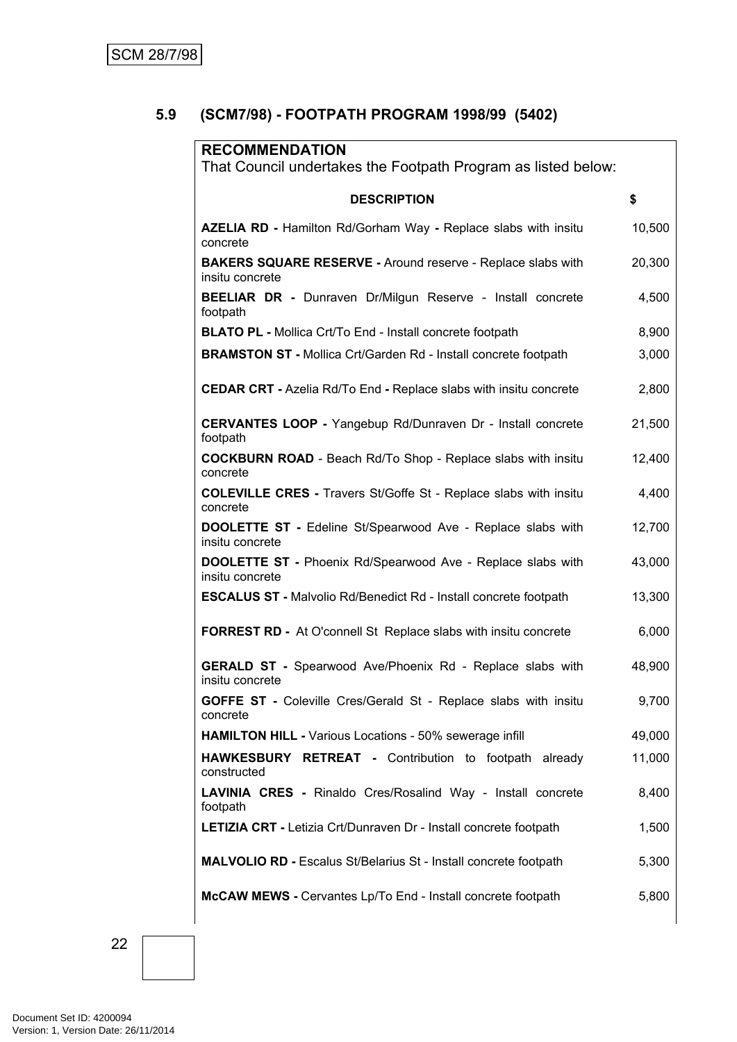## 5.9 (SCM7/98) - FOOTPATH PROGRAM 1998/99 (5402)

**RECOMMENDATION**

That Council undertakes the Footpath Program as listed below:

| DESCRIPTION | $ |
|---|---|
| **AZELIA RD -** Hamilton Rd/Gorham Way **-** Replace slabs with insitu concrete | 10,500 |
| **BAKERS SQUARE RESERVE -** Around reserve - Replace slabs with insitu concrete | 20,300 |
| **BEELIAR DR -** Dunraven Dr/Milgun Reserve - Install concrete footpath | 4,500 |
| **BLATO PL -** Mollica Crt/To End - Install concrete footpath | 8,900 |
| **BRAMSTON ST -** Mollica Crt/Garden Rd - Install concrete footpath | 3,000 |
| **CEDAR CRT -** Azelia Rd/To End **-** Replace slabs with insitu concrete | 2,800 |
| **CERVANTES LOOP -** Yangebup Rd/Dunraven Dr - Install concrete footpath | 21,500 |
| **COCKBURN ROAD** - Beach Rd/To Shop - Replace slabs with insitu concrete | 12,400 |
| **COLEVILLE CRES -** Travers St/Goffe St - Replace slabs with insitu concrete | 4,400 |
| **DOOLETTE ST -** Edeline St/Spearwood Ave - Replace slabs with insitu concrete | 12,700 |
| **DOOLETTE ST -** Phoenix Rd/Spearwood Ave - Replace slabs with insitu concrete | 43,000 |
| **ESCALUS ST -** Malvolio Rd/Benedict Rd - Install concrete footpath | 13,300 |
| **FORREST RD -** At O'connell St Replace slabs with insitu concrete | 6,000 |
| **GERALD ST -** Spearwood Ave/Phoenix Rd - Replace slabs with insitu concrete | 48,900 |
| **GOFFE ST -** Coleville Cres/Gerald St - Replace slabs with insitu concrete | 9,700 |
| **HAMILTON HILL -** Various Locations - 50% sewerage infill | 49,000 |
| **HAWKESBURY RETREAT -** Contribution to footpath already constructed | 11,000 |
| **LAVINIA CRES -** Rinaldo Cres/Rosalind Way - Install concrete footpath | 8,400 |
| **LETIZIA CRT -** Letizia Crt/Dunraven Dr - Install concrete footpath | 1,500 |
| **MALVOLIO RD -** Escalus St/Belarius St - Install concrete footpath | 5,300 |
| **McCAW MEWS -** Cervantes Lp/To End - Install concrete footpath | 5,800 |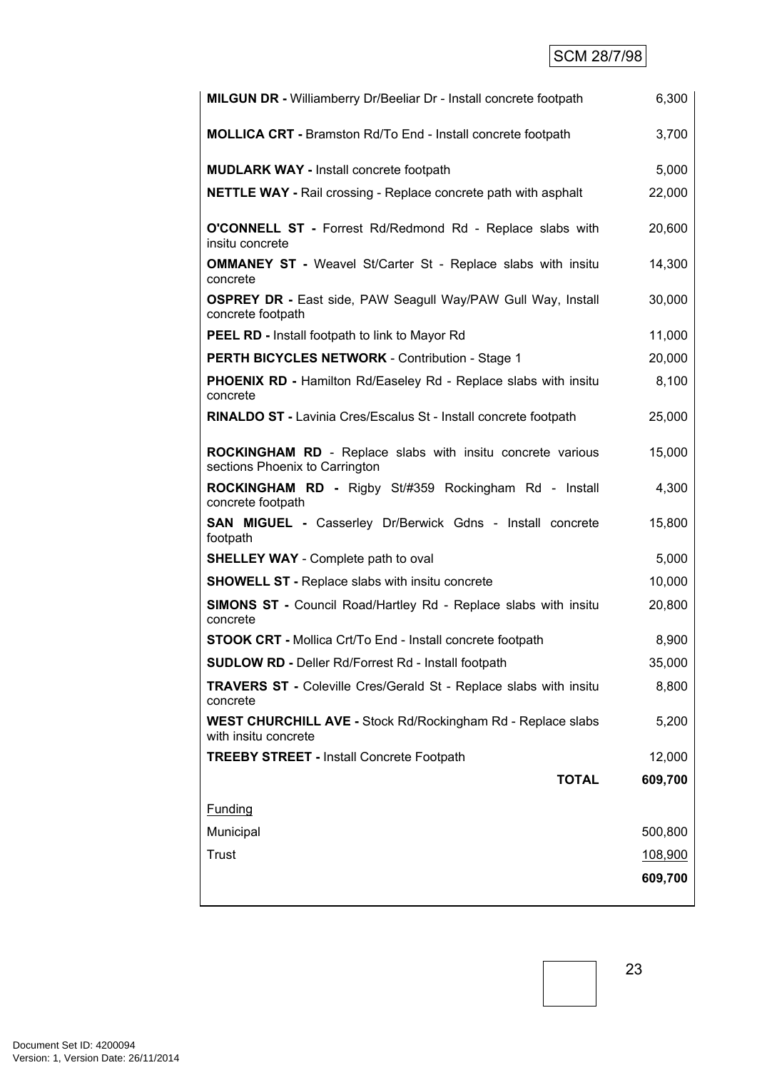| | |
|---|---|
| **MILGUN DR -** Williamberry Dr/Beeliar Dr - Install concrete footpath | 6,300 |
| **MOLLICA CRT -** Bramston Rd/To End - Install concrete footpath | 3,700 |
| **MUDLARK WAY -** Install concrete footpath | 5,000 |
| **NETTLE WAY -** Rail crossing - Replace concrete path with asphalt | 22,000 |
| **O'CONNELL ST -** Forrest Rd/Redmond Rd - Replace slabs with insitu concrete | 20,600 |
| **OMMANEY ST -** Weavel St/Carter St - Replace slabs with insitu concrete | 14,300 |
| **OSPREY DR -** East side, PAW Seagull Way/PAW Gull Way, Install concrete footpath | 30,000 |
| **PEEL RD -** Install footpath to link to Mayor Rd | 11,000 |
| **PERTH BICYCLES NETWORK** - Contribution - Stage 1 | 20,000 |
| **PHOENIX RD -** Hamilton Rd/Easeley Rd - Replace slabs with insitu concrete | 8,100 |
| **RINALDO ST -** Lavinia Cres/Escalus St - Install concrete footpath | 25,000 |
| **ROCKINGHAM RD** - Replace slabs with insitu concrete various sections Phoenix to Carrington | 15,000 |
| **ROCKINGHAM RD -** Rigby St/#359 Rockingham Rd - Install concrete footpath | 4,300 |
| **SAN MIGUEL -** Casserley Dr/Berwick Gdns - Install concrete footpath | 15,800 |
| **SHELLEY WAY** - Complete path to oval | 5,000 |
| **SHOWELL ST -** Replace slabs with insitu concrete | 10,000 |
| **SIMONS ST -** Council Road/Hartley Rd - Replace slabs with insitu concrete | 20,800 |
| **STOOK CRT -** Mollica Crt/To End - Install concrete footpath | 8,900 |
| **SUDLOW RD -** Deller Rd/Forrest Rd - Install footpath | 35,000 |
| **TRAVERS ST -** Coleville Cres/Gerald St - Replace slabs with insitu concrete | 8,800 |
| **WEST CHURCHILL AVE -** Stock Rd/Rockingham Rd - Replace slabs with insitu concrete | 5,200 |
| **TREEBY STREET -** Install Concrete Footpath | 12,000 |
| **TOTAL** | **609,700** |
| Funding | |
| Municipal | 500,800 |
| Trust | 108,900 |
| | **609,700** |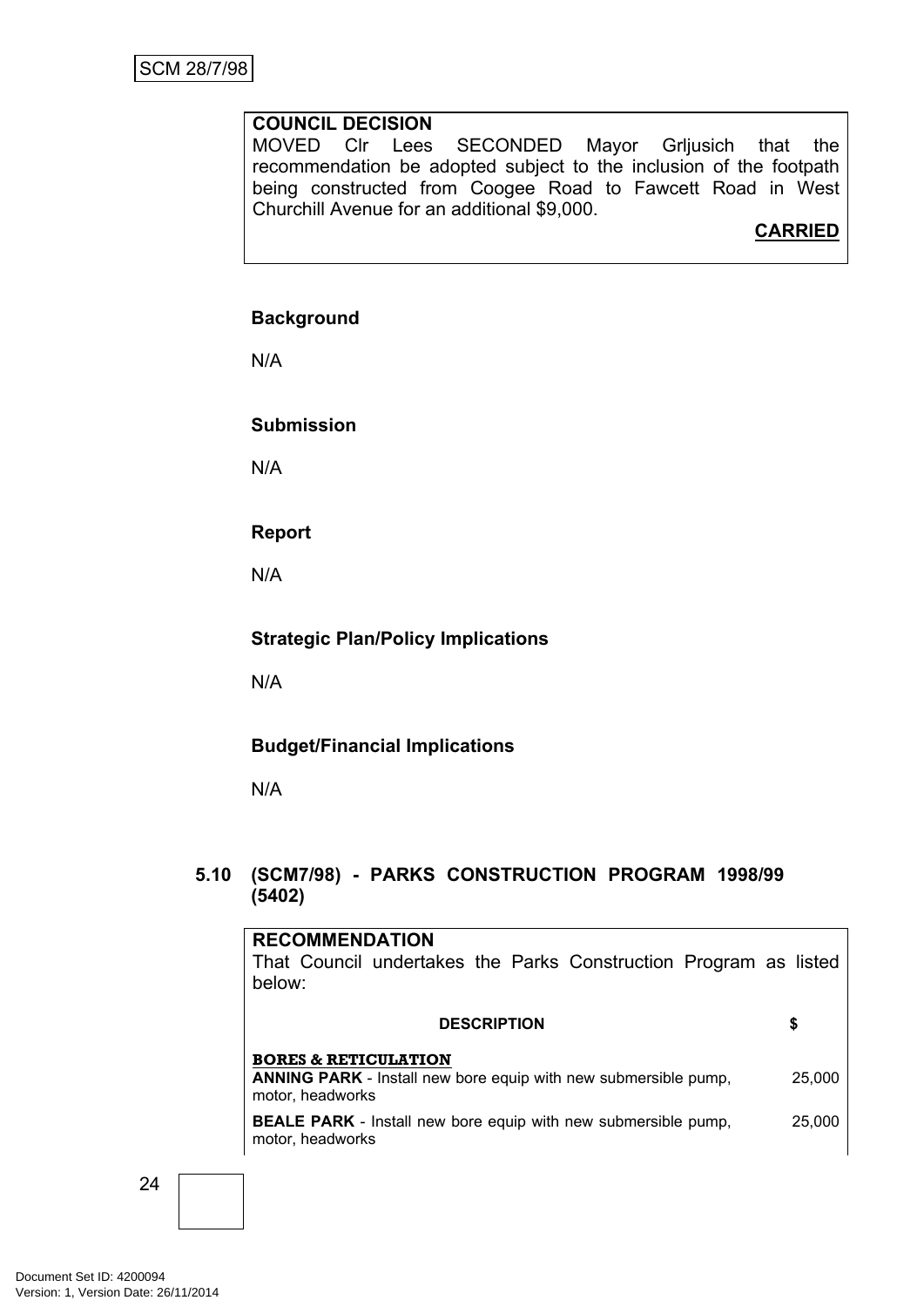**COUNCIL DECISION**

MOVED Clr Lees SECONDED Mayor Grljusich that the recommendation be adopted subject to the inclusion of the footpath being constructed from Coogee Road to Fawcett Road in West Churchill Avenue for an additional $9,000.

**CARRIED**

**Background**

N/A

**Submission**

N/A

**Report**

N/A

**Strategic Plan/Policy Implications**

N/A

**Budget/Financial Implications**

N/A

### 5.10 (SCM7/98) - PARKS CONSTRUCTION PROGRAM 1998/99 (5402)

**RECOMMENDATION**

That Council undertakes the Parks Construction Program as listed below:

| DESCRIPTION | $ |
|---|---|
| **BORES & RETICULATION** | |
| **ANNING PARK** - Install new bore equip with new submersible pump, motor, headworks | 25,000 |
| **BEALE PARK** - Install new bore equip with new submersible pump, motor, headworks | 25,000 |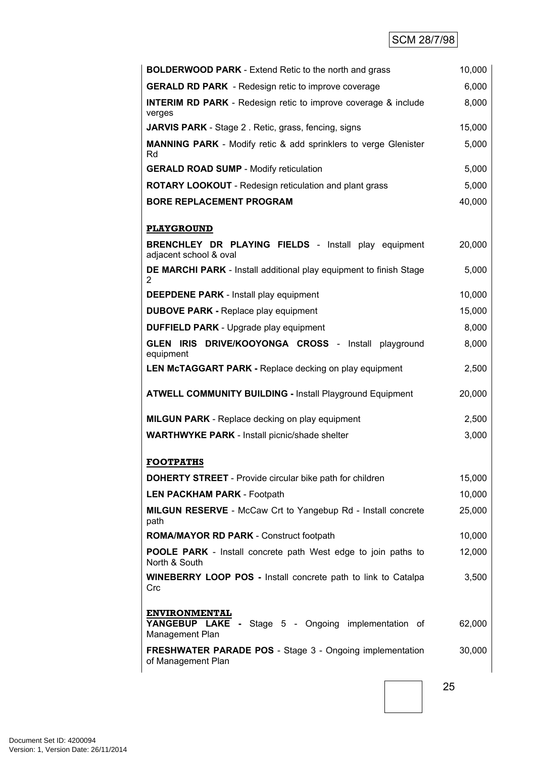| | |
|---|---|
| **BOLDERWOOD PARK** - Extend Retic to the north and grass | 10,000 |
| **GERALD RD PARK** - Redesign retic to improve coverage | 6,000 |
| **INTERIM RD PARK** - Redesign retic to improve coverage & include verges | 8,000 |
| **JARVIS PARK** - Stage 2 . Retic, grass, fencing, signs | 15,000 |
| **MANNING PARK** - Modify retic & add sprinklers to verge Glenister Rd | 5,000 |
| **GERALD ROAD SUMP** - Modify reticulation | 5,000 |
| **ROTARY LOOKOUT** - Redesign reticulation and plant grass | 5,000 |
| **BORE REPLACEMENT PROGRAM** | 40,000 |
| **PLAYGROUND** | |
| **BRENCHLEY DR PLAYING FIELDS** - Install play equipment adjacent school & oval | 20,000 |
| **DE MARCHI PARK** - Install additional play equipment to finish Stage 2 | 5,000 |
| **DEEPDENE PARK** - Install play equipment | 10,000 |
| **DUBOVE PARK -** Replace play equipment | 15,000 |
| **DUFFIELD PARK** - Upgrade play equipment | 8,000 |
| **GLEN IRIS DRIVE/KOOYONGA CROSS** - Install playground equipment | 8,000 |
| **LEN McTAGGART PARK -** Replace decking on play equipment | 2,500 |
| **ATWELL COMMUNITY BUILDING -** Install Playground Equipment | 20,000 |
| **MILGUN PARK** - Replace decking on play equipment | 2,500 |
| **WARTHWYKE PARK** - Install picnic/shade shelter | 3,000 |
| **FOOTPATHS** | |
| **DOHERTY STREET** - Provide circular bike path for children | 15,000 |
| **LEN PACKHAM PARK** - Footpath | 10,000 |
| **MILGUN RESERVE** - McCaw Crt to Yangebup Rd - Install concrete path | 25,000 |
| **ROMA/MAYOR RD PARK** - Construct footpath | 10,000 |
| **POOLE PARK** - Install concrete path West edge to join paths to North & South | 12,000 |
| **WINEBERRY LOOP POS -** Install concrete path to link to Catalpa Crc | 3,500 |
| **ENVIRONMENTAL** | |
| **YANGEBUP LAKE -** Stage 5 - Ongoing implementation of Management Plan | 62,000 |
| **FRESHWATER PARADE POS** - Stage 3 - Ongoing implementation of Management Plan | 30,000 |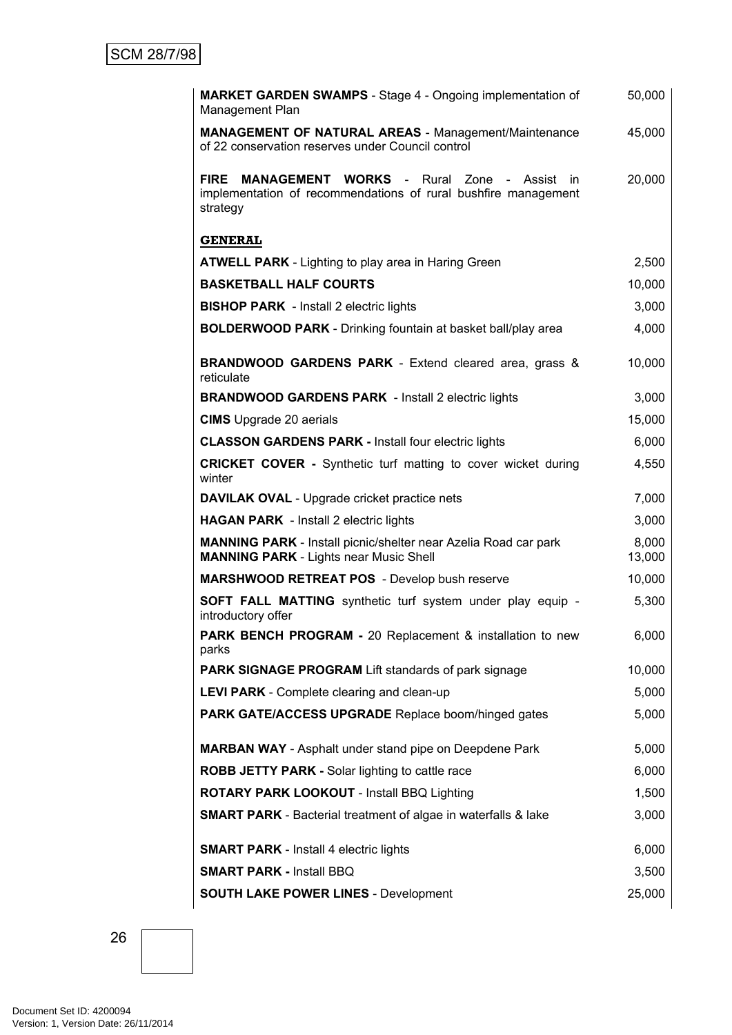| | |
|---|---|
| **MARKET GARDEN SWAMPS** - Stage 4 - Ongoing implementation of Management Plan | 50,000 |
| **MANAGEMENT OF NATURAL AREAS** - Management/Maintenance of 22 conservation reserves under Council control | 45,000 |
| **FIRE MANAGEMENT WORKS** - Rural Zone - Assist in implementation of recommendations of rural bushfire management strategy | 20,000 |
| **GENERAL** | |
| **ATWELL PARK** - Lighting to play area in Haring Green | 2,500 |
| **BASKETBALL HALF COURTS** | 10,000 |
| **BISHOP PARK** - Install 2 electric lights | 3,000 |
| **BOLDERWOOD PARK** - Drinking fountain at basket ball/play area | 4,000 |
| **BRANDWOOD GARDENS PARK** - Extend cleared area, grass & reticulate | 10,000 |
| **BRANDWOOD GARDENS PARK** - Install 2 electric lights | 3,000 |
| **CIMS** Upgrade 20 aerials | 15,000 |
| **CLASSON GARDENS PARK -** Install four electric lights | 6,000 |
| **CRICKET COVER -** Synthetic turf matting to cover wicket during winter | 4,550 |
| **DAVILAK OVAL** - Upgrade cricket practice nets | 7,000 |
| **HAGAN PARK** - Install 2 electric lights | 3,000 |
| **MANNING PARK** - Install picnic/shelter near Azelia Road car park | 8,000 |
| **MANNING PARK** - Lights near Music Shell | 13,000 |
| **MARSHWOOD RETREAT POS** - Develop bush reserve | 10,000 |
| **SOFT FALL MATTING** synthetic turf system under play equip - introductory offer | 5,300 |
| **PARK BENCH PROGRAM -** 20 Replacement & installation to new parks | 6,000 |
| **PARK SIGNAGE PROGRAM** Lift standards of park signage | 10,000 |
| **LEVI PARK** - Complete clearing and clean-up | 5,000 |
| **PARK GATE/ACCESS UPGRADE** Replace boom/hinged gates | 5,000 |
| **MARBAN WAY** - Asphalt under stand pipe on Deepdene Park | 5,000 |
| **ROBB JETTY PARK -** Solar lighting to cattle race | 6,000 |
| **ROTARY PARK LOOKOUT** - Install BBQ Lighting | 1,500 |
| **SMART PARK** - Bacterial treatment of algae in waterfalls & lake | 3,000 |
| **SMART PARK** - Install 4 electric lights | 6,000 |
| **SMART PARK -** Install BBQ | 3,500 |
| **SOUTH LAKE POWER LINES** - Development | 25,000 |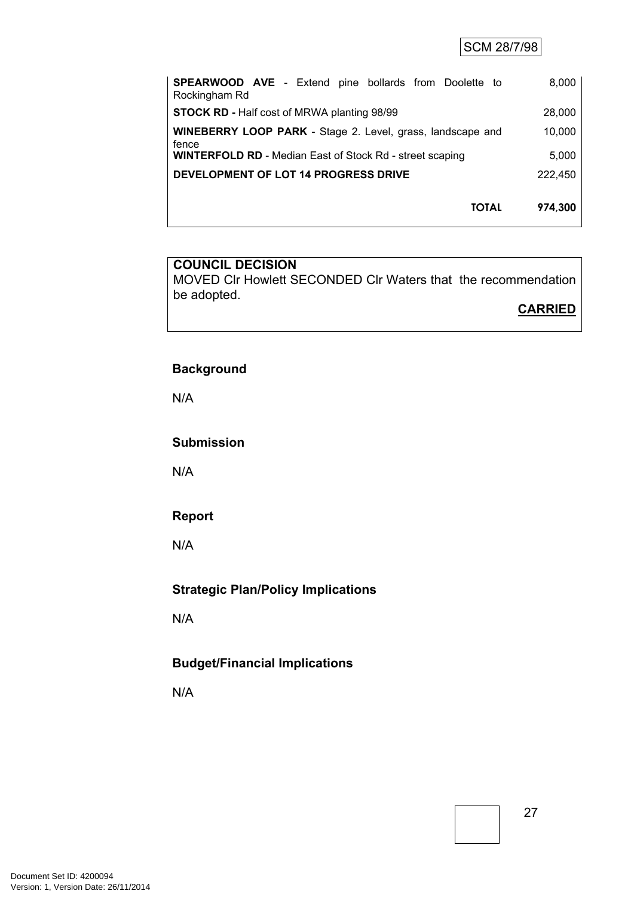| | |
|---|---|
| **SPEARWOOD AVE** - Extend pine bollards from Doolette to Rockingham Rd | 8,000 |
| **STOCK RD -** Half cost of MRWA planting 98/99 | 28,000 |
| **WINEBERRY LOOP PARK** - Stage 2. Level, grass, landscape and fence | 10,000 |
| **WINTERFOLD RD** - Median East of Stock Rd - street scaping | 5,000 |
| **DEVELOPMENT OF LOT 14 PROGRESS DRIVE** | 222,450 |
| **TOTAL** | **974,300** |

**COUNCIL DECISION**

MOVED Clr Howlett SECONDED Clr Waters that the recommendation be adopted.

**CARRIED**

### Background

N/A

### Submission

N/A

### Report

N/A

### Strategic Plan/Policy Implications

N/A

### Budget/Financial Implications

N/A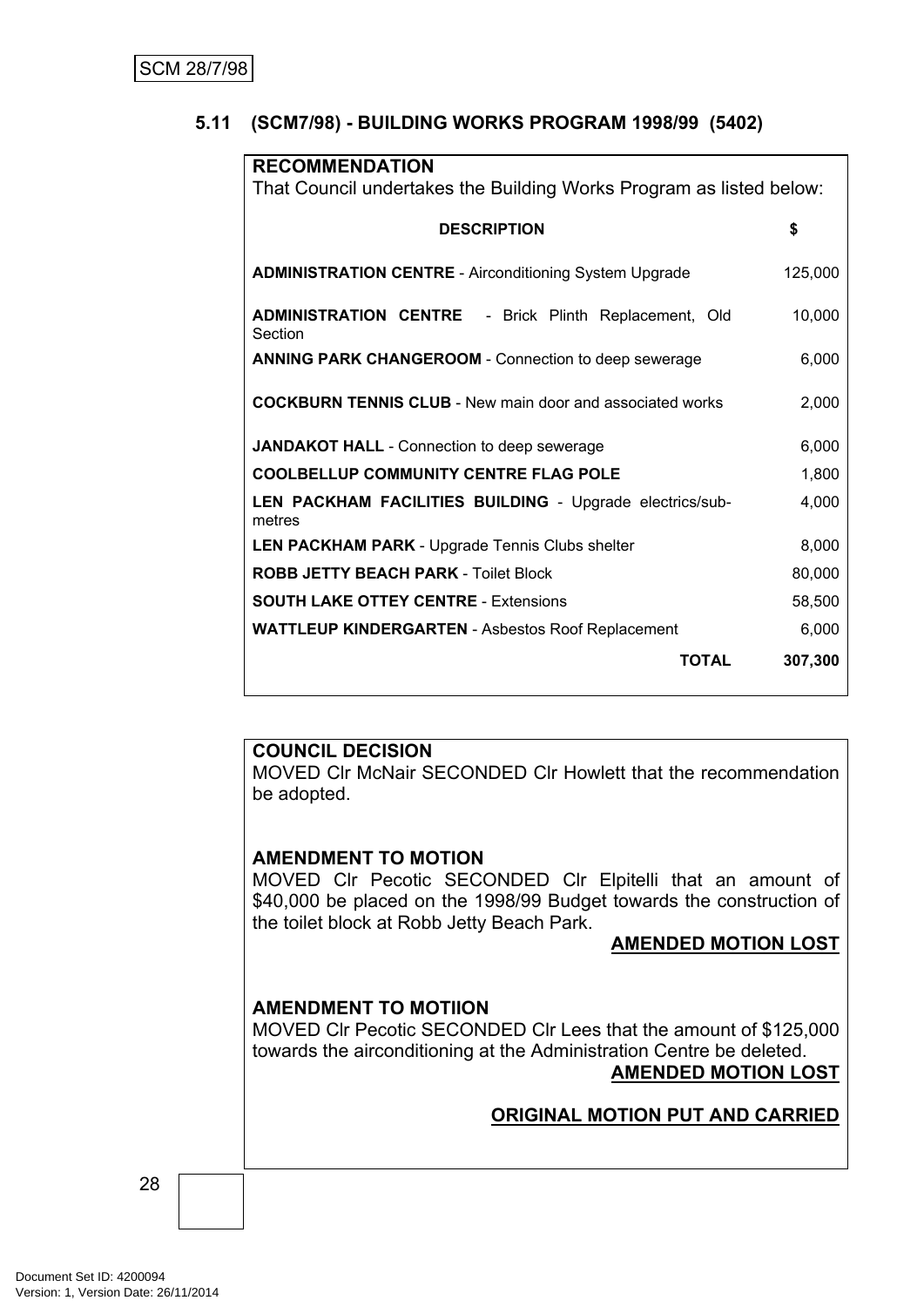SCM 28/7/98

### 5.11 (SCM7/98) - BUILDING WORKS PROGRAM 1998/99 (5402)

**RECOMMENDATION**
That Council undertakes the Building Works Program as listed below:

| DESCRIPTION | $ |
|---|---|
| **ADMINISTRATION CENTRE** - Airconditioning System Upgrade | 125,000 |
| **ADMINISTRATION CENTRE** - Brick Plinth Replacement, Old Section | 10,000 |
| **ANNING PARK CHANGEROOM** - Connection to deep sewerage | 6,000 |
| **COCKBURN TENNIS CLUB** - New main door and associated works | 2,000 |
| **JANDAKOT HALL** - Connection to deep sewerage | 6,000 |
| **COOLBELLUP COMMUNITY CENTRE FLAG POLE** | 1,800 |
| **LEN PACKHAM FACILITIES BUILDING** - Upgrade electrics/sub-metres | 4,000 |
| **LEN PACKHAM PARK** - Upgrade Tennis Clubs shelter | 8,000 |
| **ROBB JETTY BEACH PARK** - Toilet Block | 80,000 |
| **SOUTH LAKE OTTEY CENTRE** - Extensions | 58,500 |
| **WATTLEUP KINDERGARTEN** - Asbestos Roof Replacement | 6,000 |
| **TOTAL** | **307,300** |

**COUNCIL DECISION**
MOVED Clr McNair SECONDED Clr Howlett that the recommendation be adopted.

**AMENDMENT TO MOTION**
MOVED Clr Pecotic SECONDED Clr Elpitelli that an amount of $40,000 be placed on the 1998/99 Budget towards the construction of the toilet block at Robb Jetty Beach Park.

**AMENDED MOTION LOST**

**AMENDMENT TO MOTIION**
MOVED Clr Pecotic SECONDED Clr Lees that the amount of $125,000 towards the airconditioning at the Administration Centre be deleted.

**AMENDED MOTION LOST**

**ORIGINAL MOTION PUT AND CARRIED**

Document Set ID: 4200094
Version: 1, Version Date: 26/11/2014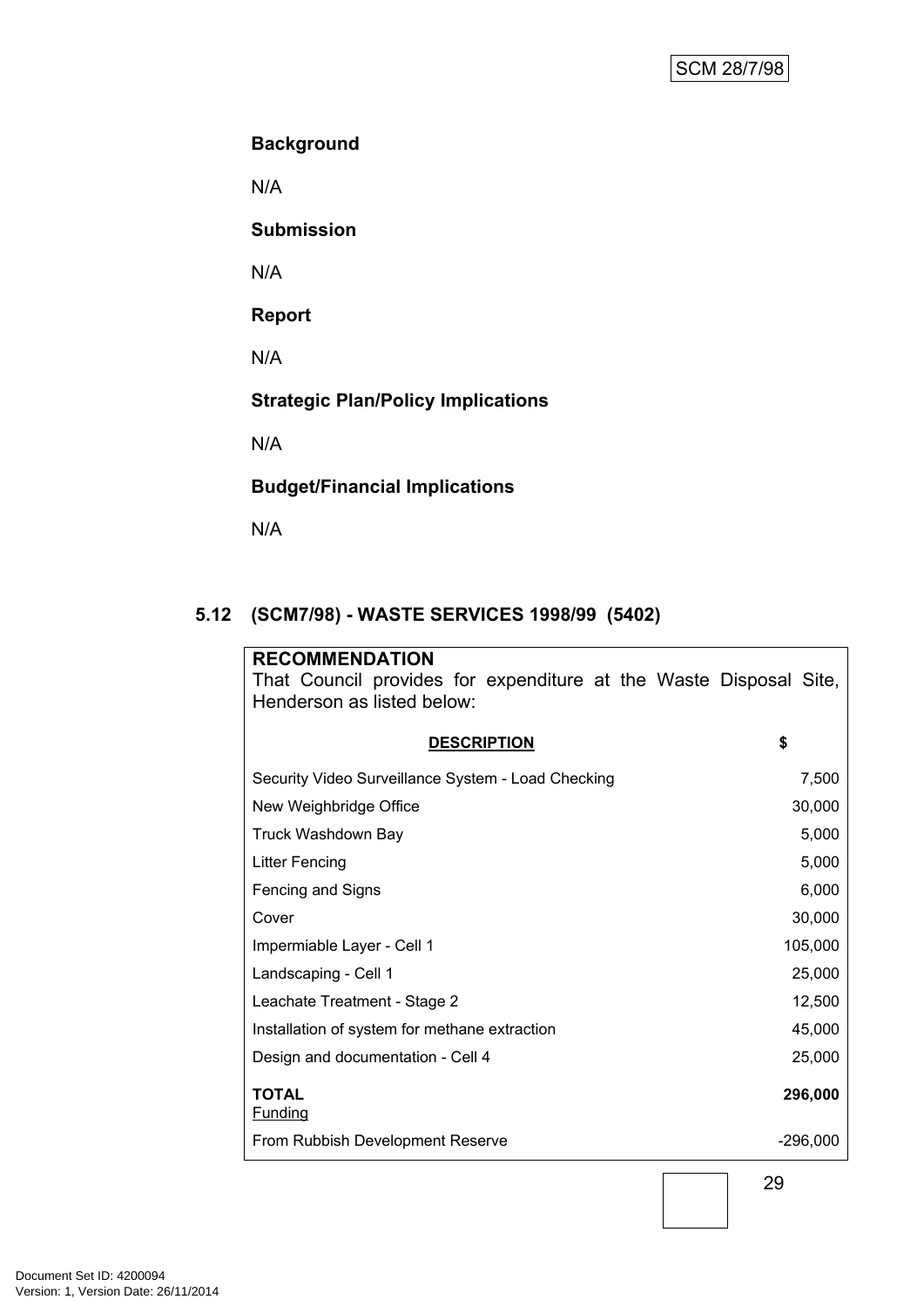**Background**

N/A

**Submission**

N/A

**Report**

N/A

**Strategic Plan/Policy Implications**

N/A

**Budget/Financial Implications**

N/A

## 5.12 (SCM7/98) - WASTE SERVICES 1998/99 (5402)

**RECOMMENDATION**

That Council provides for expenditure at the Waste Disposal Site, Henderson as listed below:

| DESCRIPTION | $ |
|---|---|
| Security Video Surveillance System - Load Checking | 7,500 |
| New Weighbridge Office | 30,000 |
| Truck Washdown Bay | 5,000 |
| Litter Fencing | 5,000 |
| Fencing and Signs | 6,000 |
| Cover | 30,000 |
| Impermiable Layer - Cell 1 | 105,000 |
| Landscaping - Cell 1 | 25,000 |
| Leachate Treatment - Stage 2 | 12,500 |
| Installation of system for methane extraction | 45,000 |
| Design and documentation - Cell 4 | 25,000 |
| **TOTAL** | **296,000** |
| Funding | |
| From Rubbish Development Reserve | -296,000 |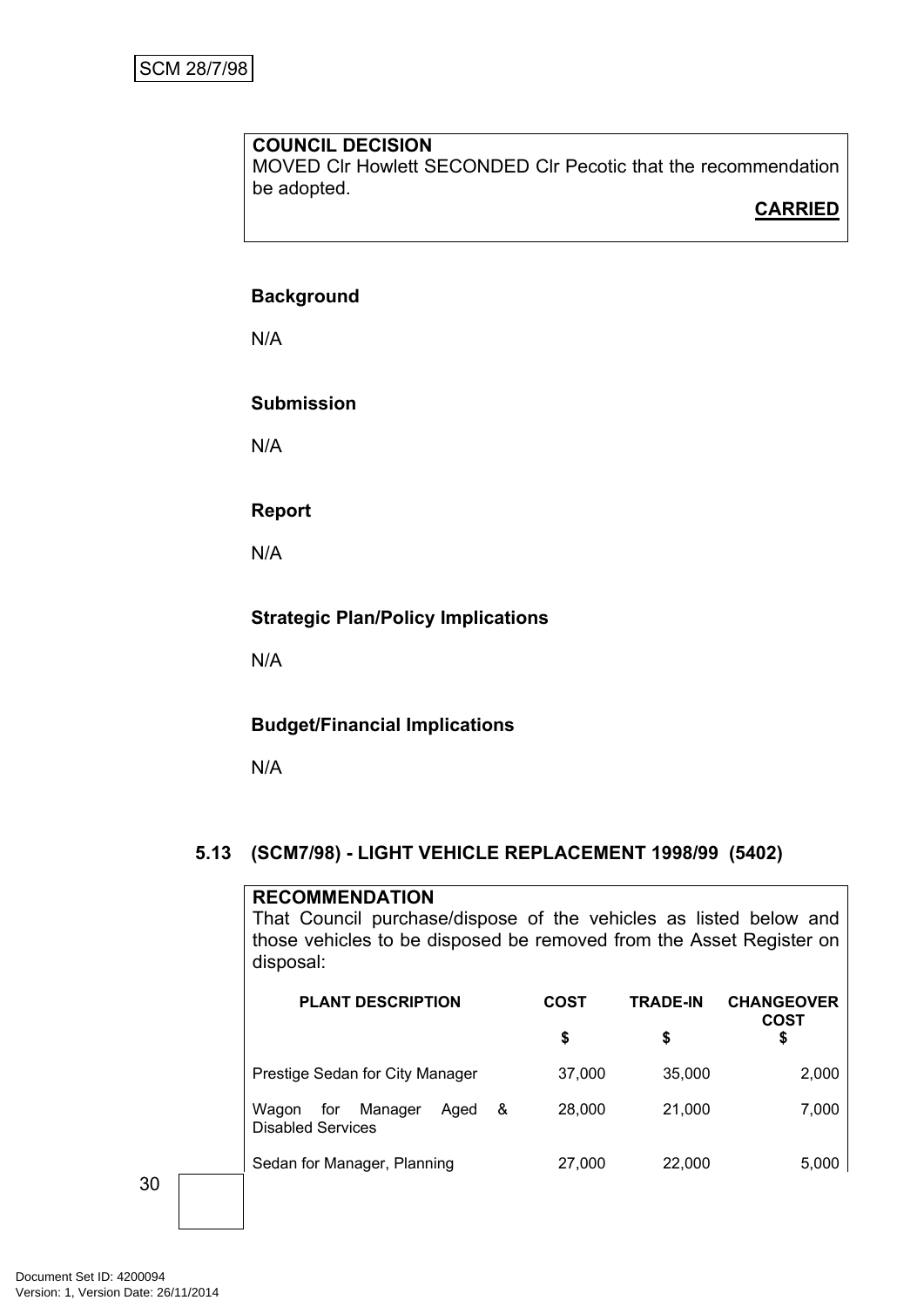**COUNCIL DECISION**
MOVED Clr Howlett SECONDED Clr Pecotic that the recommendation be adopted.

**CARRIED**

**Background**

N/A

**Submission**

N/A

**Report**

N/A

**Strategic Plan/Policy Implications**

N/A

**Budget/Financial Implications**

N/A

## 5.13 (SCM7/98) - LIGHT VEHICLE REPLACEMENT 1998/99 (5402)

**RECOMMENDATION**
That Council purchase/dispose of the vehicles as listed below and those vehicles to be disposed be removed from the Asset Register on disposal:

| PLANT DESCRIPTION | COST $ | TRADE-IN $ | CHANGEOVER COST $ |
|---|---|---|---|
| Prestige Sedan for City Manager | 37,000 | 35,000 | 2,000 |
| Wagon for Manager Aged & Disabled Services | 28,000 | 21,000 | 7,000 |
| Sedan for Manager, Planning | 27,000 | 22,000 | 5,000 |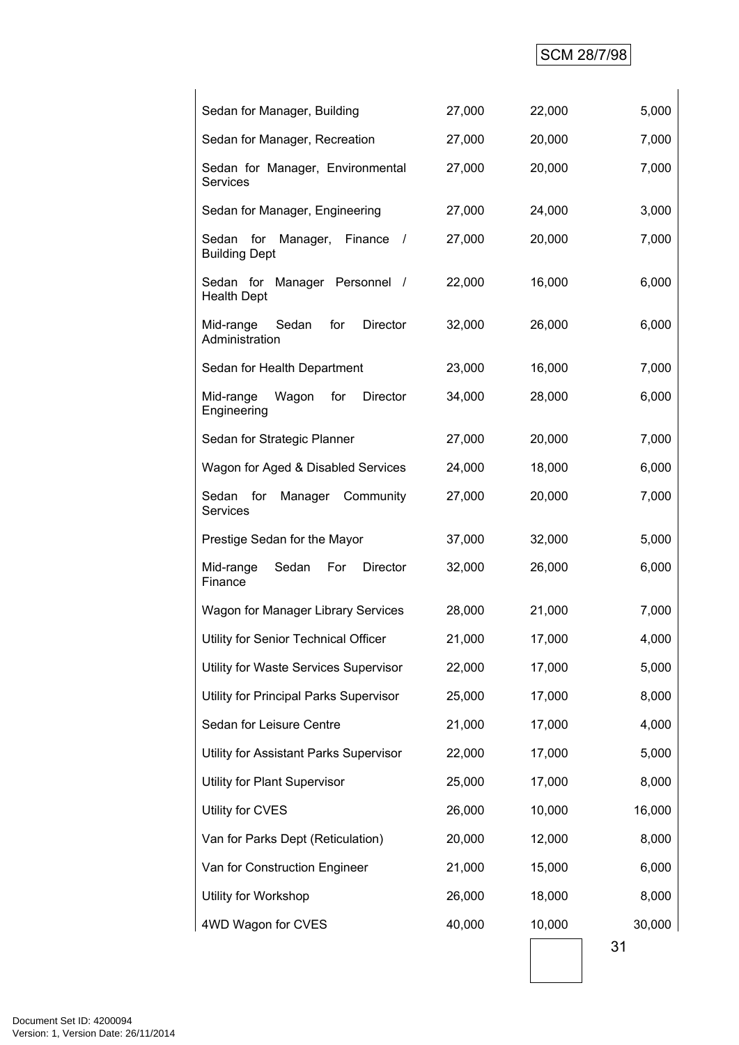| | | | |
|---|---|---|---|
| Sedan for Manager, Building | 27,000 | 22,000 | 5,000 |
| Sedan for Manager, Recreation | 27,000 | 20,000 | 7,000 |
| Sedan for Manager, Environmental Services | 27,000 | 20,000 | 7,000 |
| Sedan for Manager, Engineering | 27,000 | 24,000 | 3,000 |
| Sedan for Manager, Finance / Building Dept | 27,000 | 20,000 | 7,000 |
| Sedan for Manager Personnel / Health Dept | 22,000 | 16,000 | 6,000 |
| Mid-range Sedan for Director Administration | 32,000 | 26,000 | 6,000 |
| Sedan for Health Department | 23,000 | 16,000 | 7,000 |
| Mid-range Wagon for Director Engineering | 34,000 | 28,000 | 6,000 |
| Sedan for Strategic Planner | 27,000 | 20,000 | 7,000 |
| Wagon for Aged & Disabled Services | 24,000 | 18,000 | 6,000 |
| Sedan for Manager Community Services | 27,000 | 20,000 | 7,000 |
| Prestige Sedan for the Mayor | 37,000 | 32,000 | 5,000 |
| Mid-range Sedan For Director Finance | 32,000 | 26,000 | 6,000 |
| Wagon for Manager Library Services | 28,000 | 21,000 | 7,000 |
| Utility for Senior Technical Officer | 21,000 | 17,000 | 4,000 |
| Utility for Waste Services Supervisor | 22,000 | 17,000 | 5,000 |
| Utility for Principal Parks Supervisor | 25,000 | 17,000 | 8,000 |
| Sedan for Leisure Centre | 21,000 | 17,000 | 4,000 |
| Utility for Assistant Parks Supervisor | 22,000 | 17,000 | 5,000 |
| Utility for Plant Supervisor | 25,000 | 17,000 | 8,000 |
| Utility for CVES | 26,000 | 10,000 | 16,000 |
| Van for Parks Dept (Reticulation) | 20,000 | 12,000 | 8,000 |
| Van for Construction Engineer | 21,000 | 15,000 | 6,000 |
| Utility for Workshop | 26,000 | 18,000 | 8,000 |
| 4WD Wagon for CVES | 40,000 | 10,000 | 30,000 |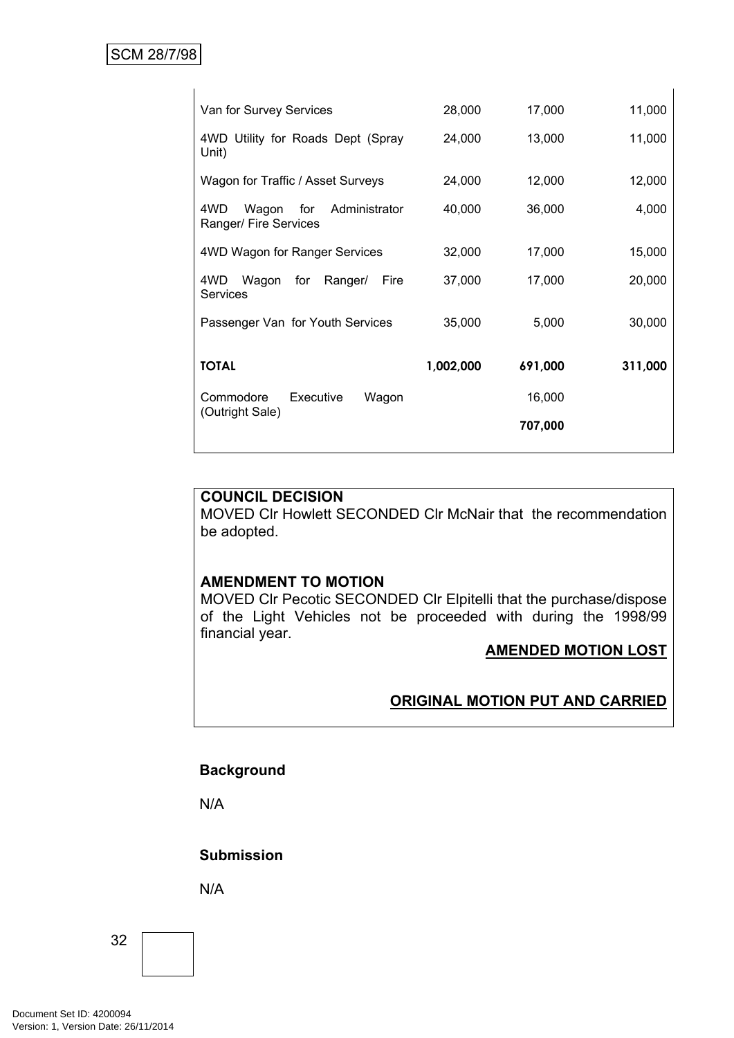| | | | |
|---|---|---|---|
| Van for Survey Services | 28,000 | 17,000 | 11,000 |
| 4WD Utility for Roads Dept (Spray Unit) | 24,000 | 13,000 | 11,000 |
| Wagon for Traffic / Asset Surveys | 24,000 | 12,000 | 12,000 |
| 4WD Wagon for Administrator Ranger/ Fire Services | 40,000 | 36,000 | 4,000 |
| 4WD Wagon for Ranger Services | 32,000 | 17,000 | 15,000 |
| 4WD Wagon for Ranger/ Fire Services | 37,000 | 17,000 | 20,000 |
| Passenger Van for Youth Services | 35,000 | 5,000 | 30,000 |
| **TOTAL** | **1,002,000** | **691,000** | **311,000** |
| Commodore Executive Wagon (Outright Sale) | | 16,000 | |
| | | **707,000** | |

**COUNCIL DECISION**

MOVED Clr Howlett SECONDED Clr McNair that the recommendation be adopted.

**AMENDMENT TO MOTION**

MOVED Clr Pecotic SECONDED Clr Elpitelli that the purchase/dispose of the Light Vehicles not be proceeded with during the 1998/99 financial year.

**AMENDED MOTION LOST**

**ORIGINAL MOTION PUT AND CARRIED**

**Background**

N/A

**Submission**

N/A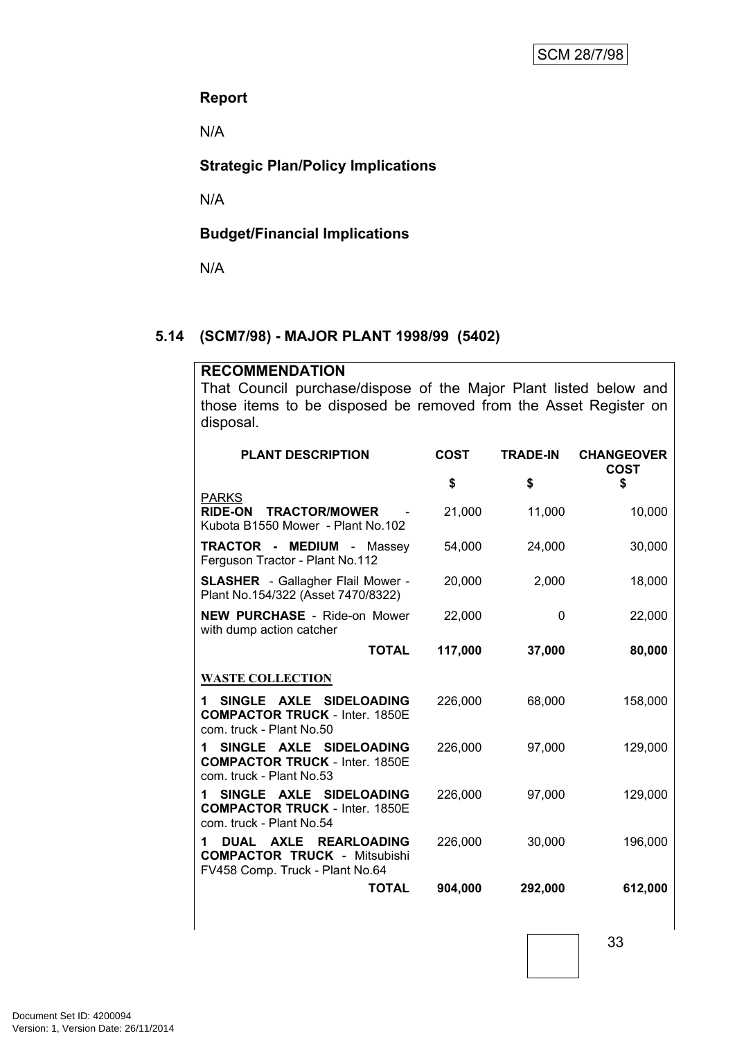**Report**

N/A

**Strategic Plan/Policy Implications**

N/A

**Budget/Financial Implications**

N/A

## 5.14 (SCM7/98) - MAJOR PLANT 1998/99 (5402)

**RECOMMENDATION**

That Council purchase/dispose of the Major Plant listed below and those items to be disposed be removed from the Asset Register on disposal.

| PLANT DESCRIPTION | COST | TRADE-IN | CHANGEOVER COST |
|---|---|---|---|
| | $ | $ | $ |
| PARKS | | | |
| **RIDE-ON TRACTOR/MOWER** - Kubota B1550 Mower - Plant No.102 | 21,000 | 11,000 | 10,000 |
| **TRACTOR - MEDIUM** - Massey Ferguson Tractor - Plant No.112 | 54,000 | 24,000 | 30,000 |
| **SLASHER** - Gallagher Flail Mower - Plant No.154/322 (Asset 7470/8322) | 20,000 | 2,000 | 18,000 |
| **NEW PURCHASE** - Ride-on Mower with dump action catcher | 22,000 | 0 | 22,000 |
| **TOTAL** | **117,000** | **37,000** | **80,000** |
| **WASTE COLLECTION** | | | |
| **1 SINGLE AXLE SIDELOADING COMPACTOR TRUCK** - Inter. 1850E com. truck - Plant No.50 | 226,000 | 68,000 | 158,000 |
| **1 SINGLE AXLE SIDELOADING COMPACTOR TRUCK** - Inter. 1850E com. truck - Plant No.53 | 226,000 | 97,000 | 129,000 |
| **1 SINGLE AXLE SIDELOADING COMPACTOR TRUCK** - Inter. 1850E com. truck - Plant No.54 | 226,000 | 97,000 | 129,000 |
| **1 DUAL AXLE REARLOADING COMPACTOR TRUCK** - Mitsubishi FV458 Comp. Truck - Plant No.64 | 226,000 | 30,000 | 196,000 |
| **TOTAL** | **904,000** | **292,000** | **612,000** |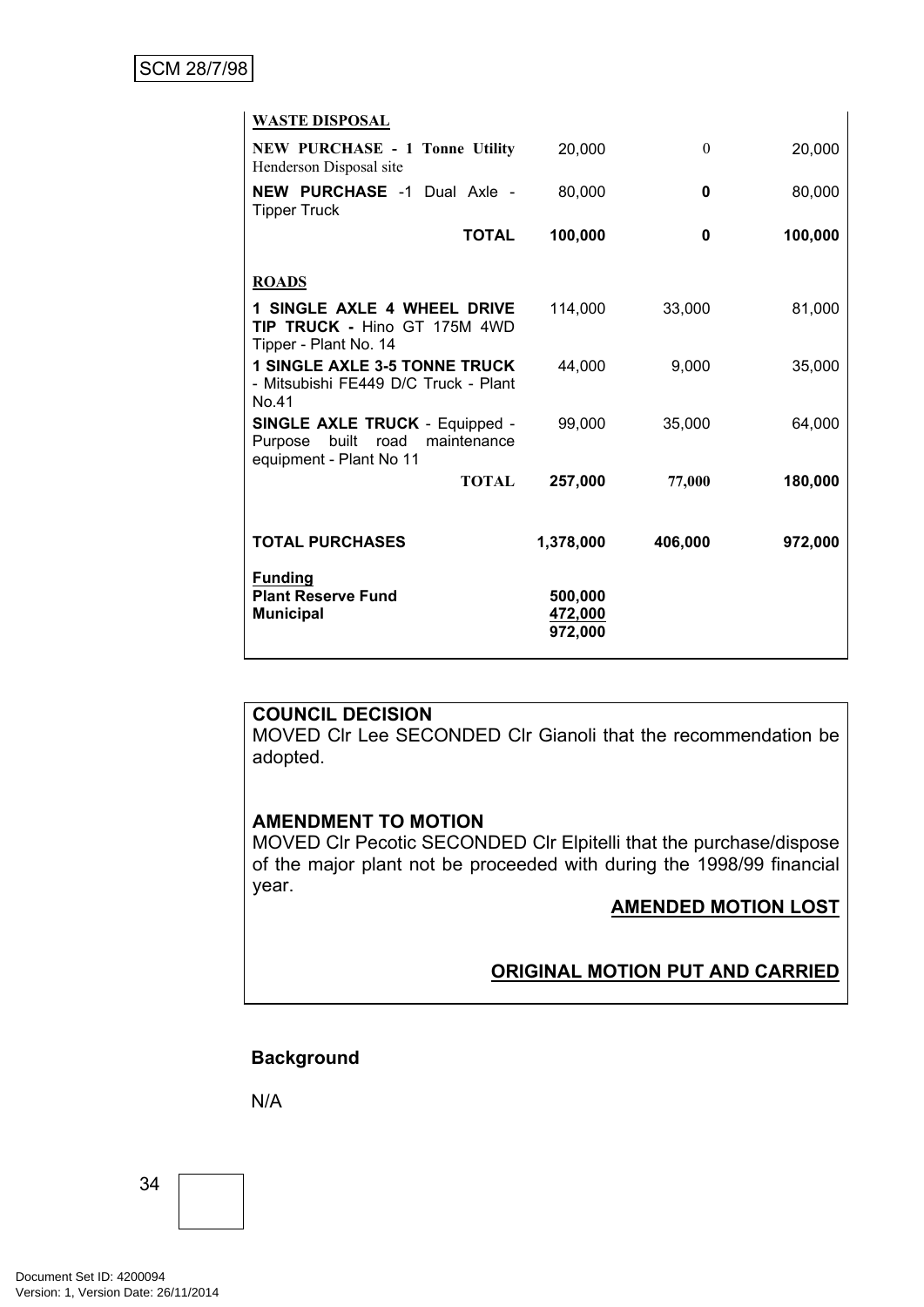| | | | |
|---|---|---|---|
| **WASTE DISPOSAL** | | | |
| **NEW PURCHASE - 1 Tonne Utility** Henderson Disposal site | 20,000 | 0 | 20,000 |
| **NEW PURCHASE** -1 Dual Axle - Tipper Truck | 80,000 | **0** | 80,000 |
| **TOTAL** | **100,000** | **0** | **100,000** |
| | | | |
| **ROADS** | | | |
| **1 SINGLE AXLE 4 WHEEL DRIVE TIP TRUCK -** Hino GT 175M 4WD Tipper - Plant No. 14 | 114,000 | 33,000 | 81,000 |
| **1 SINGLE AXLE 3-5 TONNE TRUCK** - Mitsubishi FE449 D/C Truck - Plant No.41 | 44,000 | 9,000 | 35,000 |
| **SINGLE AXLE TRUCK** - Equipped - Purpose built road maintenance equipment - Plant No 11 | 99,000 | 35,000 | 64,000 |
| **TOTAL** | **257,000** | **77,000** | **180,000** |
| | | | |
| **TOTAL PURCHASES** | **1,378,000** | **406,000** | **972,000** |
| | | | |
| **Funding** | | | |
| **Plant Reserve Fund** | **500,000** | | |
| **Municipal** | **472,000** | | |
| | **972,000** | | |

**COUNCIL DECISION**

MOVED Clr Lee SECONDED Clr Gianoli that the recommendation be adopted.

**AMENDMENT TO MOTION**

MOVED Clr Pecotic SECONDED Clr Elpitelli that the purchase/dispose of the major plant not be proceeded with during the 1998/99 financial year.

**AMENDED MOTION LOST**

**ORIGINAL MOTION PUT AND CARRIED**

**Background**

N/A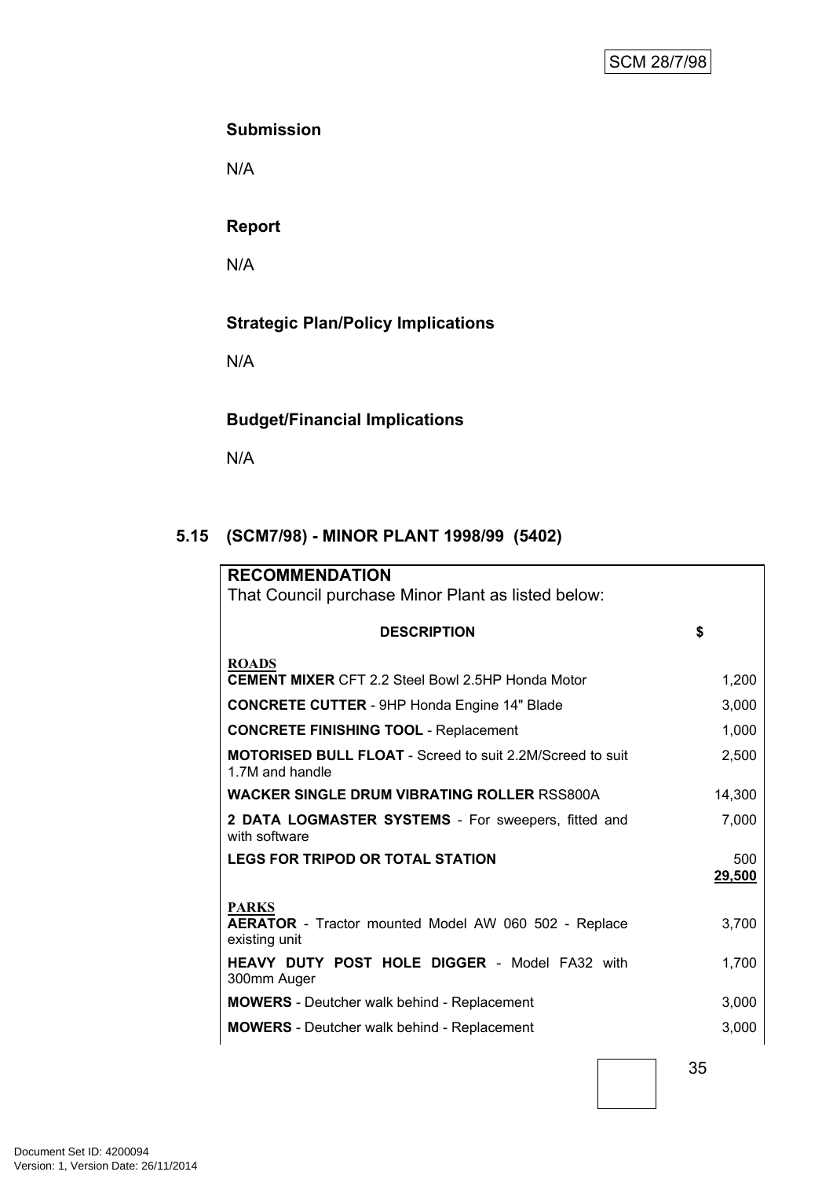SCM 28/7/98

**Submission**

N/A

**Report**

N/A

**Strategic Plan/Policy Implications**

N/A

**Budget/Financial Implications**

N/A

## 5.15 (SCM7/98) - MINOR PLANT 1998/99 (5402)

**RECOMMENDATION**

That Council purchase Minor Plant as listed below:

| DESCRIPTION | $ |
|---|---|
| **ROADS** | |
| **CEMENT MIXER** CFT 2.2 Steel Bowl 2.5HP Honda Motor | 1,200 |
| **CONCRETE CUTTER** - 9HP Honda Engine 14" Blade | 3,000 |
| **CONCRETE FINISHING TOOL** - Replacement | 1,000 |
| **MOTORISED BULL FLOAT** - Screed to suit 2.2M/Screed to suit 1.7M and handle | 2,500 |
| **WACKER SINGLE DRUM VIBRATING ROLLER** RSS800A | 14,300 |
| **2 DATA LOGMASTER SYSTEMS** - For sweepers, fitted and with software | 7,000 |
| **LEGS FOR TRIPOD OR TOTAL STATION** | 500 |
| | **29,500** |
| **PARKS** | |
| **AERATOR** - Tractor mounted Model AW 060 502 - Replace existing unit | 3,700 |
| **HEAVY DUTY POST HOLE DIGGER** - Model FA32 with 300mm Auger | 1,700 |
| **MOWERS** - Deutcher walk behind - Replacement | 3,000 |
| **MOWERS** - Deutcher walk behind - Replacement | 3,000 |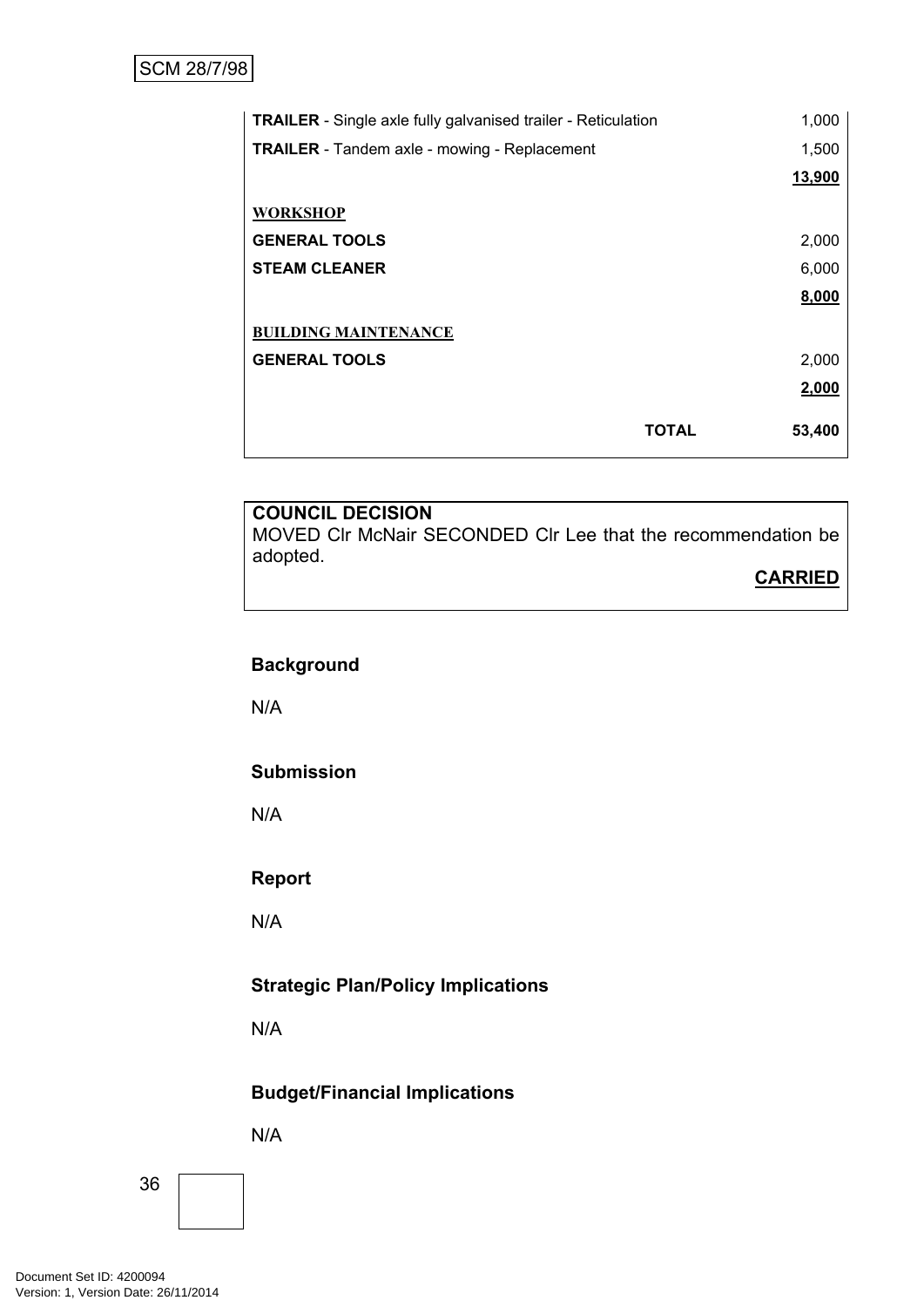| Item | Amount |
|---|---|
| **TRAILER** - Single axle fully galvanised trailer - Reticulation | 1,000 |
| **TRAILER** - Tandem axle - mowing - Replacement | 1,500 |
| | **13,900** |
| **WORKSHOP** | |
| **GENERAL TOOLS** | 2,000 |
| **STEAM CLEANER** | 6,000 |
| | **8,000** |
| **BUILDING MAINTENANCE** | |
| **GENERAL TOOLS** | 2,000 |
| | **2,000** |
| **TOTAL** | **53,400** |

**COUNCIL DECISION**
MOVED Clr McNair SECONDED Clr Lee that the recommendation be adopted.

**CARRIED**

**Background**

N/A

**Submission**

N/A

**Report**

N/A

**Strategic Plan/Policy Implications**

N/A

**Budget/Financial Implications**

N/A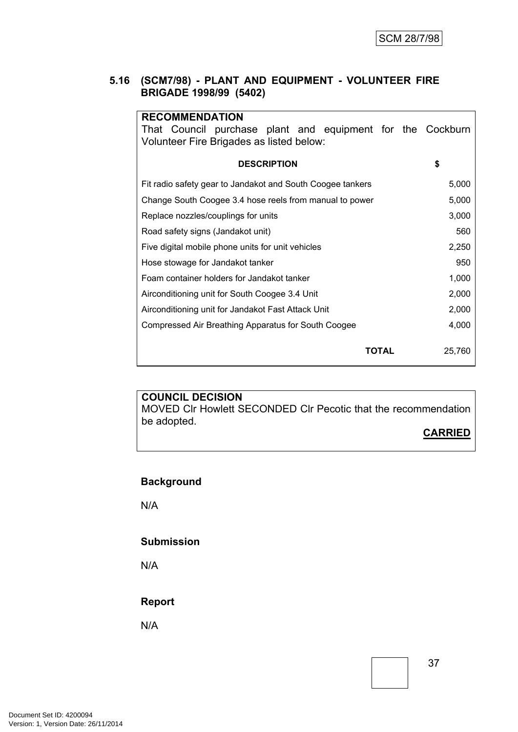## 5.16 (SCM7/98) - PLANT AND EQUIPMENT - VOLUNTEER FIRE BRIGADE 1998/99 (5402)

**RECOMMENDATION**
That Council purchase plant and equipment for the Cockburn Volunteer Fire Brigades as listed below:

| DESCRIPTION | $ |
|---|---|
| Fit radio safety gear to Jandakot and South Coogee tankers | 5,000 |
| Change South Coogee 3.4 hose reels from manual to power | 5,000 |
| Replace nozzles/couplings for units | 3,000 |
| Road safety signs (Jandakot unit) | 560 |
| Five digital mobile phone units for unit vehicles | 2,250 |
| Hose stowage for Jandakot tanker | 950 |
| Foam container holders for Jandakot tanker | 1,000 |
| Airconditioning unit for South Coogee 3.4 Unit | 2,000 |
| Airconditioning unit for Jandakot Fast Attack Unit | 2,000 |
| Compressed Air Breathing Apparatus for South Coogee | 4,000 |
| **TOTAL** | 25,760 |

**COUNCIL DECISION**
MOVED Clr Howlett SECONDED Clr Pecotic that the recommendation be adopted.

**CARRIED**

### Background

N/A

### Submission

N/A

### Report

N/A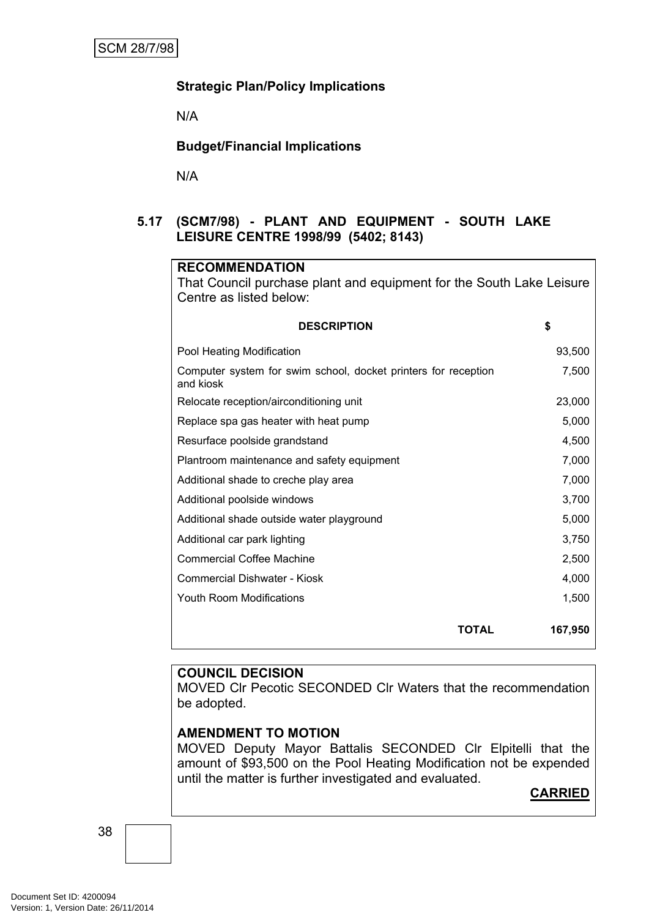**Strategic Plan/Policy Implications**

N/A

**Budget/Financial Implications**

N/A

### 5.17 (SCM7/98) - PLANT AND EQUIPMENT - SOUTH LAKE LEISURE CENTRE 1998/99 (5402; 8143)

**RECOMMENDATION**

That Council purchase plant and equipment for the South Lake Leisure Centre as listed below:

| DESCRIPTION | $ |
|---|---|
| Pool Heating Modification | 93,500 |
| Computer system for swim school, docket printers for reception and kiosk | 7,500 |
| Relocate reception/airconditioning unit | 23,000 |
| Replace spa gas heater with heat pump | 5,000 |
| Resurface poolside grandstand | 4,500 |
| Plantroom maintenance and safety equipment | 7,000 |
| Additional shade to creche play area | 7,000 |
| Additional poolside windows | 3,700 |
| Additional shade outside water playground | 5,000 |
| Additional car park lighting | 3,750 |
| Commercial Coffee Machine | 2,500 |
| Commercial Dishwater - Kiosk | 4,000 |
| Youth Room Modifications | 1,500 |
| **TOTAL** | **167,950** |

**COUNCIL DECISION**

MOVED Clr Pecotic SECONDED Clr Waters that the recommendation be adopted.

**AMENDMENT TO MOTION**

MOVED Deputy Mayor Battalis SECONDED Clr Elpitelli that the amount of $93,500 on the Pool Heating Modification not be expended until the matter is further investigated and evaluated.

**CARRIED**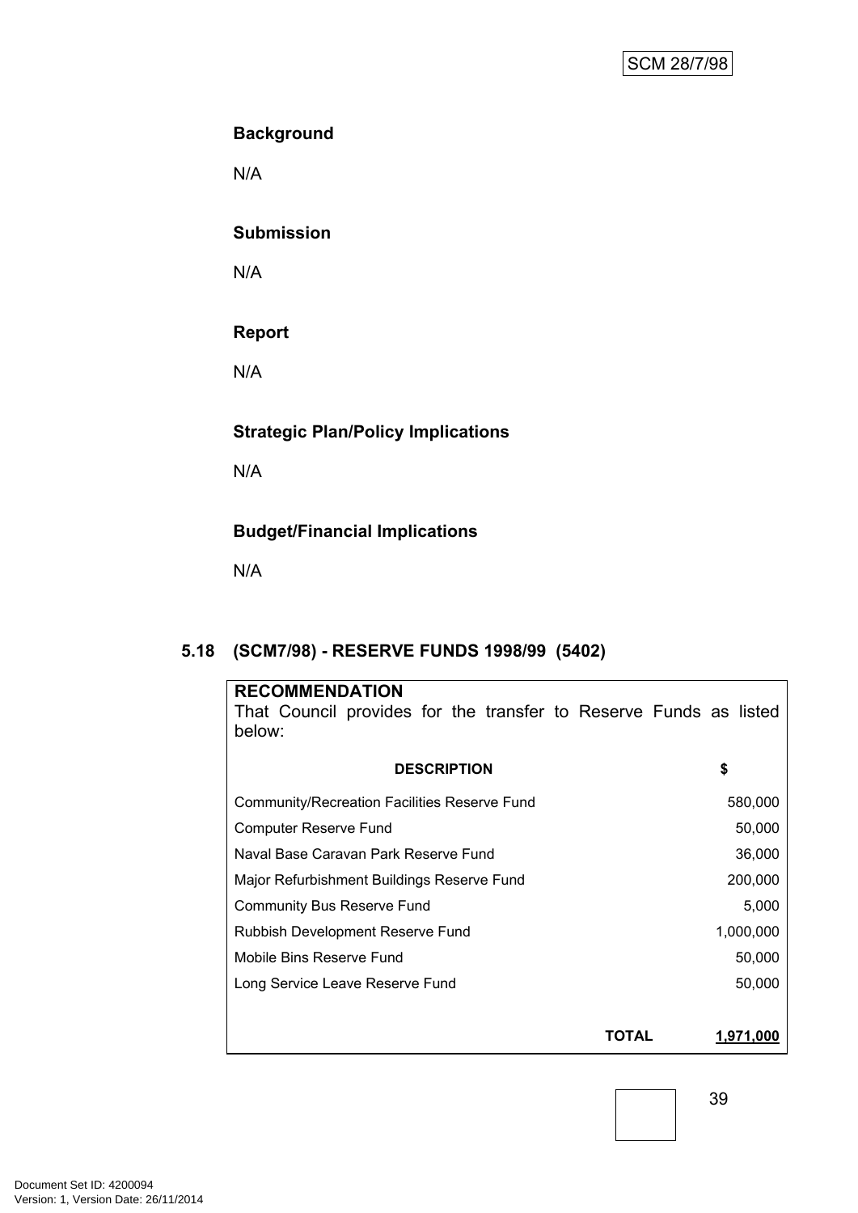### Background

N/A

### Submission

N/A

### Report

N/A

### Strategic Plan/Policy Implications

N/A

### Budget/Financial Implications

N/A

## 5.18 (SCM7/98) - RESERVE FUNDS 1998/99 (5402)

**RECOMMENDATION**

That Council provides for the transfer to Reserve Funds as listed below:

| DESCRIPTION | $ |
|---|---:|
| Community/Recreation Facilities Reserve Fund | 580,000 |
| Computer Reserve Fund | 50,000 |
| Naval Base Caravan Park Reserve Fund | 36,000 |
| Major Refurbishment Buildings Reserve Fund | 200,000 |
| Community Bus Reserve Fund | 5,000 |
| Rubbish Development Reserve Fund | 1,000,000 |
| Mobile Bins Reserve Fund | 50,000 |
| Long Service Leave Reserve Fund | 50,000 |
| **TOTAL** | **1,971,000** |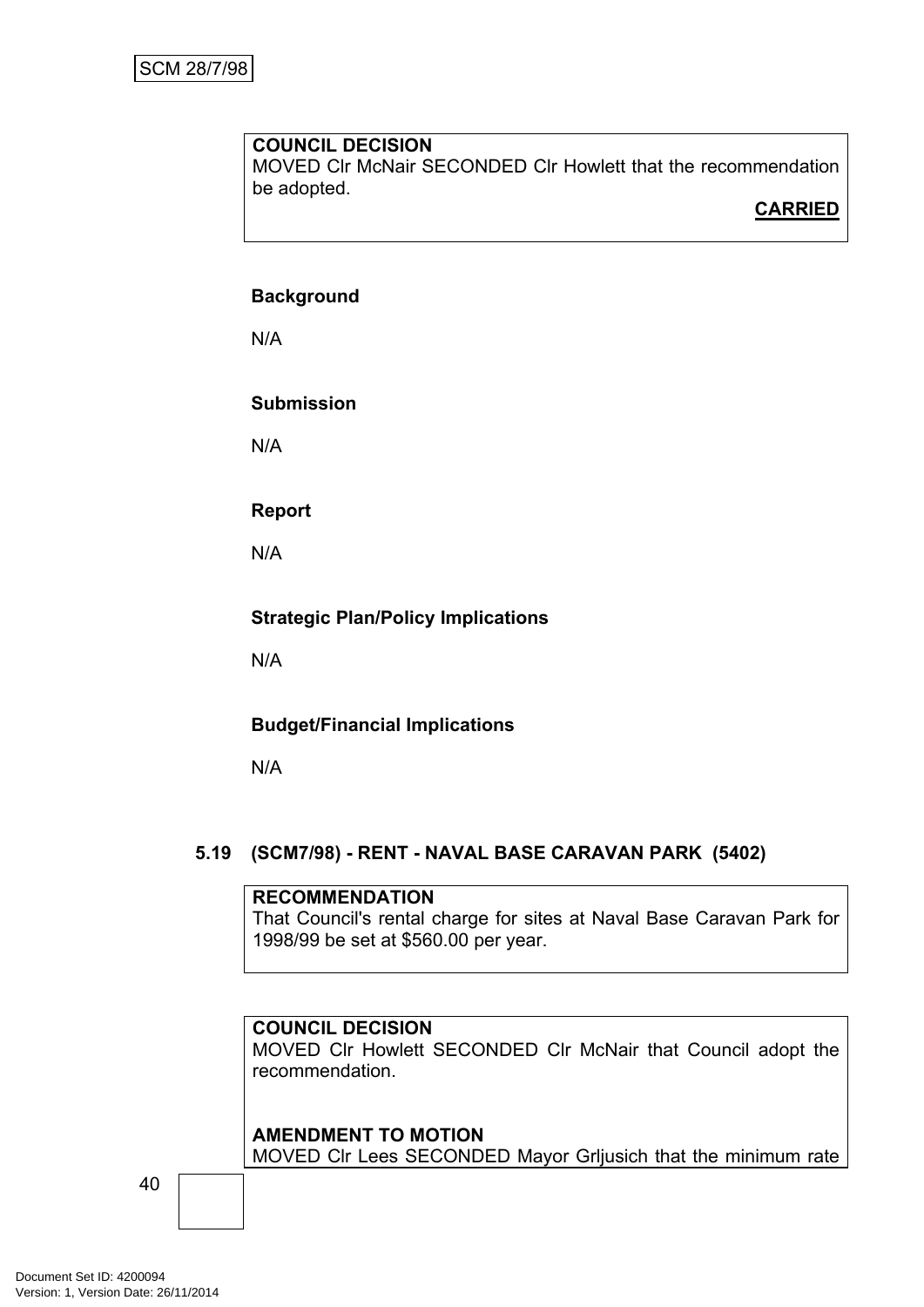**COUNCIL DECISION**
MOVED Clr McNair SECONDED Clr Howlett that the recommendation be adopted.

**CARRIED**

**Background**

N/A

**Submission**

N/A

**Report**

N/A

**Strategic Plan/Policy Implications**

N/A

**Budget/Financial Implications**

N/A

### 5.19 (SCM7/98) - RENT - NAVAL BASE CARAVAN PARK (5402)

**RECOMMENDATION**
That Council's rental charge for sites at Naval Base Caravan Park for 1998/99 be set at $560.00 per year.

**COUNCIL DECISION**
MOVED Clr Howlett SECONDED Clr McNair that Council adopt the recommendation.

**AMENDMENT TO MOTION**
MOVED Clr Lees SECONDED Mayor Grljusich that the minimum rate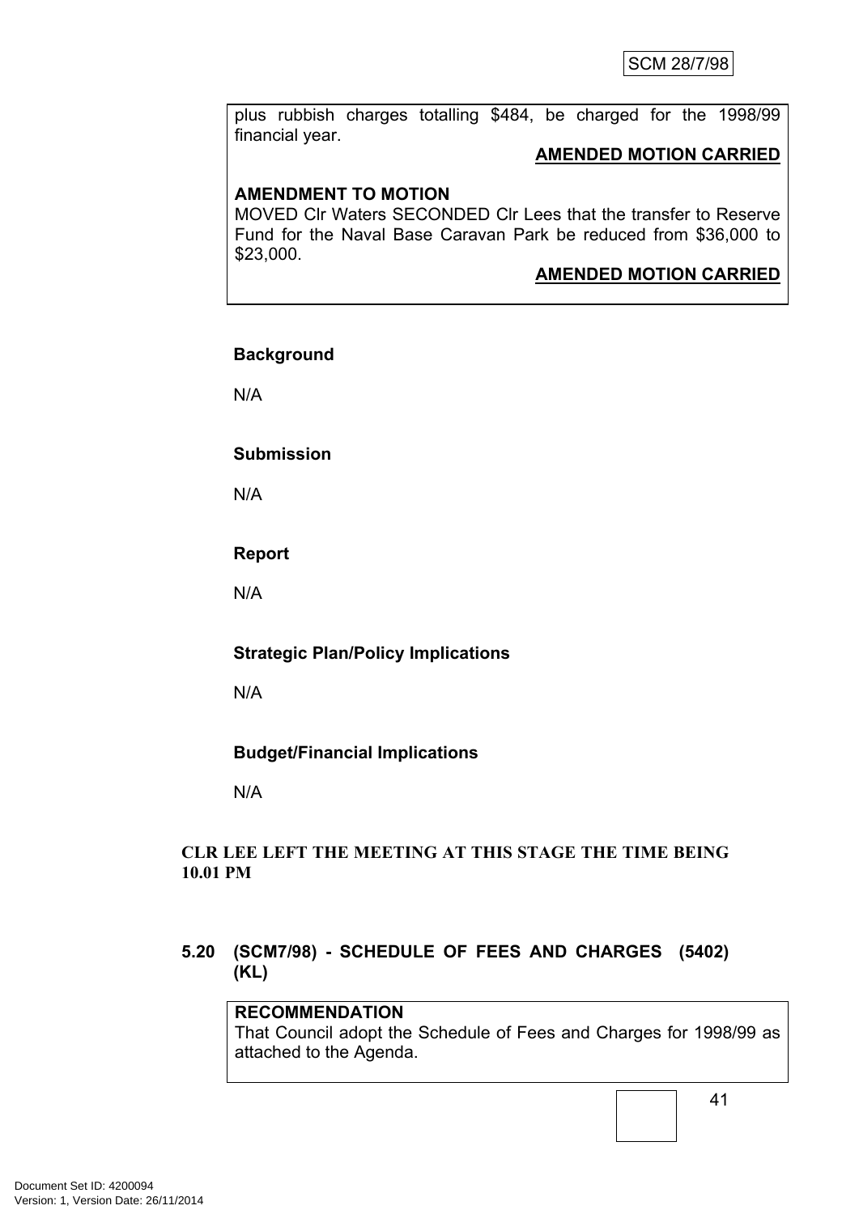plus rubbish charges totalling $484, be charged for the 1998/99 financial year.

**AMENDED MOTION CARRIED**

**AMENDMENT TO MOTION**

MOVED Clr Waters SECONDED Clr Lees that the transfer to Reserve Fund for the Naval Base Caravan Park be reduced from $36,000 to $23,000.

**AMENDED MOTION CARRIED**

**Background**

N/A

**Submission**

N/A

**Report**

N/A

**Strategic Plan/Policy Implications**

N/A

**Budget/Financial Implications**

N/A

**CLR LEE LEFT THE MEETING AT THIS STAGE THE TIME BEING 10.01 PM**

### 5.20 (SCM7/98) - SCHEDULE OF FEES AND CHARGES (5402) (KL)

**RECOMMENDATION**

That Council adopt the Schedule of Fees and Charges for 1998/99 as attached to the Agenda.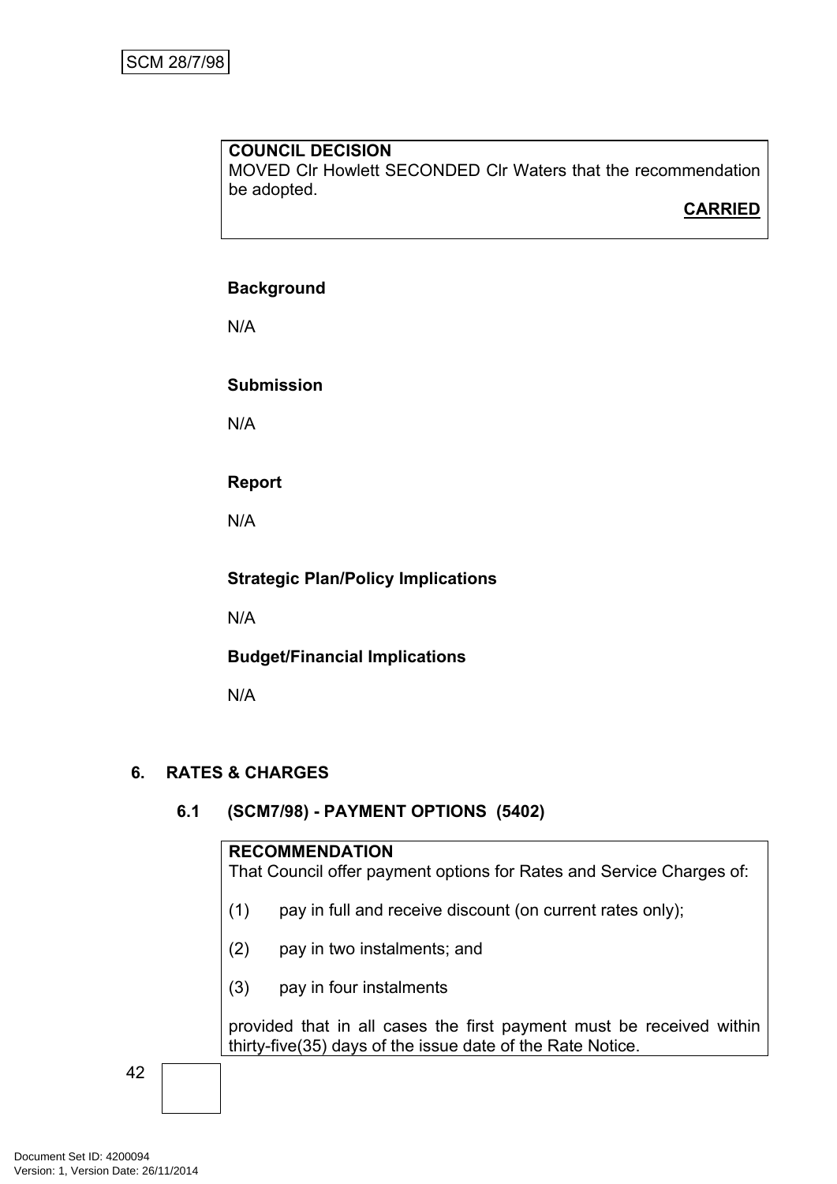**COUNCIL DECISION**
MOVED Clr Howlett SECONDED Clr Waters that the recommendation be adopted.

**CARRIED**

**Background**

N/A

**Submission**

N/A

**Report**

N/A

**Strategic Plan/Policy Implications**

N/A

**Budget/Financial Implications**

N/A

## 6. RATES & CHARGES

### 6.1 (SCM7/98) - PAYMENT OPTIONS (5402)

**RECOMMENDATION**
That Council offer payment options for Rates and Service Charges of:

(1) pay in full and receive discount (on current rates only);

(2) pay in two instalments; and

(3) pay in four instalments

provided that in all cases the first payment must be received within thirty-five(35) days of the issue date of the Rate Notice.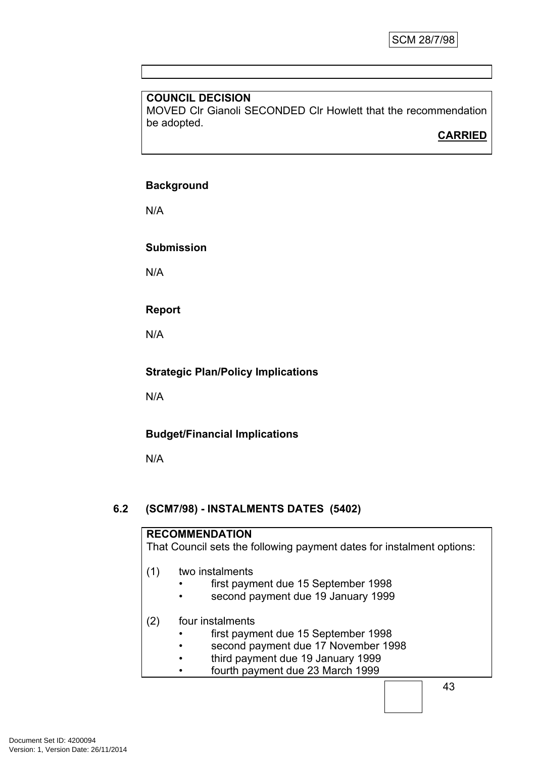**COUNCIL DECISION**
MOVED Clr Gianoli SECONDED Clr Howlett that the recommendation be adopted.

**CARRIED**

**Background**

N/A

**Submission**

N/A

**Report**

N/A

**Strategic Plan/Policy Implications**

N/A

**Budget/Financial Implications**

N/A

## 6.2 (SCM7/98) - INSTALMENTS DATES (5402)

**RECOMMENDATION**
That Council sets the following payment dates for instalment options:

(1) two instalments
- first payment due 15 September 1998
- second payment due 19 January 1999

(2) four instalments
- first payment due 15 September 1998
- second payment due 17 November 1998
- third payment due 19 January 1999
- fourth payment due 23 March 1999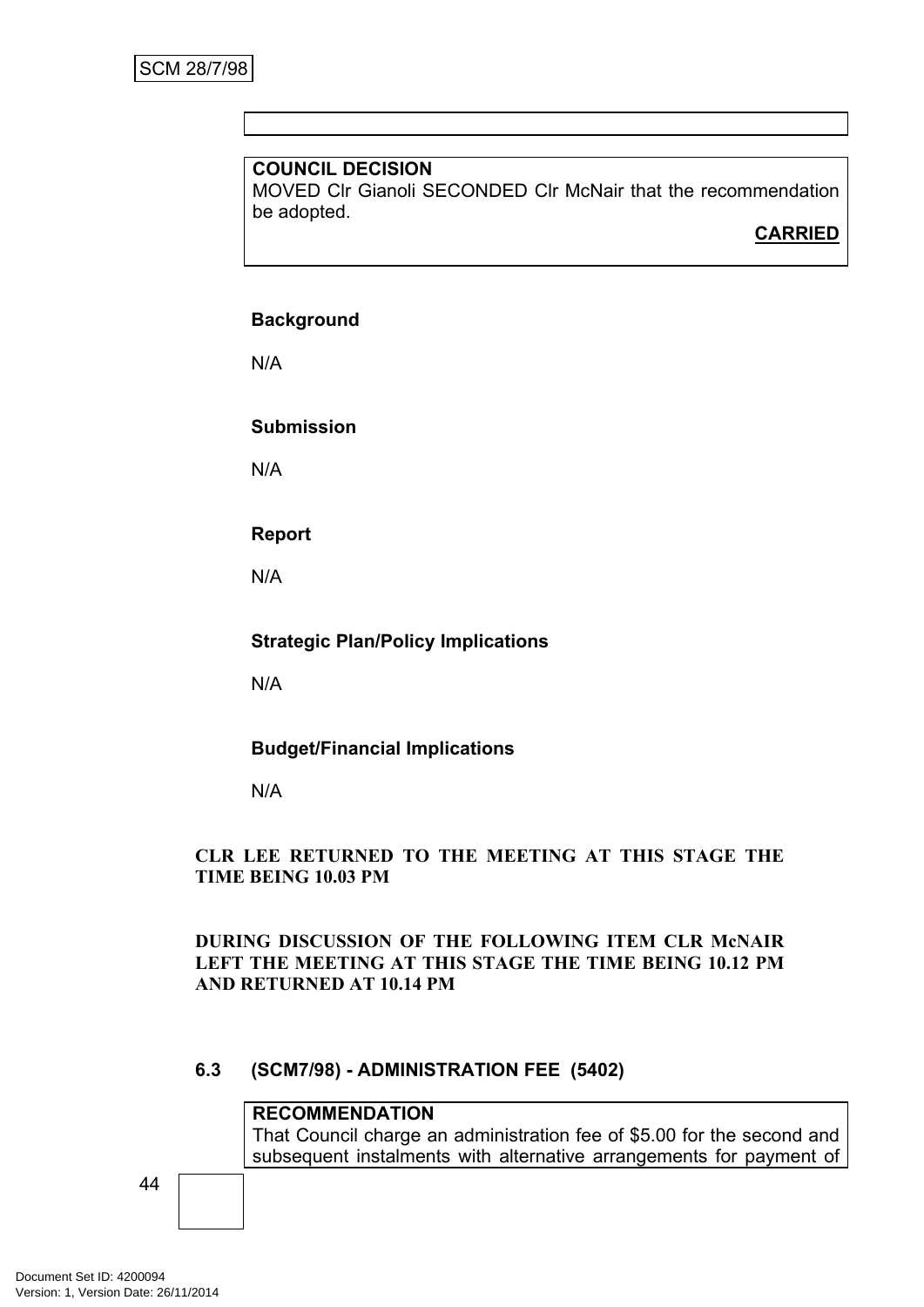**COUNCIL DECISION**
MOVED Clr Gianoli SECONDED Clr McNair that the recommendation be adopted.

**CARRIED**

**Background**

N/A

**Submission**

N/A

**Report**

N/A

**Strategic Plan/Policy Implications**

N/A

**Budget/Financial Implications**

N/A

**CLR LEE RETURNED TO THE MEETING AT THIS STAGE THE TIME BEING 10.03 PM**

**DURING DISCUSSION OF THE FOLLOWING ITEM CLR McNAIR LEFT THE MEETING AT THIS STAGE THE TIME BEING 10.12 PM AND RETURNED AT 10.14 PM**

### 6.3 (SCM7/98) - ADMINISTRATION FEE (5402)

**RECOMMENDATION**
That Council charge an administration fee of $5.00 for the second and subsequent instalments with alternative arrangements for payment of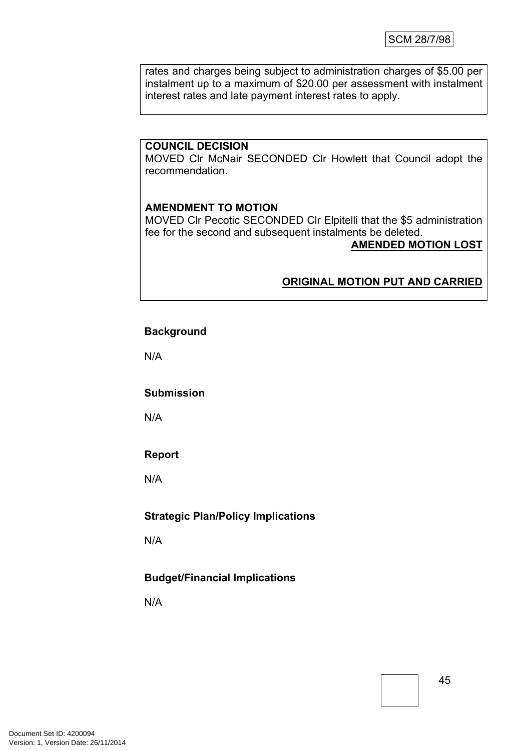rates and charges being subject to administration charges of $5.00 per instalment up to a maximum of $20.00 per assessment with instalment interest rates and late payment interest rates to apply.

**COUNCIL DECISION**
MOVED Clr McNair SECONDED Clr Howlett that Council adopt the recommendation.

**AMENDMENT TO MOTION**
MOVED Clr Pecotic SECONDED Clr Elpitelli that the $5 administration fee for the second and subsequent instalments be deleted.

**AMENDED MOTION LOST**

**ORIGINAL MOTION PUT AND CARRIED**

**Background**

N/A

**Submission**

N/A

**Report**

N/A

**Strategic Plan/Policy Implications**

N/A

**Budget/Financial Implications**

N/A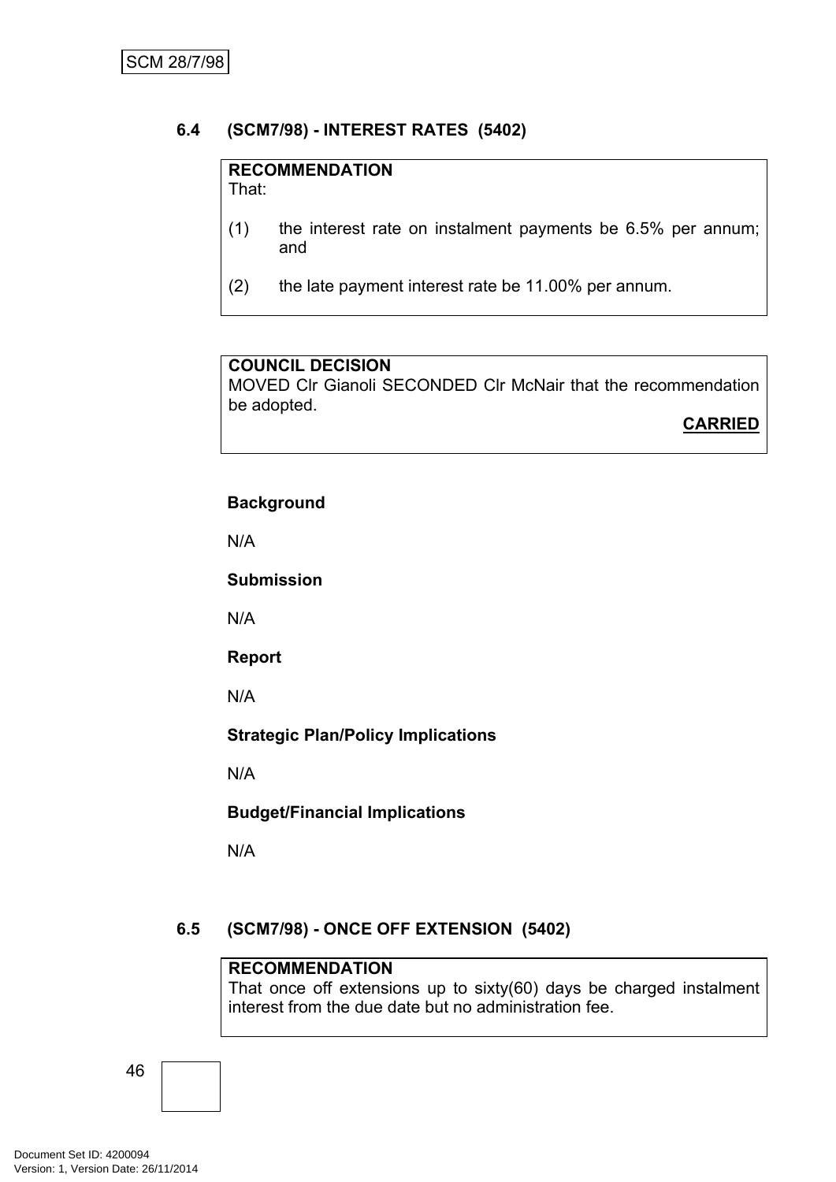## 6.4 (SCM7/98) - INTEREST RATES (5402)

**RECOMMENDATION**
That:

(1) the interest rate on instalment payments be 6.5% per annum; and

(2) the late payment interest rate be 11.00% per annum.

**COUNCIL DECISION**
MOVED Clr Gianoli SECONDED Clr McNair that the recommendation be adopted.

**CARRIED**

**Background**

N/A

**Submission**

N/A

**Report**

N/A

**Strategic Plan/Policy Implications**

N/A

**Budget/Financial Implications**

N/A

## 6.5 (SCM7/98) - ONCE OFF EXTENSION (5402)

**RECOMMENDATION**
That once off extensions up to sixty(60) days be charged instalment interest from the due date but no administration fee.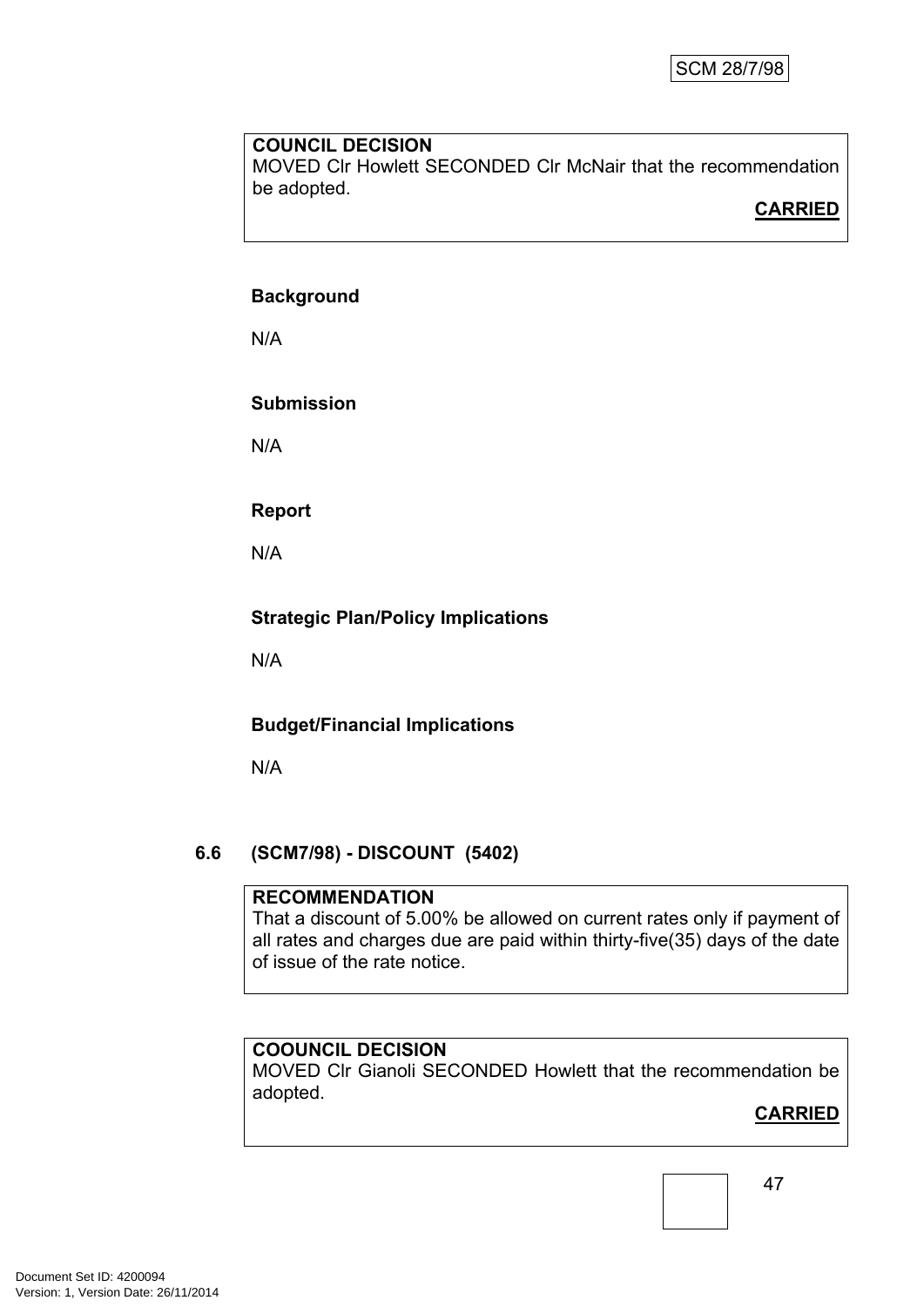SCM 28/7/98

**COUNCIL DECISION**
MOVED Clr Howlett SECONDED Clr McNair that the recommendation be adopted.

**CARRIED**

**Background**

N/A

**Submission**

N/A

**Report**

N/A

**Strategic Plan/Policy Implications**

N/A

**Budget/Financial Implications**

N/A

## 6.6 (SCM7/98) - DISCOUNT (5402)

**RECOMMENDATION**
That a discount of 5.00% be allowed on current rates only if payment of all rates and charges due are paid within thirty-five(35) days of the date of issue of the rate notice.

**COOUNCIL DECISION**
MOVED Clr Gianoli SECONDED Howlett that the recommendation be adopted.

**CARRIED**

Document Set ID: 4200094
Version: 1, Version Date: 26/11/2014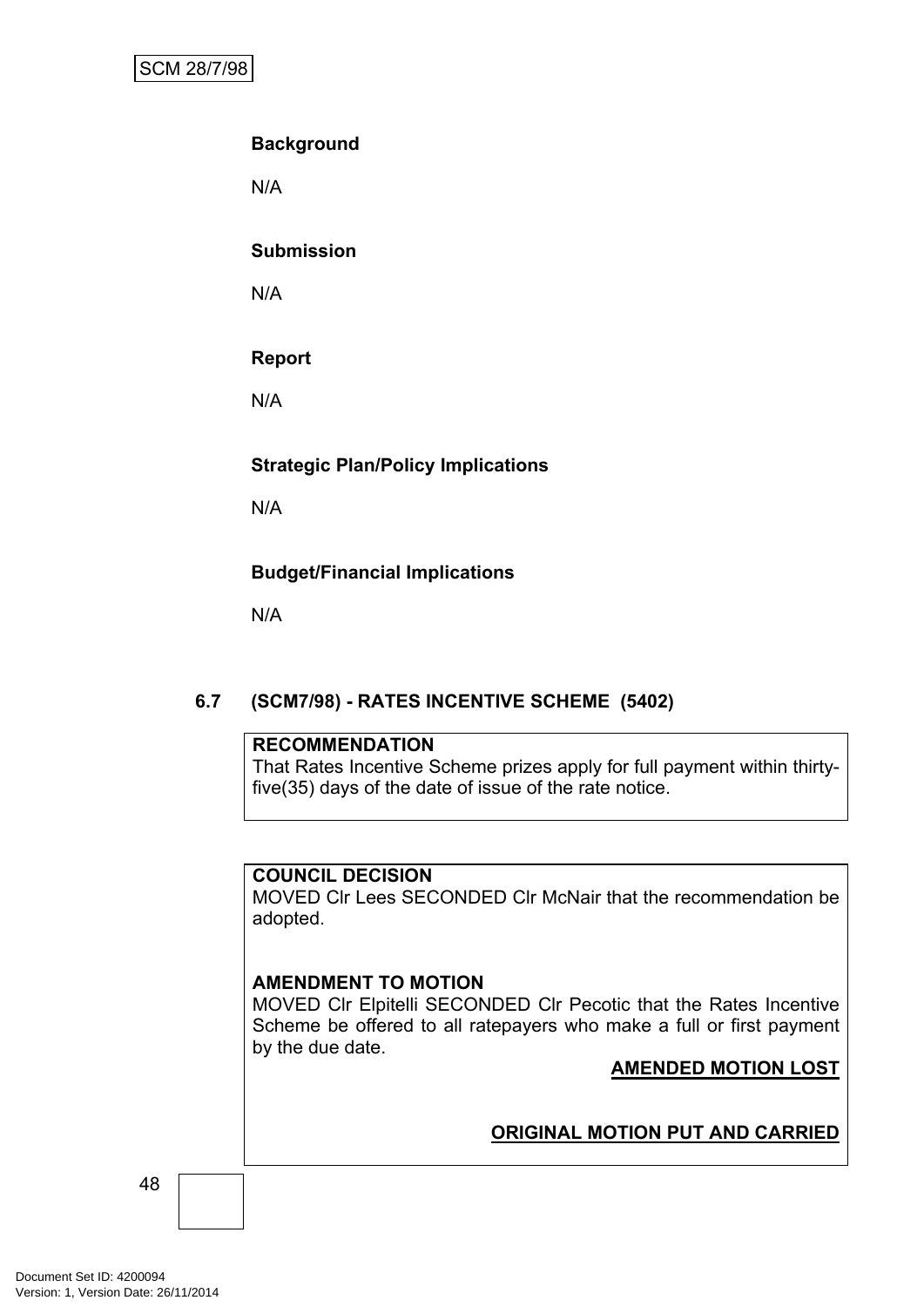**Background**

N/A

**Submission**

N/A

**Report**

N/A

**Strategic Plan/Policy Implications**

N/A

**Budget/Financial Implications**

N/A

## 6.7 (SCM7/98) - RATES INCENTIVE SCHEME (5402)

**RECOMMENDATION**
That Rates Incentive Scheme prizes apply for full payment within thirty-five(35) days of the date of issue of the rate notice.

**COUNCIL DECISION**
MOVED Clr Lees SECONDED Clr McNair that the recommendation be adopted.

**AMENDMENT TO MOTION**
MOVED Clr Elpitelli SECONDED Clr Pecotic that the Rates Incentive Scheme be offered to all ratepayers who make a full or first payment by the due date.

**AMENDED MOTION LOST**

**ORIGINAL MOTION PUT AND CARRIED**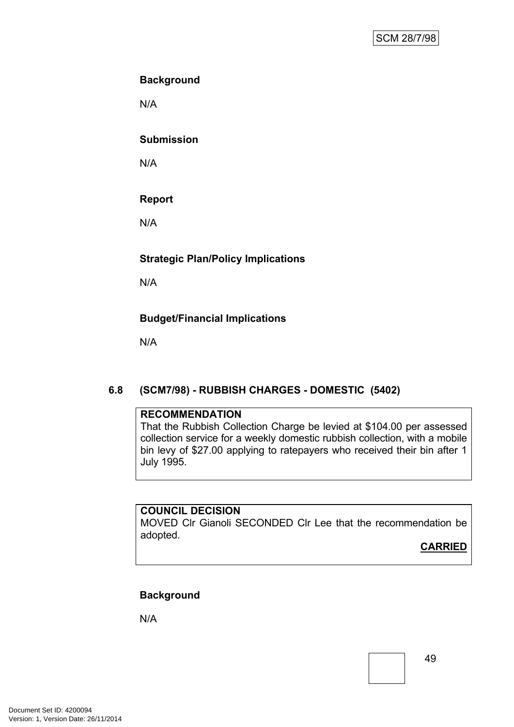**Background**

N/A

**Submission**

N/A

**Report**

N/A

**Strategic Plan/Policy Implications**

N/A

**Budget/Financial Implications**

N/A

### 6.8 (SCM7/98) - RUBBISH CHARGES - DOMESTIC (5402)

**RECOMMENDATION**
That the Rubbish Collection Charge be levied at $104.00 per assessed collection service for a weekly domestic rubbish collection, with a mobile bin levy of $27.00 applying to ratepayers who received their bin after 1 July 1995.

**COUNCIL DECISION**
MOVED Clr Gianoli SECONDED Clr Lee that the recommendation be adopted.

**CARRIED**

**Background**

N/A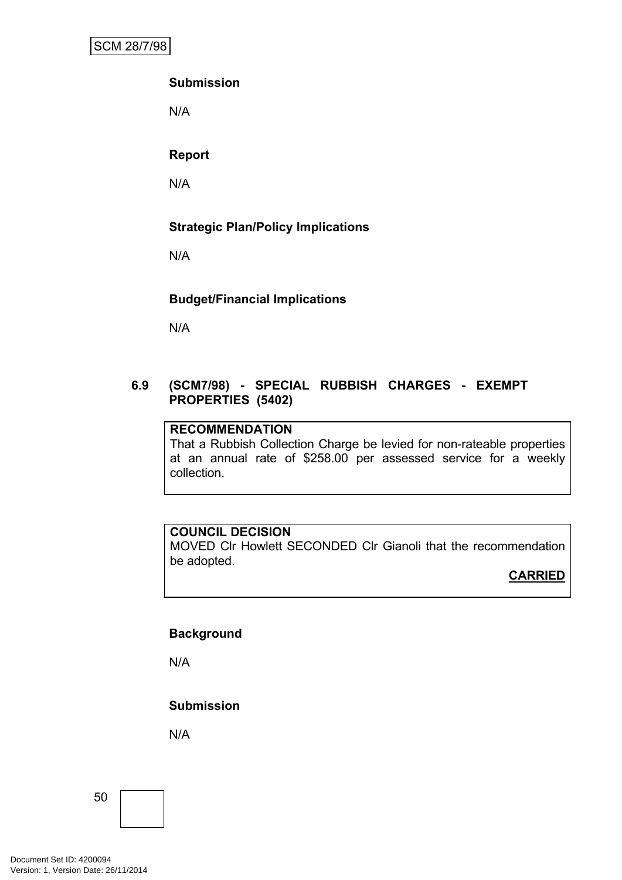**Submission**

N/A

**Report**

N/A

**Strategic Plan/Policy Implications**

N/A

**Budget/Financial Implications**

N/A

## 6.9 (SCM7/98) - SPECIAL RUBBISH CHARGES - EXEMPT PROPERTIES (5402)

**RECOMMENDATION**
That a Rubbish Collection Charge be levied for non-rateable properties at an annual rate of $258.00 per assessed service for a weekly collection.

**COUNCIL DECISION**
MOVED Clr Howlett SECONDED Clr Gianoli that the recommendation be adopted.

**CARRIED**

**Background**

N/A

**Submission**

N/A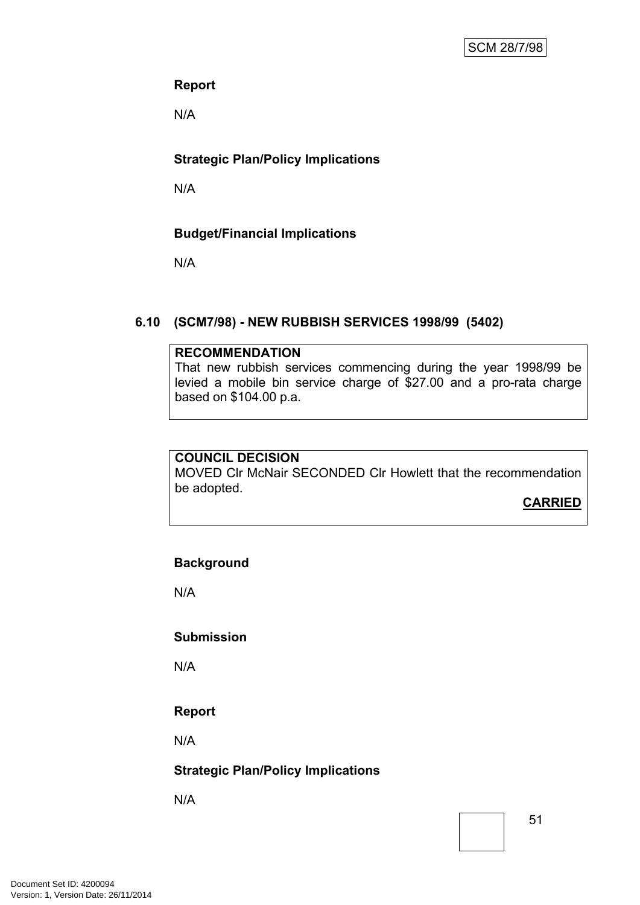**Report**

N/A

**Strategic Plan/Policy Implications**

N/A

**Budget/Financial Implications**

N/A

### 6.10 (SCM7/98) - NEW RUBBISH SERVICES 1998/99 (5402)

**RECOMMENDATION**
That new rubbish services commencing during the year 1998/99 be levied a mobile bin service charge of $27.00 and a pro-rata charge based on $104.00 p.a.

**COUNCIL DECISION**
MOVED Clr McNair SECONDED Clr Howlett that the recommendation be adopted.

**CARRIED**

**Background**

N/A

**Submission**

N/A

**Report**

N/A

**Strategic Plan/Policy Implications**

N/A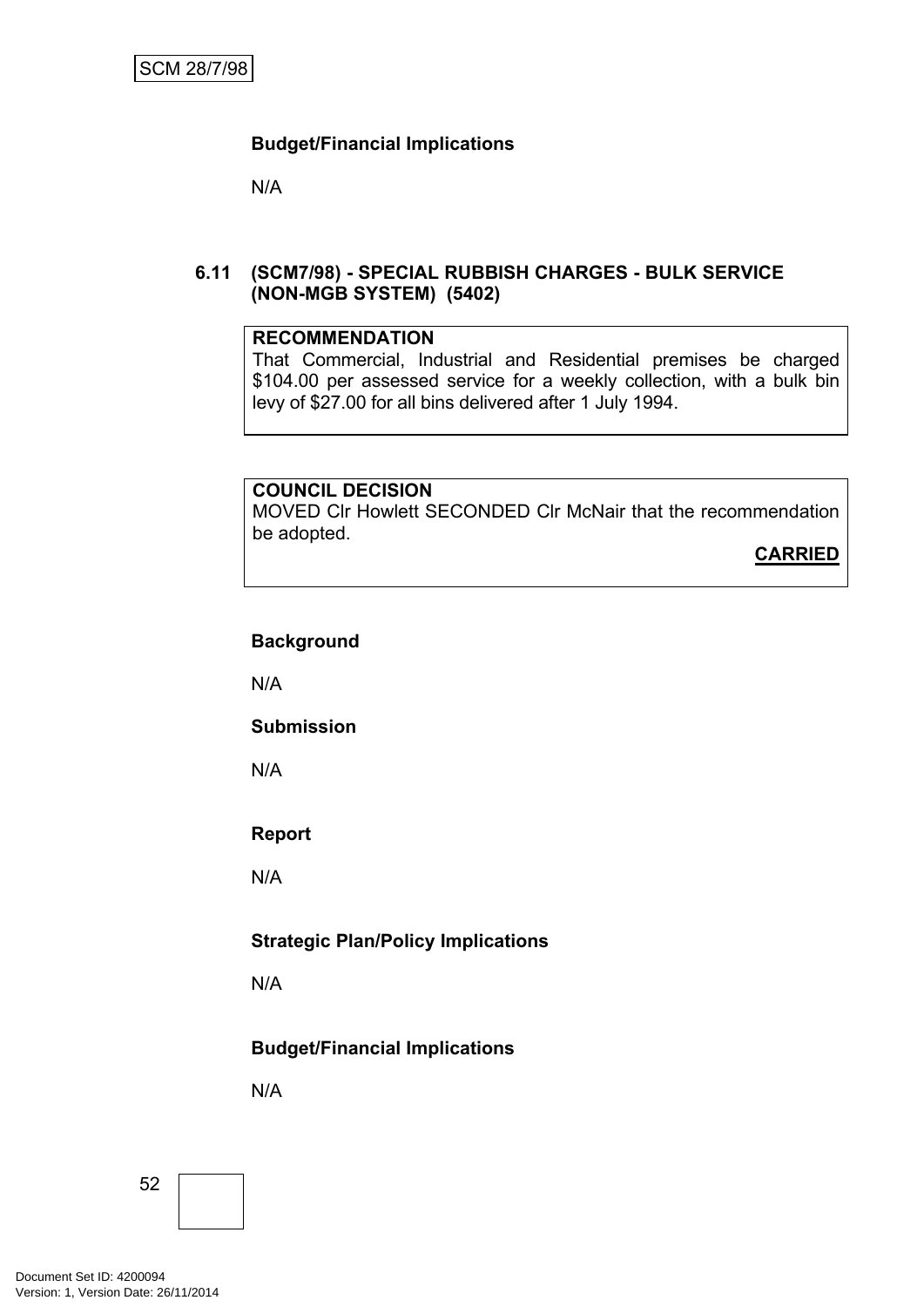**Budget/Financial Implications**

N/A

## 6.11 (SCM7/98) - SPECIAL RUBBISH CHARGES - BULK SERVICE (NON-MGB SYSTEM) (5402)

**RECOMMENDATION**

That Commercial, Industrial and Residential premises be charged $104.00 per assessed service for a weekly collection, with a bulk bin levy of $27.00 for all bins delivered after 1 July 1994.

**COUNCIL DECISION**

MOVED Clr Howlett SECONDED Clr McNair that the recommendation be adopted.

**CARRIED**

**Background**

N/A

**Submission**

N/A

**Report**

N/A

**Strategic Plan/Policy Implications**

N/A

**Budget/Financial Implications**

N/A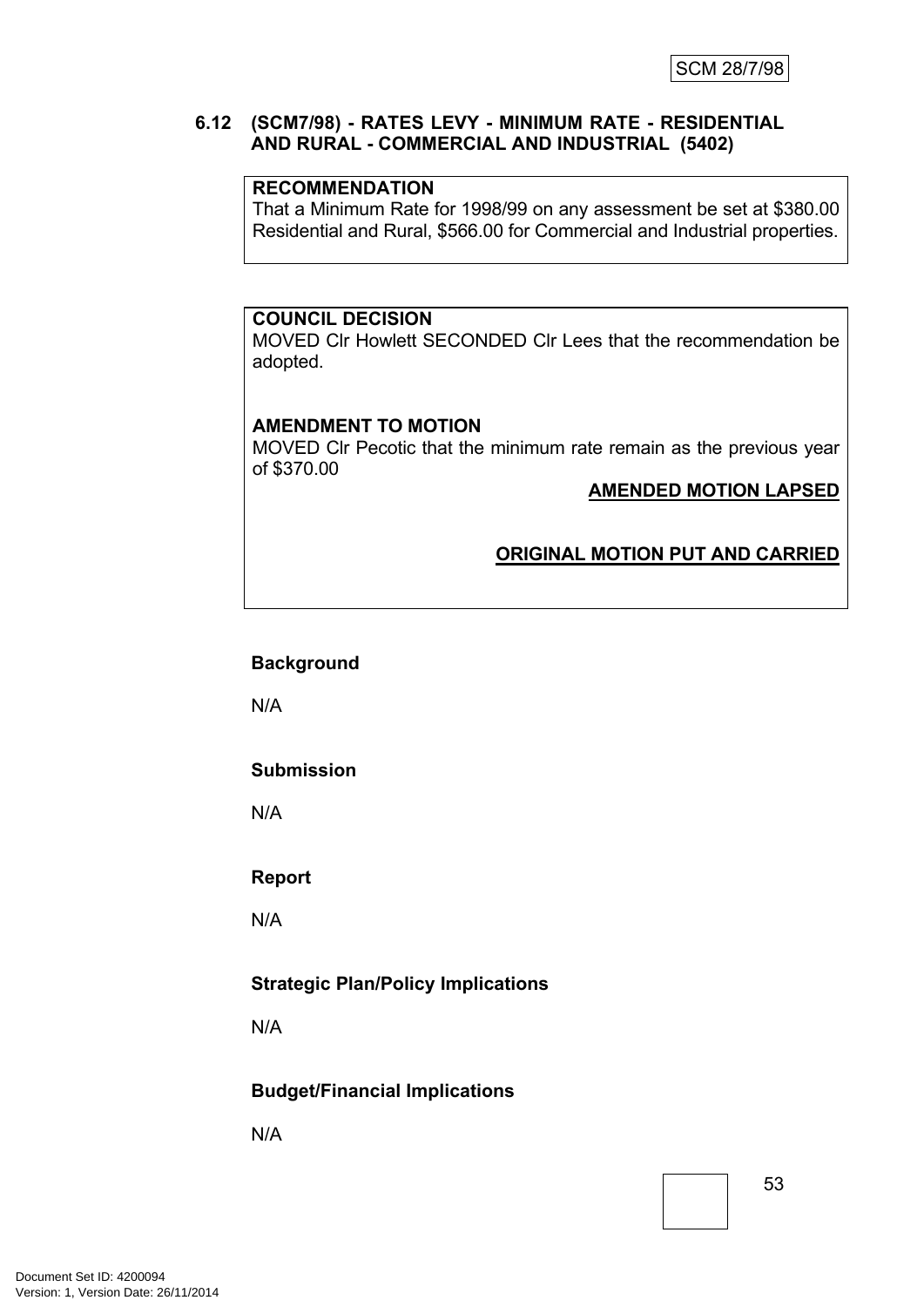### 6.12 (SCM7/98) - RATES LEVY - MINIMUM RATE - RESIDENTIAL AND RURAL - COMMERCIAL AND INDUSTRIAL (5402)

**RECOMMENDATION**

That a Minimum Rate for 1998/99 on any assessment be set at $380.00 Residential and Rural, $566.00 for Commercial and Industrial properties.

**COUNCIL DECISION**

MOVED Clr Howlett SECONDED Clr Lees that the recommendation be adopted.

**AMENDMENT TO MOTION**

MOVED Clr Pecotic that the minimum rate remain as the previous year of $370.00

**AMENDED MOTION LAPSED**

**ORIGINAL MOTION PUT AND CARRIED**

**Background**

N/A

**Submission**

N/A

**Report**

N/A

**Strategic Plan/Policy Implications**

N/A

**Budget/Financial Implications**

N/A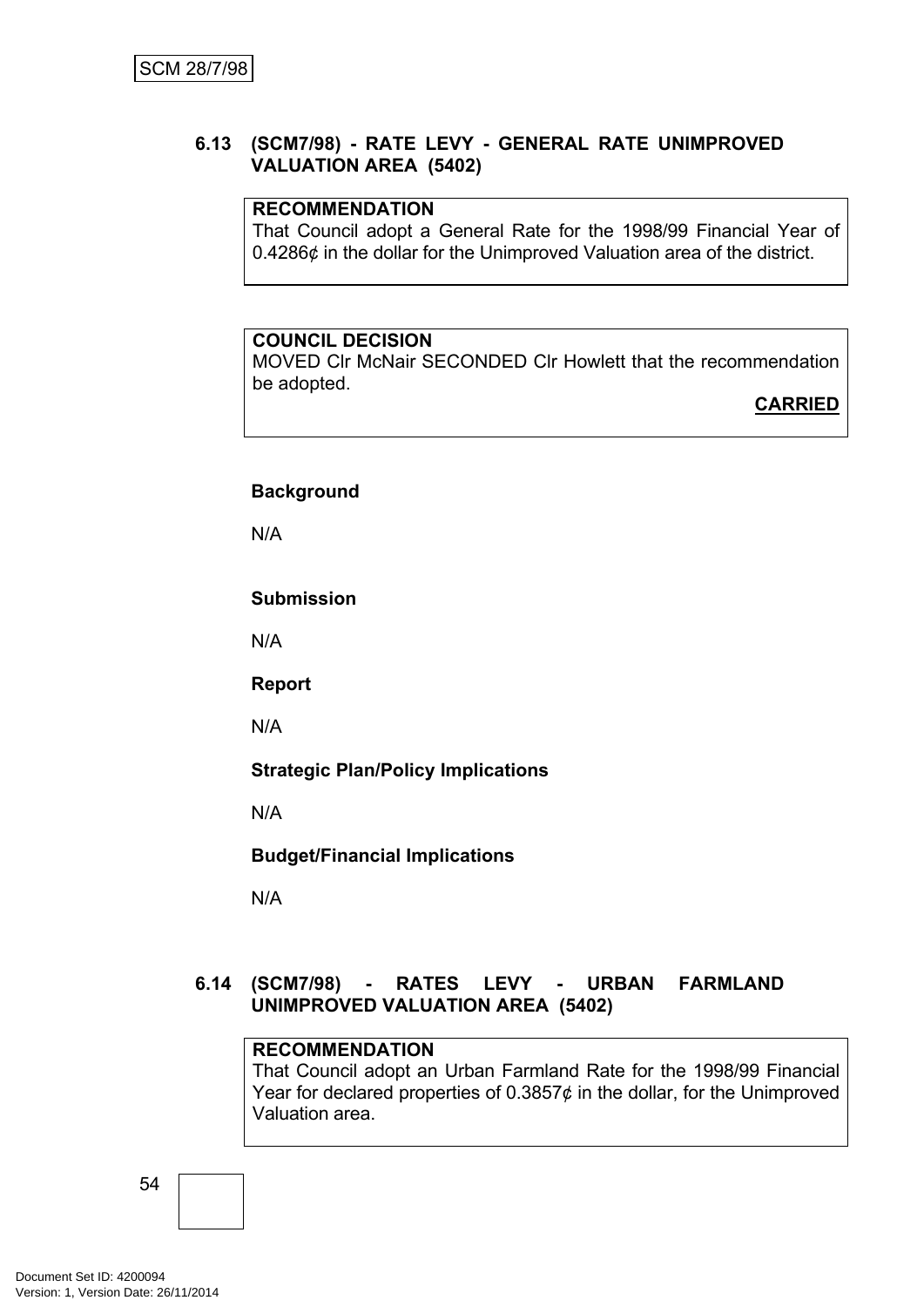### 6.13 (SCM7/98) - RATE LEVY - GENERAL RATE UNIMPROVED VALUATION AREA (5402)

**RECOMMENDATION**
That Council adopt a General Rate for the 1998/99 Financial Year of 0.4286¢ in the dollar for the Unimproved Valuation area of the district.

**COUNCIL DECISION**
MOVED Clr McNair SECONDED Clr Howlett that the recommendation be adopted.

**CARRIED**

**Background**

N/A

**Submission**

N/A

**Report**

N/A

**Strategic Plan/Policy Implications**

N/A

**Budget/Financial Implications**

N/A

### 6.14 (SCM7/98) - RATES LEVY - URBAN FARMLAND UNIMPROVED VALUATION AREA (5402)

**RECOMMENDATION**
That Council adopt an Urban Farmland Rate for the 1998/99 Financial Year for declared properties of 0.3857¢ in the dollar, for the Unimproved Valuation area.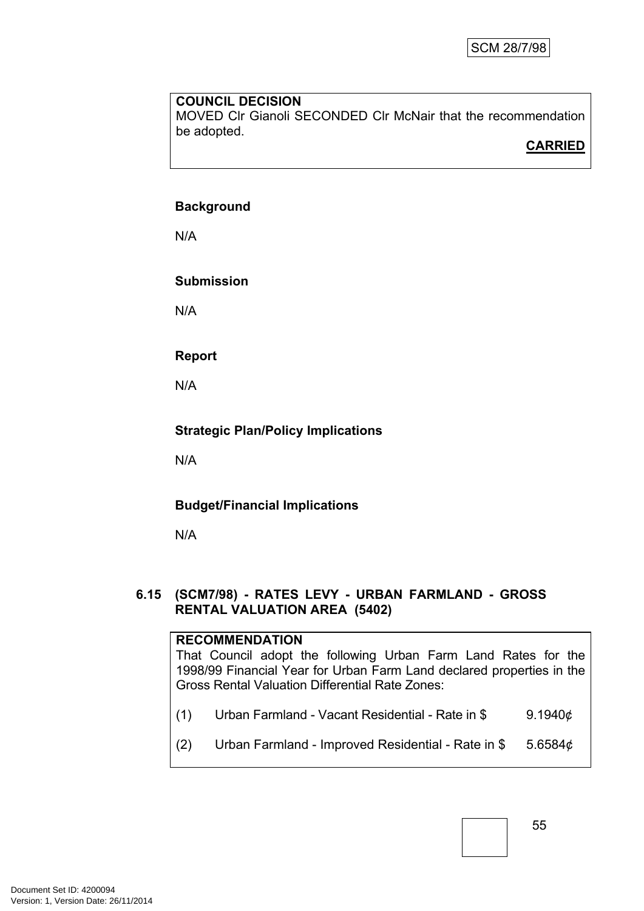**COUNCIL DECISION**
MOVED Clr Gianoli SECONDED Clr McNair that the recommendation be adopted.

**CARRIED**

**Background**

N/A

**Submission**

N/A

**Report**

N/A

**Strategic Plan/Policy Implications**

N/A

**Budget/Financial Implications**

N/A

### 6.15 (SCM7/98) - RATES LEVY - URBAN FARMLAND - GROSS RENTAL VALUATION AREA (5402)

**RECOMMENDATION**
That Council adopt the following Urban Farm Land Rates for the 1998/99 Financial Year for Urban Farm Land declared properties in the Gross Rental Valuation Differential Rate Zones:

(1) Urban Farmland - Vacant Residential - Rate in $ 9.1940¢

(2) Urban Farmland - Improved Residential - Rate in $ 5.6584¢

Document Set ID: 4200094
Version: 1, Version Date: 26/11/2014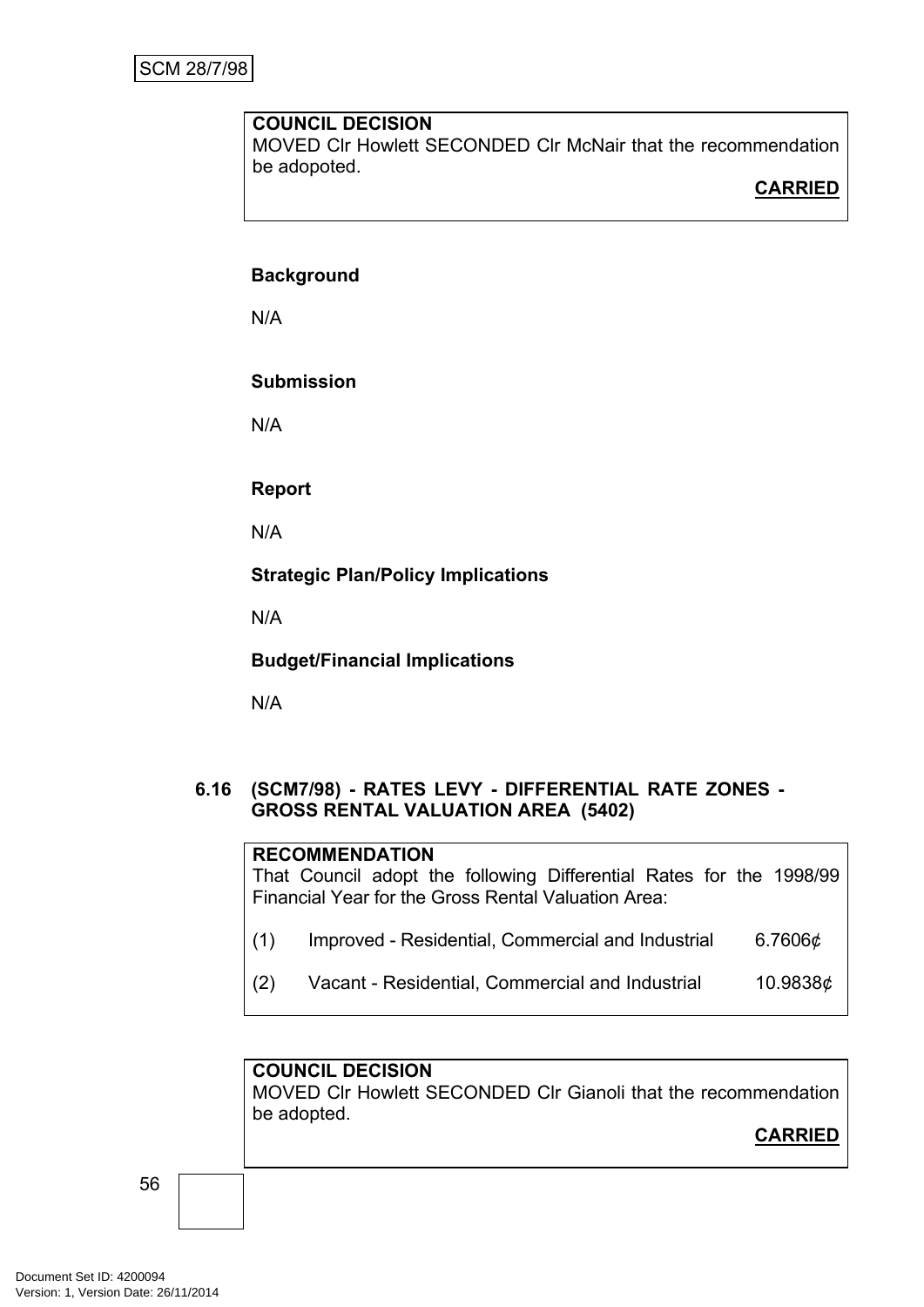**COUNCIL DECISION**
MOVED Clr Howlett SECONDED Clr McNair that the recommendation be adopoted.

**CARRIED**

**Background**

N/A

**Submission**

N/A

**Report**

N/A

**Strategic Plan/Policy Implications**

N/A

**Budget/Financial Implications**

N/A

### 6.16 (SCM7/98) - RATES LEVY - DIFFERENTIAL RATE ZONES - GROSS RENTAL VALUATION AREA (5402)

**RECOMMENDATION**
That Council adopt the following Differential Rates for the 1998/99 Financial Year for the Gross Rental Valuation Area:

(1) Improved - Residential, Commercial and Industrial 6.7606¢

(2) Vacant - Residential, Commercial and Industrial 10.9838¢

**COUNCIL DECISION**
MOVED Clr Howlett SECONDED Clr Gianoli that the recommendation be adopted.

**CARRIED**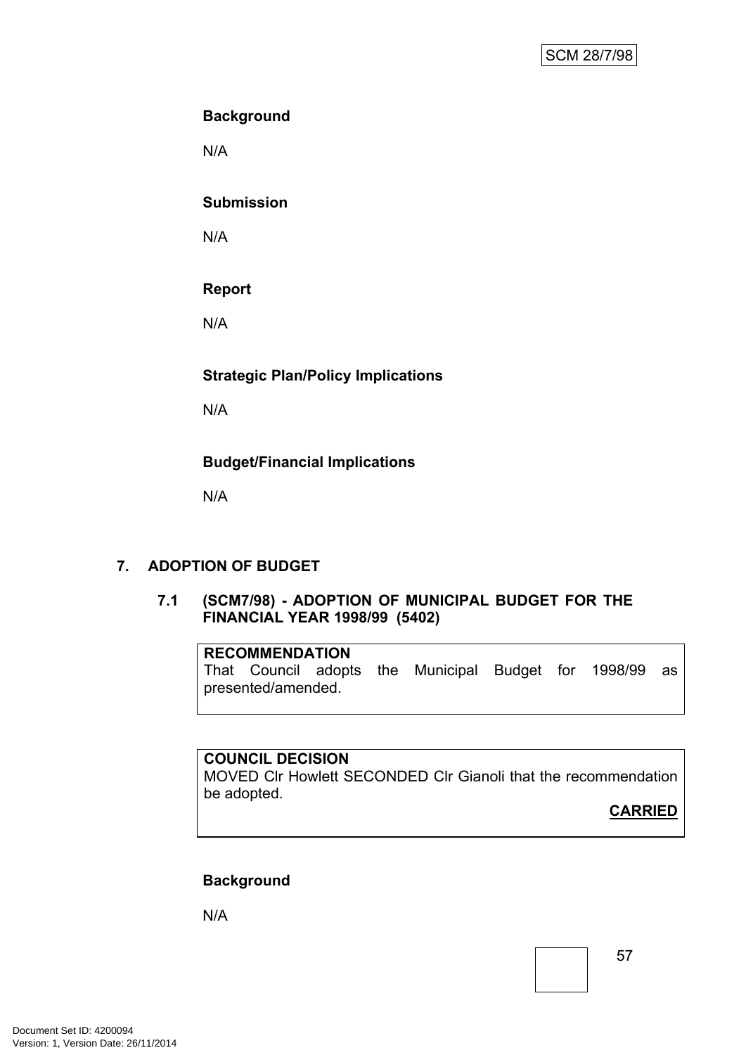**Background**

N/A

**Submission**

N/A

**Report**

N/A

**Strategic Plan/Policy Implications**

N/A

**Budget/Financial Implications**

N/A

## 7. ADOPTION OF BUDGET

### 7.1 (SCM7/98) - ADOPTION OF MUNICIPAL BUDGET FOR THE FINANCIAL YEAR 1998/99 (5402)

**RECOMMENDATION**
That Council adopts the Municipal Budget for 1998/99 as presented/amended.

**COUNCIL DECISION**
MOVED Clr Howlett SECONDED Clr Gianoli that the recommendation be adopted.

**CARRIED**

**Background**

N/A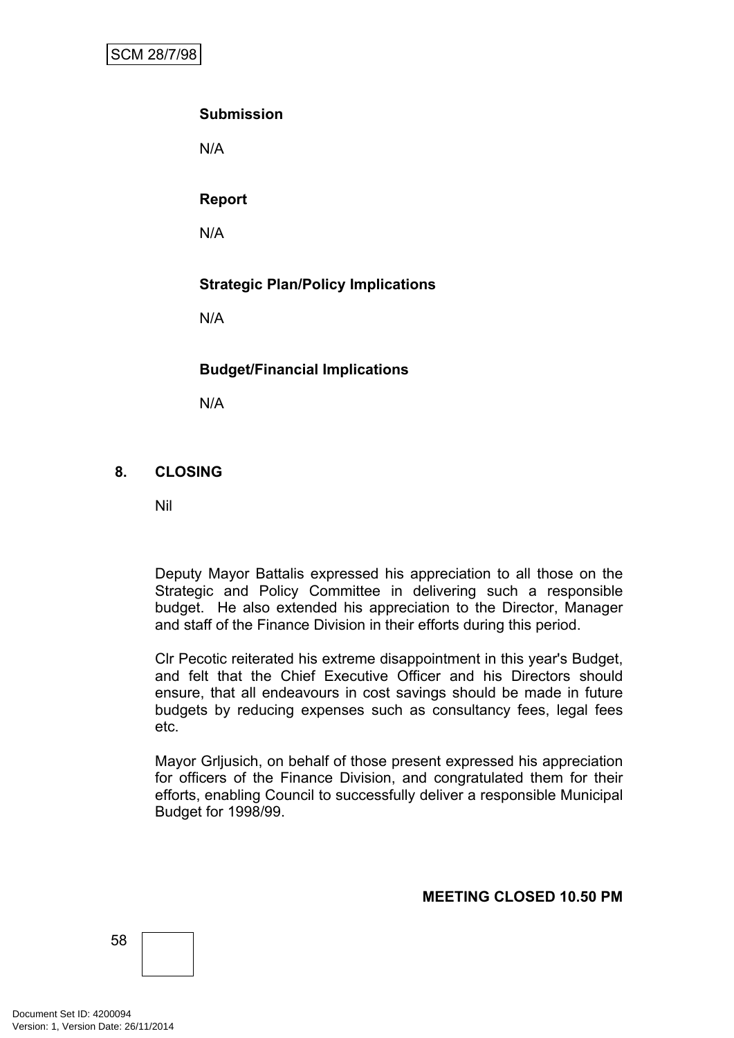**Submission**

N/A

**Report**

N/A

**Strategic Plan/Policy Implications**

N/A

**Budget/Financial Implications**

N/A

## 8. CLOSING

Nil

Deputy Mayor Battalis expressed his appreciation to all those on the Strategic and Policy Committee in delivering such a responsible budget. He also extended his appreciation to the Director, Manager and staff of the Finance Division in their efforts during this period.

Clr Pecotic reiterated his extreme disappointment in this year's Budget, and felt that the Chief Executive Officer and his Directors should ensure, that all endeavours in cost savings should be made in future budgets by reducing expenses such as consultancy fees, legal fees etc.

Mayor Grljusich, on behalf of those present expressed his appreciation for officers of the Finance Division, and congratulated them for their efforts, enabling Council to successfully deliver a responsible Municipal Budget for 1998/99.

**MEETING CLOSED 10.50 PM**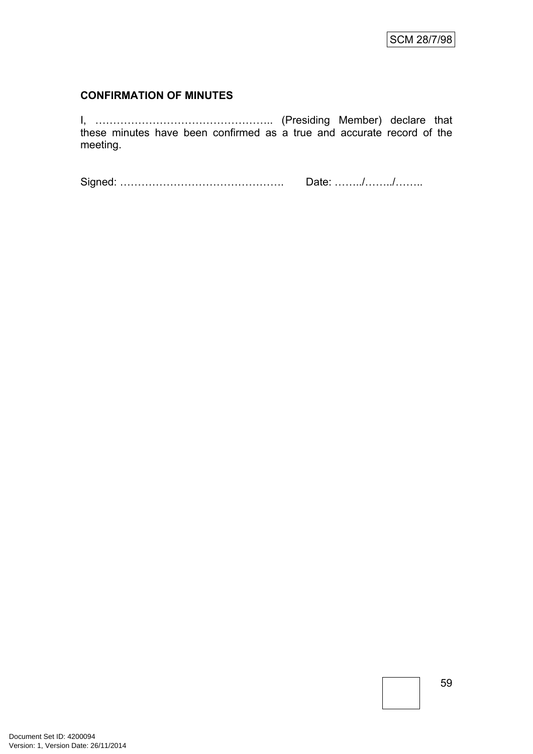## CONFIRMATION OF MINUTES

I, ………………………………………….. (Presiding Member) declare that these minutes have been confirmed as a true and accurate record of the meeting.

Signed: ………………………………………. Date: ……../……../……..